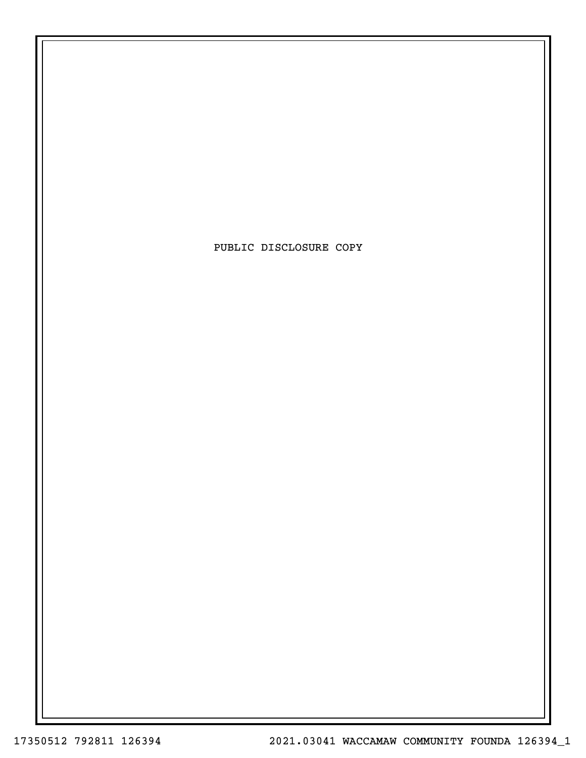PUBLIC DISCLOSURE COPY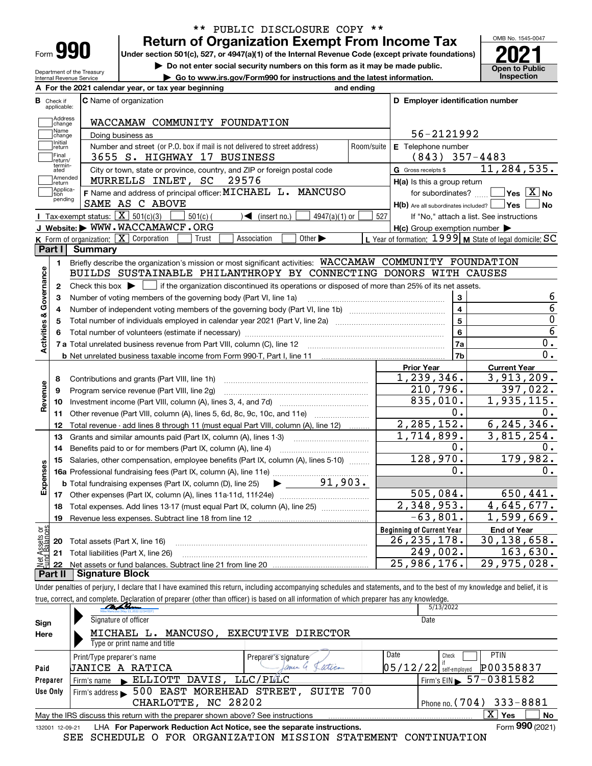\*\* PUBLIC DISCLOSURE COPY \*\*

# Form 990 — Return of Organization Exempt From Income Tax

Under section 501(c), 527, or 4947(a)(1) of the Internal Revenue Code (except private foundations)

▶ Do not enter social security numbers on this form as it may be made public.

▶ Go to www.irs.gov/Form990 for instructions and the latest information.

Department of the Treasury, Internal Revenue Service

OMB No. 1545-0047 — **2021** — Open to Public Inspection

**A** For the 2021 calendar year, or tax year beginning and ending

**B** Check if applicable: Address change, Name change, Initial return, Final return/terminated, Amended return, Application pending

**C** Name of organization: WACCAMAW COMMUNITY FOUNDATION

Doing business as

Number and street (or P.O. box if mail is not delivered to street address): 3655 S. HIGHWAY 17 BUSINESS — Room/suite

City or town, state or province, country, and ZIP or foreign postal code: MURRELLS INLET, SC 29576

**D** Employer identification number: 56-2121992

**E** Telephone number: (843) 357-4483

**G** Gross receipts $ 11,284,535.

**F** Name and address of principal officer: MICHAEL L. MANCUSO, SAME AS C ABOVE

**H(a)** Is this a group return for subordinates? Yes [ ] No [X]

**H(b)** Are all subordinates included? Yes [ ] No [ ] If "No," attach a list. See instructions

**H(c)** Group exemption number ▶

**I** Tax-exempt status: [X] 501(c)(3) [ ] 501(c) ( ) ◀ (insert no.) [ ] 4947(a)(1) or [ ] 527

**J** Website: ▶ WWW.WACCAMAWCF.ORG

**K** Form of organization: [X] Corporation [ ] Trust [ ] Association [ ] Other ▶

**L** Year of formation: 1999 **M** State of legal domicile: SC

## Part I Summary

**Activities & Governance**

1 Briefly describe the organization's mission or most significant activities: WACCAMAW COMMUNITY FOUNDATION BUILDS SUSTAINABLE PHILANTHROPY BY CONNECTING DONORS WITH CAUSES

2 Check this box ▶ [ ] if the organization discontinued its operations or disposed of more than 25% of its net assets.

| | | | |
|---|---|---|---|
| 3 | Number of voting members of the governing body (Part VI, line 1a) | 3 | 6 |
| 4 | Number of independent voting members of the governing body (Part VI, line 1b) | 4 | 6 |
| 5 | Total number of individuals employed in calendar year 2021 (Part V, line 2a) | 5 | 0 |
| 6 | Total number of volunteers (estimate if necessary) | 6 | 6 |
| 7a | Total unrelated business revenue from Part VIII, column (C), line 12 | 7a | 0. |
| b | Net unrelated business taxable income from Form 990-T, Part I, line 11 | 7b | 0. |

| | | Prior Year | Current Year |
|---|---|---|---|
| **Revenue** | | | |
| 8 | Contributions and grants (Part VIII, line 1h) | 1,239,346. | 3,913,209. |
| 9 | Program service revenue (Part VIII, line 2g) | 210,796. | 397,022. |
| 10 | Investment income (Part VIII, column (A), lines 3, 4, and 7d) | 835,010. | 1,935,115. |
| 11 | Other revenue (Part VIII, column (A), lines 5, 6d, 8c, 9c, 10c, and 11e) | 0. | 0. |
| 12 | Total revenue - add lines 8 through 11 (must equal Part VIII, column (A), line 12) | 2,285,152. | 6,245,346. |
| **Expenses** | | | |
| 13 | Grants and similar amounts paid (Part IX, column (A), lines 1-3) | 1,714,899. | 3,815,254. |
| 14 | Benefits paid to or for members (Part IX, column (A), line 4) | 0. | 0. |
| 15 | Salaries, other compensation, employee benefits (Part IX, column (A), lines 5-10) | 128,970. | 179,982. |
| 16a | Professional fundraising fees (Part IX, column (A), line 11e) | 0. | 0. |
| b | Total fundraising expenses (Part IX, column (D), line 25) ▶ 91,903. | | |
| 17 | Other expenses (Part IX, column (A), lines 11a-11d, 11f-24e) | 505,084. | 650,441. |
| 18 | Total expenses. Add lines 13-17 (must equal Part IX, column (A), line 25) | 2,348,953. | 4,645,677. |
| 19 | Revenue less expenses. Subtract line 18 from line 12 | -63,801. | 1,599,669. |

| | | Beginning of Current Year | End of Year |
|---|---|---|---|
| **Net Assets or Fund Balances** | | | |
| 20 | Total assets (Part X, line 16) | 26,235,178. | 30,138,658. |
| 21 | Total liabilities (Part X, line 26) | 249,002. | 163,630. |
| 22 | Net assets or fund balances. Subtract line 21 from line 20 | 25,986,176. | 29,975,028. |

## Part II Signature Block

Under penalties of perjury, I declare that I have examined this return, including accompanying schedules and statements, and to the best of my knowledge and belief, it is true, correct, and complete. Declaration of preparer (other than officer) is based on all information of which preparer has any knowledge.

**Sign Here**

Signature of officer — Date: 5/13/2022

MICHAEL L. MANCUSO, EXECUTIVE DIRECTOR

Type or print name and title

**Paid Preparer Use Only**

| Print/Type preparer's name | Preparer's signature | Date | Check if self-employed | PTIN |
|---|---|---|---|---|
| JANICE A RATICA | | 05/12/22 | [ ] | P00358837 |

Firm's name ▶ ELLIOTT DAVIS, LLC/PLLC — Firm's EIN ▶ 57-0381582

Firm's address ▶ 500 EAST MOREHEAD STREET, SUITE 700, CHARLOTTE, NC 28202 — Phone no. (704) 333-8881

May the IRS discuss this return with the preparer shown above? See instructions [X] Yes [ ] No

132001 12-09-21 LHA For Paperwork Reduction Act Notice, see the separate instructions. Form **990** (2021)

SEE SCHEDULE O FOR ORGANIZATION MISSION STATEMENT CONTINUATION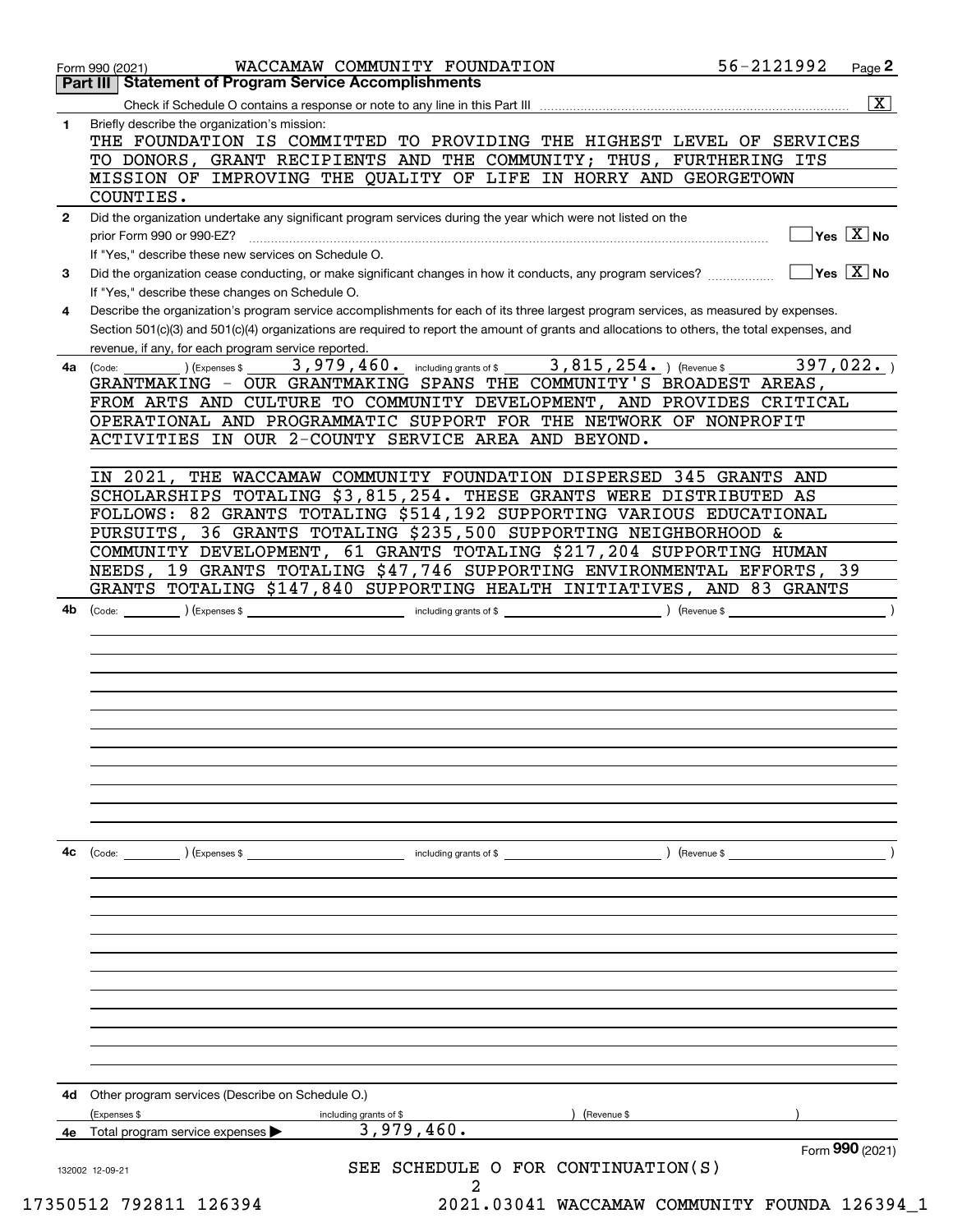Form 990 (2021) WACCAMAW COMMUNITY FOUNDATION 56-2121992

## Part III Statement of Program Service Accomplishments

Check if Schedule O contains a response or note to any line in this Part III ☒

**1** Briefly describe the organization's mission:

THE FOUNDATION IS COMMITTED TO PROVIDING THE HIGHEST LEVEL OF SERVICES TO DONORS, GRANT RECIPIENTS AND THE COMMUNITY; THUS, FURTHERING ITS MISSION OF IMPROVING THE QUALITY OF LIFE IN HORRY AND GEORGETOWN COUNTIES.

**2** Did the organization undertake any significant program services during the year which were not listed on the prior Form 990 or 990-EZ? ☐ Yes ☒ No

If "Yes," describe these new services on Schedule O.

**3** Did the organization cease conducting, or make significant changes in how it conducts, any program services? ☐ Yes ☒ No

If "Yes," describe these changes on Schedule O.

**4** Describe the organization's program service accomplishments for each of its three largest program services, as measured by expenses. Section 501(c)(3) and 501(c)(4) organizations are required to report the amount of grants and allocations to others, the total expenses, and revenue, if any, for each program service reported.

**4a** (Code: ) (Expenses $ 3,979,460. including grants of $ 3,815,254. ) (Revenue $ 397,022. )

GRANTMAKING - OUR GRANTMAKING SPANS THE COMMUNITY'S BROADEST AREAS, FROM ARTS AND CULTURE TO COMMUNITY DEVELOPMENT, AND PROVIDES CRITICAL OPERATIONAL AND PROGRAMMATIC SUPPORT FOR THE NETWORK OF NONPROFIT ACTIVITIES IN OUR 2-COUNTY SERVICE AREA AND BEYOND.

IN 2021, THE WACCAMAW COMMUNITY FOUNDATION DISPERSED 345 GRANTS AND SCHOLARSHIPS TOTALING $3,815,254. THESE GRANTS WERE DISTRIBUTED AS FOLLOWS: 82 GRANTS TOTALING $514,192 SUPPORTING VARIOUS EDUCATIONAL PURSUITS, 36 GRANTS TOTALING $235,500 SUPPORTING NEIGHBORHOOD & COMMUNITY DEVELOPMENT, 61 GRANTS TOTALING $217,204 SUPPORTING HUMAN NEEDS, 19 GRANTS TOTALING $47,746 SUPPORTING ENVIRONMENTAL EFFORTS, 39 GRANTS TOTALING $147,840 SUPPORTING HEALTH INITIATIVES, AND 83 GRANTS

**4b** (Code: ) (Expenses $ including grants of $ ) (Revenue $ )

**4c** (Code: ) (Expenses $ including grants of $ ) (Revenue $ )

**4d** Other program services (Describe on Schedule O.)

(Expenses $ including grants of $ ) (Revenue $ )

**4e** Total program service expenses ▶ 3,979,460.

Form **990** (2021)

SEE SCHEDULE O FOR CONTINUATION(S)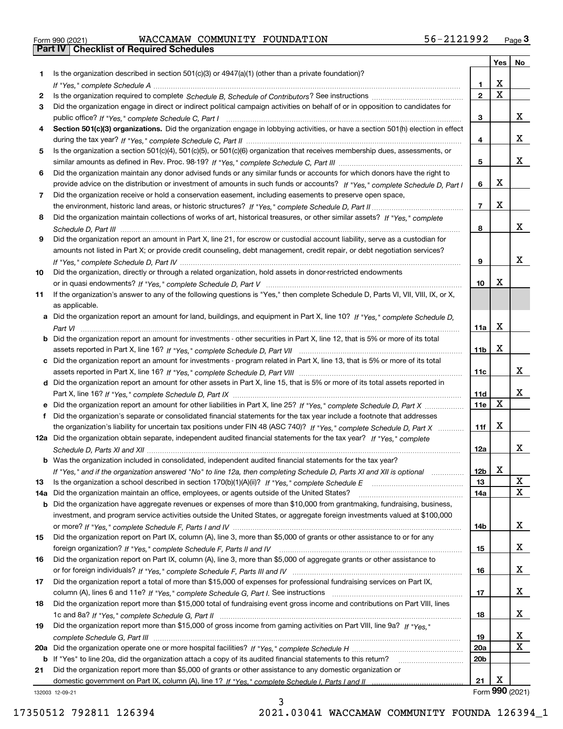Form 990 (2021) WACCAMAW COMMUNITY FOUNDATION 56-2121992

## Part IV | Checklist of Required Schedules

| | | | Yes | No |
|---|---|---|---|---|
| **1** | Is the organization described in section 501(c)(3) or 4947(a)(1) (other than a private foundation)? *If "Yes," complete Schedule A* | 1 | X | |
| **2** | Is the organization required to complete *Schedule B, Schedule of Contributors*? See instructions | 2 | X | |
| **3** | Did the organization engage in direct or indirect political campaign activities on behalf of or in opposition to candidates for public office? *If "Yes," complete Schedule C, Part I* | 3 | | X |
| **4** | **Section 501(c)(3) organizations.** Did the organization engage in lobbying activities, or have a section 501(h) election in effect during the tax year? *If "Yes," complete Schedule C, Part II* | 4 | | X |
| **5** | Is the organization a section 501(c)(4), 501(c)(5), or 501(c)(6) organization that receives membership dues, assessments, or similar amounts as defined in Rev. Proc. 98-19? *If "Yes," complete Schedule C, Part III* | 5 | | X |
| **6** | Did the organization maintain any donor advised funds or any similar funds or accounts for which donors have the right to provide advice on the distribution or investment of amounts in such funds or accounts? *If "Yes," complete Schedule D, Part I* | 6 | X | |
| **7** | Did the organization receive or hold a conservation easement, including easements to preserve open space, the environment, historic land areas, or historic structures? *If "Yes," complete Schedule D, Part II* | 7 | X | |
| **8** | Did the organization maintain collections of works of art, historical treasures, or other similar assets? *If "Yes," complete Schedule D, Part III* | 8 | | X |
| **9** | Did the organization report an amount in Part X, line 21, for escrow or custodial account liability, serve as a custodian for amounts not listed in Part X; or provide credit counseling, debt management, credit repair, or debt negotiation services? *If "Yes," complete Schedule D, Part IV* | 9 | | X |
| **10** | Did the organization, directly or through a related organization, hold assets in donor-restricted endowments or in quasi endowments? *If "Yes," complete Schedule D, Part V* | 10 | X | |
| **11** | If the organization's answer to any of the following questions is "Yes," then complete Schedule D, Parts VI, VII, VIII, IX, or X, as applicable. | | | |
| **a** | Did the organization report an amount for land, buildings, and equipment in Part X, line 10? *If "Yes," complete Schedule D, Part VI* | 11a | X | |
| **b** | Did the organization report an amount for investments - other securities in Part X, line 12, that is 5% or more of its total assets reported in Part X, line 16? *If "Yes," complete Schedule D, Part VII* | 11b | X | |
| **c** | Did the organization report an amount for investments - program related in Part X, line 13, that is 5% or more of its total assets reported in Part X, line 16? *If "Yes," complete Schedule D, Part VIII* | 11c | | X |
| **d** | Did the organization report an amount for other assets in Part X, line 15, that is 5% or more of its total assets reported in Part X, line 16? *If "Yes," complete Schedule D, Part IX* | 11d | | X |
| **e** | Did the organization report an amount for other liabilities in Part X, line 25? *If "Yes," complete Schedule D, Part X* | 11e | X | |
| **f** | Did the organization's separate or consolidated financial statements for the tax year include a footnote that addresses the organization's liability for uncertain tax positions under FIN 48 (ASC 740)? *If "Yes," complete Schedule D, Part X* | 11f | X | |
| **12a** | Did the organization obtain separate, independent audited financial statements for the tax year? *If "Yes," complete Schedule D, Parts XI and XII* | 12a | | X |
| **b** | Was the organization included in consolidated, independent audited financial statements for the tax year? *If "Yes," and if the organization answered "No" to line 12a, then completing Schedule D, Parts XI and XII is optional* | 12b | X | |
| **13** | Is the organization a school described in section 170(b)(1)(A)(ii)? *If "Yes," complete Schedule E* | 13 | | X |
| **14a** | Did the organization maintain an office, employees, or agents outside of the United States? | 14a | | X |
| **b** | Did the organization have aggregate revenues or expenses of more than $10,000 from grantmaking, fundraising, business, investment, and program service activities outside the United States, or aggregate foreign investments valued at $100,000 or more? *If "Yes," complete Schedule F, Parts I and IV* | 14b | | X |
| **15** | Did the organization report on Part IX, column (A), line 3, more than $5,000 of grants or other assistance to or for any foreign organization? *If "Yes," complete Schedule F, Parts II and IV* | 15 | | X |
| **16** | Did the organization report on Part IX, column (A), line 3, more than $5,000 of aggregate grants or other assistance to or for foreign individuals? *If "Yes," complete Schedule F, Parts III and IV* | 16 | | X |
| **17** | Did the organization report a total of more than $15,000 of expenses for professional fundraising services on Part IX, column (A), lines 6 and 11e? *If "Yes," complete Schedule G, Part I.* See instructions | 17 | | X |
| **18** | Did the organization report more than $15,000 total of fundraising event gross income and contributions on Part VIII, lines 1c and 8a? *If "Yes," complete Schedule G, Part II* | 18 | | X |
| **19** | Did the organization report more than $15,000 of gross income from gaming activities on Part VIII, line 9a? *If "Yes," complete Schedule G, Part III* | 19 | | X |
| **20a** | Did the organization operate one or more hospital facilities? *If "Yes," complete Schedule H* | 20a | | X |
| **b** | If "Yes" to line 20a, did the organization attach a copy of its audited financial statements to this return? | 20b | | |
| **21** | Did the organization report more than $5,000 of grants or other assistance to any domestic organization or domestic government on Part IX, column (A), line 1? *If "Yes," complete Schedule I, Parts I and II* | 21 | X | |

132003 12-09-21 Form **990** (2021)

17350512 792811 126394 2021.03041 WACCAMAW COMMUNITY FOUNDA 126394_1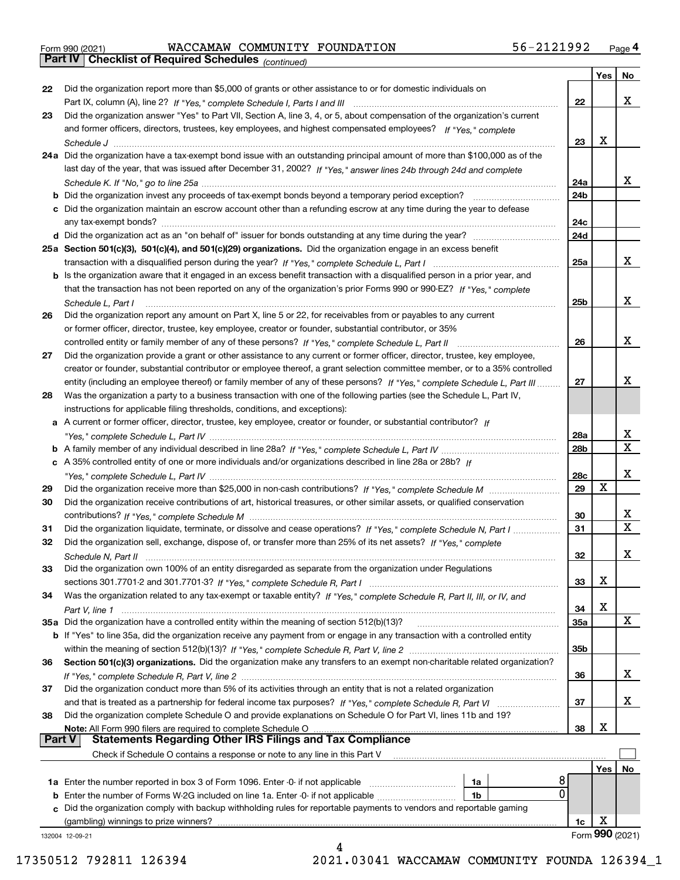Form 990 (2021) WACCAMAW COMMUNITY FOUNDATION 56-2121992 Page 4

**Part IV Checklist of Required Schedules** *(continued)*

| | | | Yes | No |
|---|---|---|---|---|
| 22 | Did the organization report more than $5,000 of grants or other assistance to or for domestic individuals on Part IX, column (A), line 2? *If "Yes," complete Schedule I, Parts I and III* | 22 | | X |
| 23 | Did the organization answer "Yes" to Part VII, Section A, line 3, 4, or 5, about compensation of the organization's current and former officers, directors, trustees, key employees, and highest compensated employees? *If "Yes," complete Schedule J* | 23 | X | |
| 24a | Did the organization have a tax-exempt bond issue with an outstanding principal amount of more than $100,000 as of the last day of the year, that was issued after December 31, 2002? *If "Yes," answer lines 24b through 24d and complete Schedule K. If "No," go to line 25a* | 24a | | X |
| b | Did the organization invest any proceeds of tax-exempt bonds beyond a temporary period exception? | 24b | | |
| c | Did the organization maintain an escrow account other than a refunding escrow at any time during the year to defease any tax-exempt bonds? | 24c | | |
| d | Did the organization act as an "on behalf of" issuer for bonds outstanding at any time during the year? | 24d | | |
| 25a | **Section 501(c)(3), 501(c)(4), and 501(c)(29) organizations.** Did the organization engage in an excess benefit transaction with a disqualified person during the year? *If "Yes," complete Schedule L, Part I* | 25a | | X |
| b | Is the organization aware that it engaged in an excess benefit transaction with a disqualified person in a prior year, and that the transaction has not been reported on any of the organization's prior Forms 990 or 990-EZ? *If "Yes," complete Schedule L, Part I* | 25b | | X |
| 26 | Did the organization report any amount on Part X, line 5 or 22, for receivables from or payables to any current or former officer, director, trustee, key employee, creator or founder, substantial contributor, or 35% controlled entity or family member of any of these persons? *If "Yes," complete Schedule L, Part II* | 26 | | X |
| 27 | Did the organization provide a grant or other assistance to any current or former officer, director, trustee, key employee, creator or founder, substantial contributor or employee thereof, a grant selection committee member, or to a 35% controlled entity (including an employee thereof) or family member of any of these persons? *If "Yes," complete Schedule L, Part III* | 27 | | X |
| 28 | Was the organization a party to a business transaction with one of the following parties (see the Schedule L, Part IV, instructions for applicable filing thresholds, conditions, and exceptions): | | | |
| a | A current or former officer, director, trustee, key employee, creator or founder, or substantial contributor? *If "Yes," complete Schedule L, Part IV* | 28a | | X |
| b | A family member of any individual described in line 28a? *If "Yes," complete Schedule L, Part IV* | 28b | | X |
| c | A 35% controlled entity of one or more individuals and/or organizations described in line 28a or 28b? *If "Yes," complete Schedule L, Part IV* | 28c | | X |
| 29 | Did the organization receive more than $25,000 in non-cash contributions? *If "Yes," complete Schedule M* | 29 | X | |
| 30 | Did the organization receive contributions of art, historical treasures, or other similar assets, or qualified conservation contributions? *If "Yes," complete Schedule M* | 30 | | X |
| 31 | Did the organization liquidate, terminate, or dissolve and cease operations? *If "Yes," complete Schedule N, Part I* | 31 | | X |
| 32 | Did the organization sell, exchange, dispose of, or transfer more than 25% of its net assets? *If "Yes," complete Schedule N, Part II* | 32 | | X |
| 33 | Did the organization own 100% of an entity disregarded as separate from the organization under Regulations sections 301.7701-2 and 301.7701-3? *If "Yes," complete Schedule R, Part I* | 33 | X | |
| 34 | Was the organization related to any tax-exempt or taxable entity? *If "Yes," complete Schedule R, Part II, III, or IV, and Part V, line 1* | 34 | X | |
| 35a | Did the organization have a controlled entity within the meaning of section 512(b)(13)? | 35a | | X |
| b | If "Yes" to line 35a, did the organization receive any payment from or engage in any transaction with a controlled entity within the meaning of section 512(b)(13)? *If "Yes," complete Schedule R, Part V, line 2* | 35b | | |
| 36 | **Section 501(c)(3) organizations.** Did the organization make any transfers to an exempt non-charitable related organization? *If "Yes," complete Schedule R, Part V, line 2* | 36 | | X |
| 37 | Did the organization conduct more than 5% of its activities through an entity that is not a related organization and that is treated as a partnership for federal income tax purposes? *If "Yes," complete Schedule R, Part VI* | 37 | | X |
| 38 | Did the organization complete Schedule O and provide explanations on Schedule O for Part VI, lines 11b and 19? **Note:** All Form 990 filers are required to complete Schedule O | 38 | X | |

**Part V Statements Regarding Other IRS Filings and Tax Compliance**

Check if Schedule O contains a response or note to any line in this Part V ☐

| | | | | | Yes | No |
|---|---|---|---|---|---|---|
| 1a | Enter the number reported in box 3 of Form 1096. Enter -0- if not applicable | 1a | 8 | | | |
| b | Enter the number of Forms W-2G included on line 1a. Enter -0- if not applicable | 1b | 0 | | | |
| c | Did the organization comply with backup withholding rules for reportable payments to vendors and reportable gaming (gambling) winnings to prize winners? | | | 1c | X | |

132004 12-09-21 Form **990** (2021)

17350512 792811 126394 2021.03041 WACCAMAW COMMUNITY FOUNDA 126394_1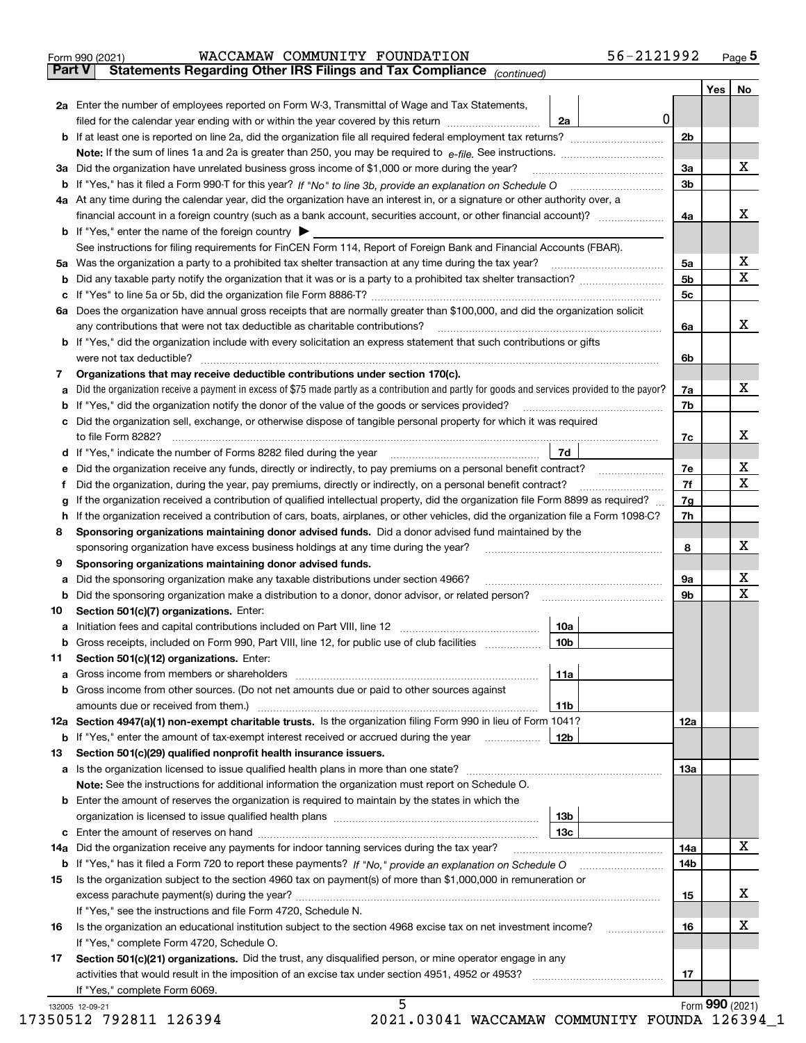Form 990 (2021) WACCAMAW COMMUNITY FOUNDATION 56-2121992 Page 5

**Part V Statements Regarding Other IRS Filings and Tax Compliance** *(continued)*

| | | | | | Yes | No |
|---|---|---|---|---|---|---|
| **2a** | Enter the number of employees reported on Form W-3, Transmittal of Wage and Tax Statements, filed for the calendar year ending with or within the year covered by this return | 2a | 0 | | | |
| **b** | If at least one is reported on line 2a, did the organization file all required federal employment tax returns? | | | 2b | | |
| | **Note:** If the sum of lines 1a and 2a is greater than 250, you may be required to *e-file.* See instructions. | | | | | |
| **3a** | Did the organization have unrelated business gross income of $1,000 or more during the year? | | | 3a | | X |
| **b** | If "Yes," has it filed a Form 990-T for this year? *If "No" to line 3b, provide an explanation on Schedule O* | | | 3b | | |
| **4a** | At any time during the calendar year, did the organization have an interest in, or a signature or other authority over, a financial account in a foreign country (such as a bank account, securities account, or other financial account)? | | | 4a | | X |
| **b** | If "Yes," enter the name of the foreign country ▶ | | | | | |
| | See instructions for filing requirements for FinCEN Form 114, Report of Foreign Bank and Financial Accounts (FBAR). | | | | | |
| **5a** | Was the organization a party to a prohibited tax shelter transaction at any time during the tax year? | | | 5a | | X |
| **b** | Did any taxable party notify the organization that it was or is a party to a prohibited tax shelter transaction? | | | 5b | | X |
| **c** | If "Yes" to line 5a or 5b, did the organization file Form 8886-T? | | | 5c | | |
| **6a** | Does the organization have annual gross receipts that are normally greater than $100,000, and did the organization solicit any contributions that were not tax deductible as charitable contributions? | | | 6a | | X |
| **b** | If "Yes," did the organization include with every solicitation an express statement that such contributions or gifts were not tax deductible? | | | 6b | | |
| **7** | **Organizations that may receive deductible contributions under section 170(c).** | | | | | |
| **a** | Did the organization receive a payment in excess of $75 made partly as a contribution and partly for goods and services provided to the payor? | | | 7a | | X |
| **b** | If "Yes," did the organization notify the donor of the value of the goods or services provided? | | | 7b | | |
| **c** | Did the organization sell, exchange, or otherwise dispose of tangible personal property for which it was required to file Form 8282? | | | 7c | | X |
| **d** | If "Yes," indicate the number of Forms 8282 filed during the year | 7d | | | | |
| **e** | Did the organization receive any funds, directly or indirectly, to pay premiums on a personal benefit contract? | | | 7e | | X |
| **f** | Did the organization, during the year, pay premiums, directly or indirectly, on a personal benefit contract? | | | 7f | | X |
| **g** | If the organization received a contribution of qualified intellectual property, did the organization file Form 8899 as required? | | | 7g | | |
| **h** | If the organization received a contribution of cars, boats, airplanes, or other vehicles, did the organization file a Form 1098-C? | | | 7h | | |
| **8** | **Sponsoring organizations maintaining donor advised funds.** Did a donor advised fund maintained by the sponsoring organization have excess business holdings at any time during the year? | | | 8 | | X |
| **9** | **Sponsoring organizations maintaining donor advised funds.** | | | | | |
| **a** | Did the sponsoring organization make any taxable distributions under section 4966? | | | 9a | | X |
| **b** | Did the sponsoring organization make a distribution to a donor, donor advisor, or related person? | | | 9b | | X |
| **10** | **Section 501(c)(7) organizations.** Enter: | | | | | |
| **a** | Initiation fees and capital contributions included on Part VIII, line 12 | 10a | | | | |
| **b** | Gross receipts, included on Form 990, Part VIII, line 12, for public use of club facilities | 10b | | | | |
| **11** | **Section 501(c)(12) organizations.** Enter: | | | | | |
| **a** | Gross income from members or shareholders | 11a | | | | |
| **b** | Gross income from other sources. (Do not net amounts due or paid to other sources against amounts due or received from them.) | 11b | | | | |
| **12a** | **Section 4947(a)(1) non-exempt charitable trusts.** Is the organization filing Form 990 in lieu of Form 1041? | | | 12a | | |
| **b** | If "Yes," enter the amount of tax-exempt interest received or accrued during the year | 12b | | | | |
| **13** | **Section 501(c)(29) qualified nonprofit health insurance issuers.** | | | | | |
| **a** | Is the organization licensed to issue qualified health plans in more than one state? | | | 13a | | |
| | **Note:** See the instructions for additional information the organization must report on Schedule O. | | | | | |
| **b** | Enter the amount of reserves the organization is required to maintain by the states in which the organization is licensed to issue qualified health plans | 13b | | | | |
| **c** | Enter the amount of reserves on hand | 13c | | | | |
| **14a** | Did the organization receive any payments for indoor tanning services during the tax year? | | | 14a | | X |
| **b** | If "Yes," has it filed a Form 720 to report these payments? *If "No," provide an explanation on Schedule O* | | | 14b | | |
| **15** | Is the organization subject to the section 4960 tax on payment(s) of more than $1,000,000 in remuneration or excess parachute payment(s) during the year? | | | 15 | | X |
| | If "Yes," see the instructions and file Form 4720, Schedule N. | | | | | |
| **16** | Is the organization an educational institution subject to the section 4968 excise tax on net investment income? | | | 16 | | X |
| | If "Yes," complete Form 4720, Schedule O. | | | | | |
| **17** | **Section 501(c)(21) organizations.** Did the trust, any disqualified person, or mine operator engage in any activities that would result in the imposition of an excise tax under section 4951, 4952 or 4953? | | | 17 | | |
| | If "Yes," complete Form 6069. | | | | | |

Form **990** (2021)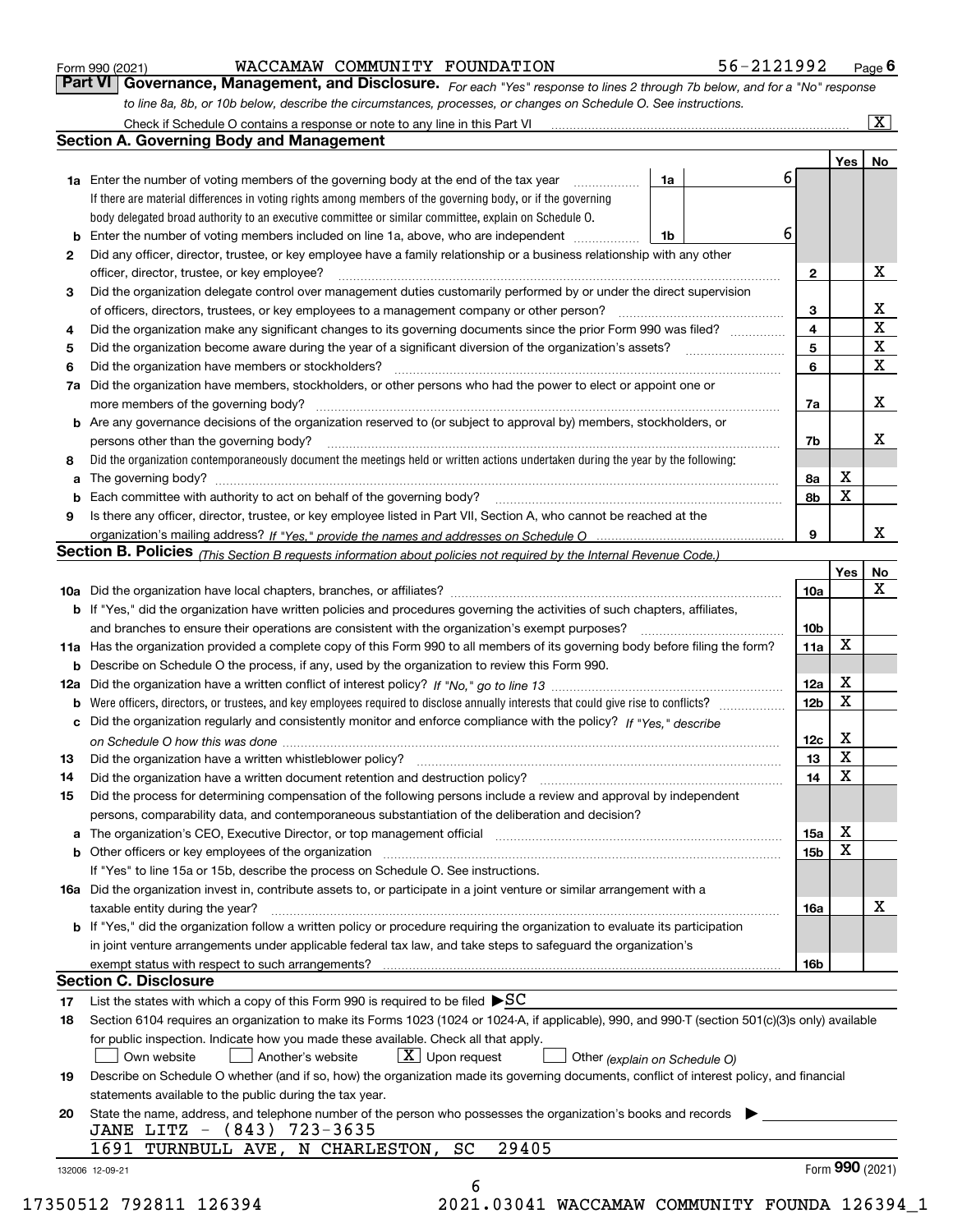Form 990 (2021) WACCAMAW COMMUNITY FOUNDATION 56-2121992 Page 6

## Part VI Governance, Management, and Disclosure.

*For each "Yes" response to lines 2 through 7b below, and for a "No" response to line 8a, 8b, or 10b below, describe the circumstances, processes, or changes on Schedule O. See instructions.*

Check if Schedule O contains a response or note to any line in this Part VI [X]

### Section A. Governing Body and Management

| | | | | Yes | No |
|---|---|---|---|---|---|
| **1a** | Enter the number of voting members of the governing body at the end of the tax year. If there are material differences in voting rights among members of the governing body, or if the governing body delegated broad authority to an executive committee or similar committee, explain on Schedule O. | 1a | 6 | | |
| **b** | Enter the number of voting members included on line 1a, above, who are independent | 1b | 6 | | |
| **2** | Did any officer, director, trustee, or key employee have a family relationship or a business relationship with any other officer, director, trustee, or key employee? | 2 | | | X |
| **3** | Did the organization delegate control over management duties customarily performed by or under the direct supervision of officers, directors, trustees, or key employees to a management company or other person? | 3 | | | X |
| **4** | Did the organization make any significant changes to its governing documents since the prior Form 990 was filed? | 4 | | | X |
| **5** | Did the organization become aware during the year of a significant diversion of the organization's assets? | 5 | | | X |
| **6** | Did the organization have members or stockholders? | 6 | | | X |
| **7a** | Did the organization have members, stockholders, or other persons who had the power to elect or appoint one or more members of the governing body? | 7a | | | X |
| **b** | Are any governance decisions of the organization reserved to (or subject to approval by) members, stockholders, or persons other than the governing body? | 7b | | | X |
| **8** | Did the organization contemporaneously document the meetings held or written actions undertaken during the year by the following: | | | | |
| **a** | The governing body? | 8a | | X | |
| **b** | Each committee with authority to act on behalf of the governing body? | 8b | | X | |
| **9** | Is there any officer, director, trustee, or key employee listed in Part VII, Section A, who cannot be reached at the organization's mailing address? *If "Yes," provide the names and addresses on Schedule O* | 9 | | | X |

### Section B. Policies *(This Section B requests information about policies not required by the Internal Revenue Code.)*

| | | | Yes | No |
|---|---|---|---|---|
| **10a** | Did the organization have local chapters, branches, or affiliates? | 10a | | X |
| **b** | If "Yes," did the organization have written policies and procedures governing the activities of such chapters, affiliates, and branches to ensure their operations are consistent with the organization's exempt purposes? | 10b | | |
| **11a** | Has the organization provided a complete copy of this Form 990 to all members of its governing body before filing the form? | 11a | X | |
| **b** | Describe on Schedule O the process, if any, used by the organization to review this Form 990. | | | |
| **12a** | Did the organization have a written conflict of interest policy? *If "No," go to line 13* | 12a | X | |
| **b** | Were officers, directors, or trustees, and key employees required to disclose annually interests that could give rise to conflicts? | 12b | X | |
| **c** | Did the organization regularly and consistently monitor and enforce compliance with the policy? *If "Yes," describe on Schedule O how this was done* | 12c | X | |
| **13** | Did the organization have a written whistleblower policy? | 13 | X | |
| **14** | Did the organization have a written document retention and destruction policy? | 14 | X | |
| **15** | Did the process for determining compensation of the following persons include a review and approval by independent persons, comparability data, and contemporaneous substantiation of the deliberation and decision? | | | |
| **a** | The organization's CEO, Executive Director, or top management official | 15a | X | |
| **b** | Other officers or key employees of the organization. If "Yes" to line 15a or 15b, describe the process on Schedule O. See instructions. | 15b | X | |
| **16a** | Did the organization invest in, contribute assets to, or participate in a joint venture or similar arrangement with a taxable entity during the year? | 16a | | X |
| **b** | If "Yes," did the organization follow a written policy or procedure requiring the organization to evaluate its participation in joint venture arrangements under applicable federal tax law, and take steps to safeguard the organization's exempt status with respect to such arrangements? | 16b | | |

### Section C. Disclosure

**17** List the states with which a copy of this Form 990 is required to be filed ▶SC

**18** Section 6104 requires an organization to make its Forms 1023 (1024 or 1024-A, if applicable), 990, and 990-T (section 501(c)(3)s only) available for public inspection. Indicate how you made these available. Check all that apply.

[ ] Own website [ ] Another's website [X] Upon request [ ] Other *(explain on Schedule O)*

**19** Describe on Schedule O whether (and if so, how) the organization made its governing documents, conflict of interest policy, and financial statements available to the public during the tax year.

**20** State the name, address, and telephone number of the person who possesses the organization's books and records ▶

JANE LITZ - (843) 723-3635
1691 TURNBULL AVE, N CHARLESTON, SC 29405

132006 12-09-21 Form 990 (2021)

17350512 792811 126394 2021.03041 WACCAMAW COMMUNITY FOUNDA 126394_1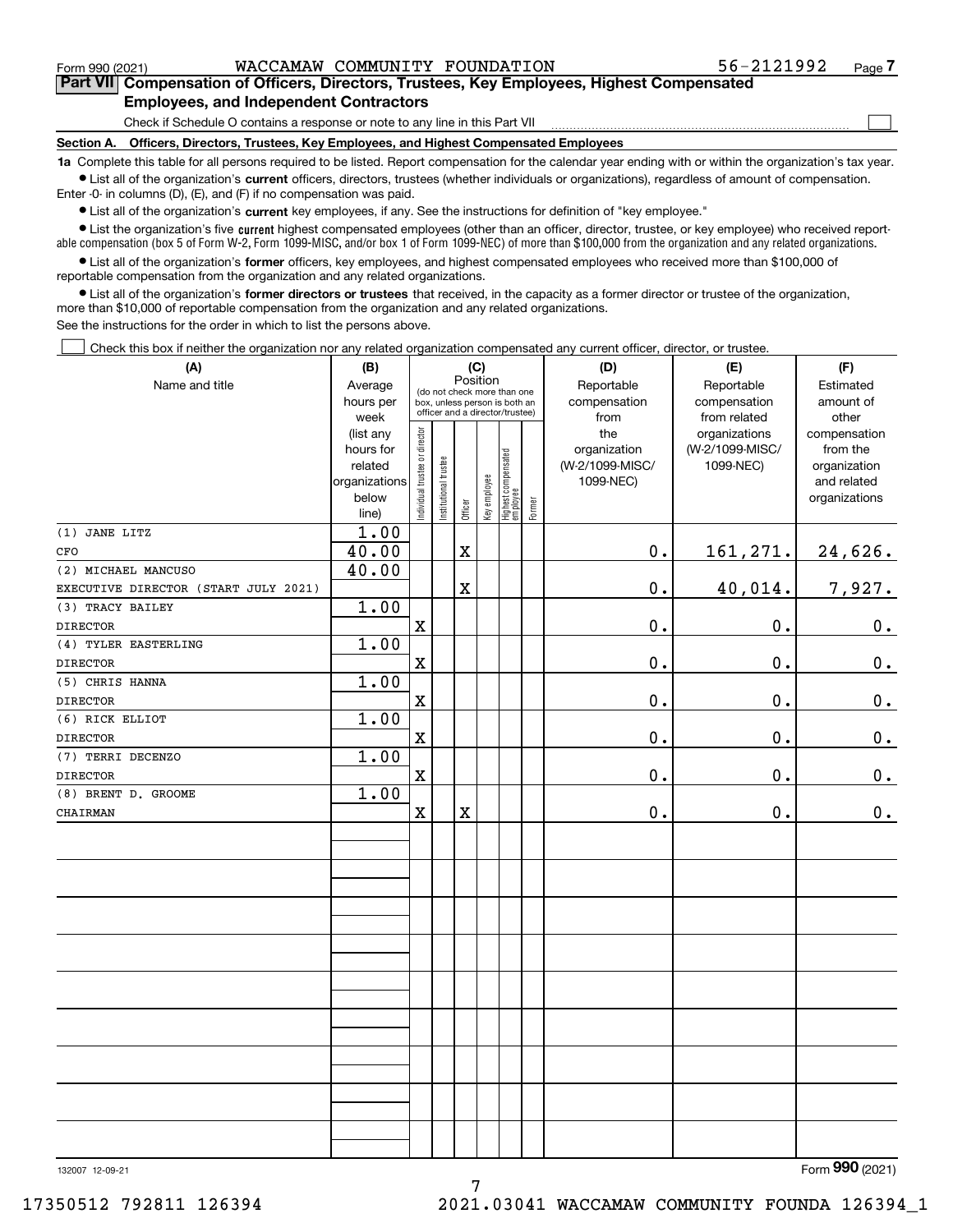Form 990 (2021) WACCAMAW COMMUNITY FOUNDATION 56-2121992 Page 7

**Part VII Compensation of Officers, Directors, Trustees, Key Employees, Highest Compensated Employees, and Independent Contractors**

Check if Schedule O contains a response or note to any line in this Part VII ☐

**Section A. Officers, Directors, Trustees, Key Employees, and Highest Compensated Employees**

**1a** Complete this table for all persons required to be listed. Report compensation for the calendar year ending with or within the organization's tax year.

- List all of the organization's **current** officers, directors, trustees (whether individuals or organizations), regardless of amount of compensation. Enter -0- in columns (D), (E), and (F) if no compensation was paid.
- List all of the organization's **current** key employees, if any. See the instructions for definition of "key employee."
- List the organization's five **current** highest compensated employees (other than an officer, director, trustee, or key employee) who received reportable compensation (box 5 of Form W-2, Form 1099-MISC, and/or box 1 of Form 1099-NEC) of more than $100,000 from the organization and any related organizations.
- List all of the organization's **former** officers, key employees, and highest compensated employees who received more than $100,000 of reportable compensation from the organization and any related organizations.
- List all of the organization's **former directors or trustees** that received, in the capacity as a former director or trustee of the organization, more than $10,000 of reportable compensation from the organization and any related organizations.

See the instructions for the order in which to list the persons above.

☐ Check this box if neither the organization nor any related organization compensated any current officer, director, or trustee.

| (A) Name and title | (B) Average hours per week (list any hours for related organizations below line) | (C) Position: Individual trustee or director | Institutional trustee | Officer | Key employee | Highest compensated employee | Former | (D) Reportable compensation from the organization (W-2/1099-MISC/1099-NEC) | (E) Reportable compensation from related organizations (W-2/1099-MISC/1099-NEC) | (F) Estimated amount of other compensation from the organization and related organizations |
|---|---|---|---|---|---|---|---|---|---|---|
| (1) JANE LITZ | 1.00 | | | | | | | | | |
| CFO | 40.00 | | | X | | | | 0. | 161,271. | 24,626. |
| (2) MICHAEL MANCUSO | 40.00 | | | | | | | | | |
| EXECUTIVE DIRECTOR (START JULY 2021) | | | | X | | | | 0. | 40,014. | 7,927. |
| (3) TRACY BAILEY | 1.00 | | | | | | | | | |
| DIRECTOR | | X | | | | | | 0. | 0. | 0. |
| (4) TYLER EASTERLING | 1.00 | | | | | | | | | |
| DIRECTOR | | X | | | | | | 0. | 0. | 0. |
| (5) CHRIS HANNA | 1.00 | | | | | | | | | |
| DIRECTOR | | X | | | | | | 0. | 0. | 0. |
| (6) RICK ELLIOT | 1.00 | | | | | | | | | |
| DIRECTOR | | X | | | | | | 0. | 0. | 0. |
| (7) TERRI DECENZO | 1.00 | | | | | | | | | |
| DIRECTOR | | X | | | | | | 0. | 0. | 0. |
| (8) BRENT D. GROOME | 1.00 | | | | | | | | | |
| CHAIRMAN | | X | | X | | | | 0. | 0. | 0. |

132007 12-09-21

Form **990** (2021)

17350512 792811 126394 2021.03041 WACCAMAW COMMUNITY FOUNDA 126394_1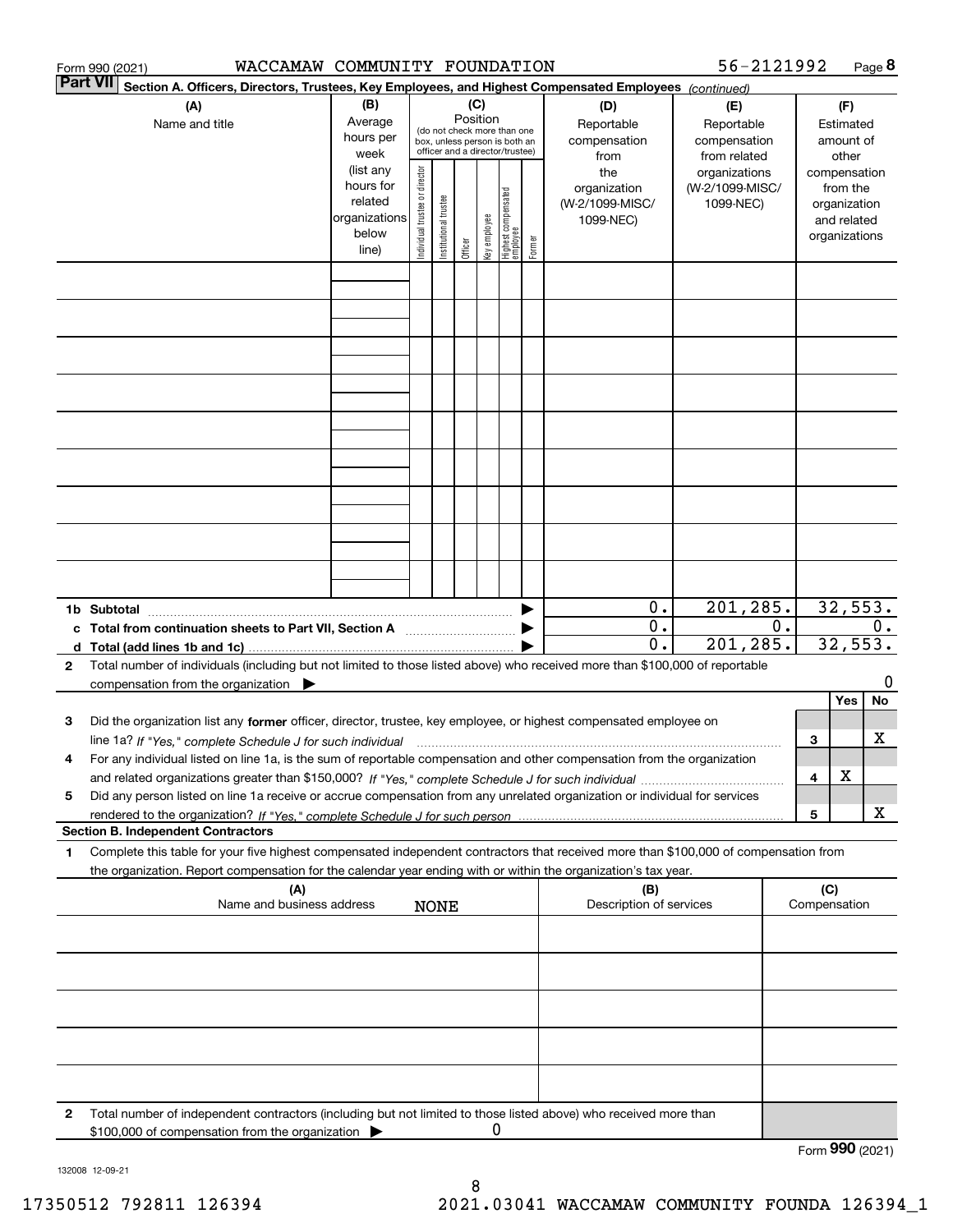Form 990 (2021) WACCAMAW COMMUNITY FOUNDATION 56-2121992 Page 8

**Part VII Section A. Officers, Directors, Trustees, Key Employees, and Highest Compensated Employees** *(continued)*

| (A) Name and title | (B) Average hours per week (list any hours for related organizations below line) | (C) Position (do not check more than one box, unless person is both an officer and a director/trustee): Individual trustee or director | Institutional trustee | Officer | Key employee | Highest compensated employee | Former | (D) Reportable compensation from the organization (W-2/1099-MISC/ 1099-NEC) | (E) Reportable compensation from related organizations (W-2/1099-MISC/ 1099-NEC) | (F) Estimated amount of other compensation from the organization and related organizations |
|---|---|---|---|---|---|---|---|---|---|---|
| | | | | | | | | | | |
| | | | | | | | | | | |
| | | | | | | | | | | |
| | | | | | | | | | | |
| | | | | | | | | | | |
| | | | | | | | | | | |
| | | | | | | | | | | |
| | | | | | | | | | | |
| | | | | | | | | | | |
| **1b Subtotal** | | | | | | | ▶ | 0. | 201,285. | 32,553. |
| **c Total from continuation sheets to Part VII, Section A** | | | | | | | ▶ | 0. | 0. | 0. |
| **d Total (add lines 1b and 1c)** | | | | | | | ▶ | 0. | 201,285. | 32,553. |

**2** Total number of individuals (including but not limited to those listed above) who received more than $100,000 of reportable compensation from the organization ▶ 0

| | | | Yes | No |
|---|---|---|---|---|
| **3** | Did the organization list any **former** officer, director, trustee, key employee, or highest compensated employee on line 1a? *If "Yes," complete Schedule J for such individual* | 3 | | X |
| **4** | For any individual listed on line 1a, is the sum of reportable compensation and other compensation from the organization and related organizations greater than $150,000? *If "Yes," complete Schedule J for such individual* | 4 | X | |
| **5** | Did any person listed on line 1a receive or accrue compensation from any unrelated organization or individual for services rendered to the organization? *If "Yes," complete Schedule J for such person* | 5 | | X |

**Section B. Independent Contractors**

**1** Complete this table for your five highest compensated independent contractors that received more than $100,000 of compensation from the organization. Report compensation for the calendar year ending with or within the organization's tax year.

| (A) Name and business address | (B) Description of services | (C) Compensation |
|---|---|---|
| NONE | | |
| | | |
| | | |
| | | |
| | | |

**2** Total number of independent contractors (including but not limited to those listed above) who received more than $100,000 of compensation from the organization ▶ 0

Form **990** (2021)

132008 12-09-21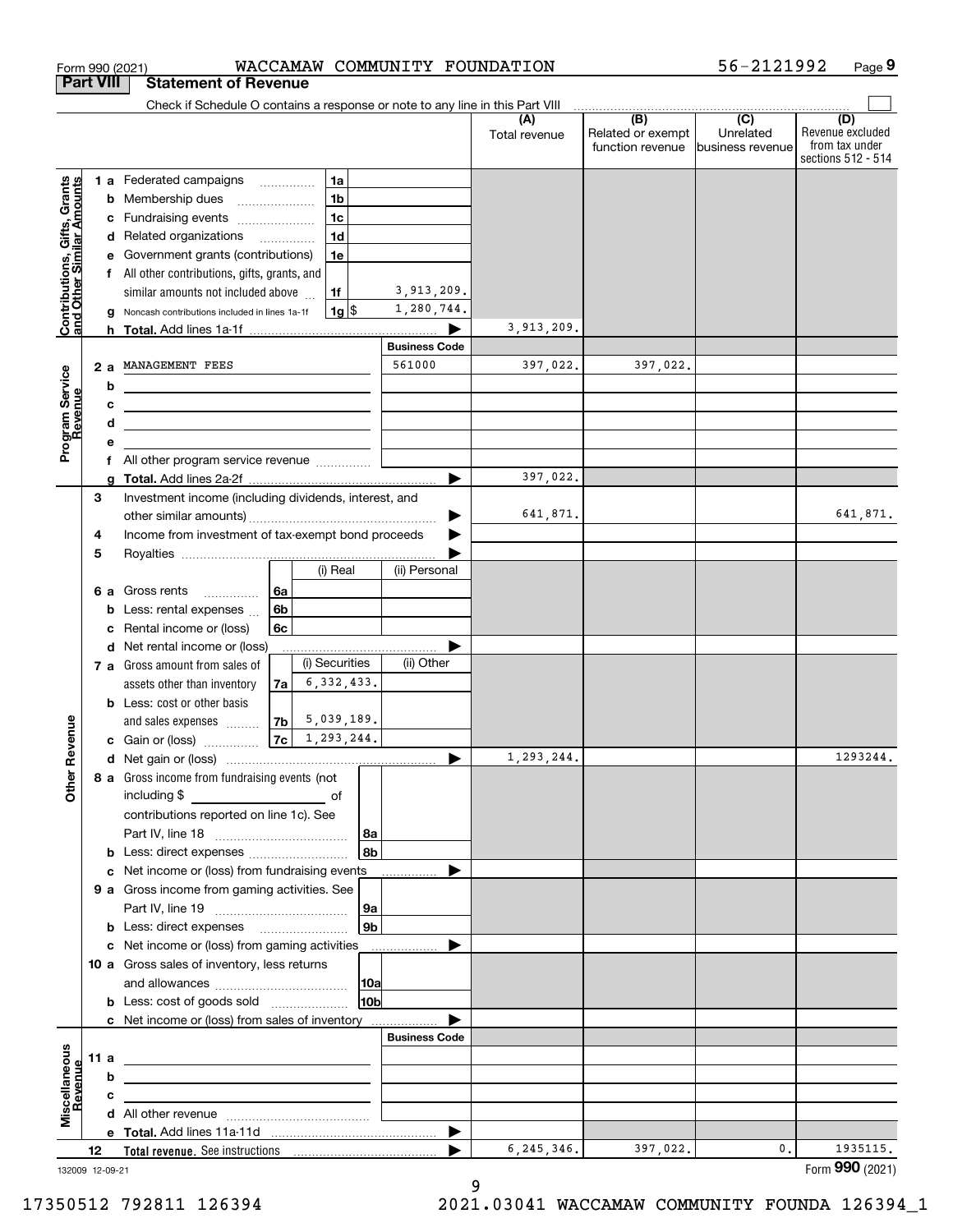Form 990 (2021) WACCAMAW COMMUNITY FOUNDATION 56-2121992 Page 9

## Part VIII Statement of Revenue

Check if Schedule O contains a response or note to any line in this Part VIII

| | | | | (A) Total revenue | (B) Related or exempt function revenue | (C) Unrelated business revenue | (D) Revenue excluded from tax under sections 512 - 514 |
|---|---|---|---|---|---|---|---|
| Contributions, Gifts, Grants and Other Similar Amounts | 1 a Federated campaigns | 1a | | | | | |
| | b Membership dues | 1b | | | | | |
| | c Fundraising events | 1c | | | | | |
| | d Related organizations | 1d | | | | | |
| | e Government grants (contributions) | 1e | | | | | |
| | f All other contributions, gifts, grants, and similar amounts not included above | 1f | 3,913,209. | | | | |
| | g Noncash contributions included in lines 1a-1f | 1g $ | 1,280,744. | | | | |
| | h Total. Add lines 1a-1f | | | 3,913,209. | | | |
| | | | Business Code | | | | |
| Program Service Revenue | 2 a MANAGEMENT FEES | | 561000 | 397,022. | 397,022. | | |
| | b | | | | | | |
| | c | | | | | | |
| | d | | | | | | |
| | e | | | | | | |
| | f All other program service revenue | | | | | | |
| | g Total. Add lines 2a-2f | | | 397,022. | | | |
| Other Revenue | 3 Investment income (including dividends, interest, and other similar amounts) | | | 641,871. | | | 641,871. |
| | 4 Income from investment of tax-exempt bond proceeds | | | | | | |
| | 5 Royalties | | | | | | |
| | | (i) Real | (ii) Personal | | | | |
| | 6 a Gross rents 6a | | | | | | |
| | b Less: rental expenses 6b | | | | | | |
| | c Rental income or (loss) 6c | | | | | | |
| | d Net rental income or (loss) | | | | | | |
| | | (i) Securities | (ii) Other | | | | |
| | 7 a Gross amount from sales of assets other than inventory 7a | 6,332,433. | | | | | |
| | b Less: cost or other basis and sales expenses 7b | 5,039,189. | | | | | |
| | c Gain or (loss) 7c | 1,293,244. | | | | | |
| | d Net gain or (loss) | | | 1,293,244. | | | 1293244. |
| | 8 a Gross income from fundraising events (not including $ ____ of contributions reported on line 1c). See Part IV, line 18 | 8a | | | | | |
| | b Less: direct expenses | 8b | | | | | |
| | c Net income or (loss) from fundraising events | | | | | | |
| | 9 a Gross income from gaming activities. See Part IV, line 19 | 9a | | | | | |
| | b Less: direct expenses | 9b | | | | | |
| | c Net income or (loss) from gaming activities | | | | | | |
| | 10 a Gross sales of inventory, less returns and allowances | 10a | | | | | |
| | b Less: cost of goods sold | 10b | | | | | |
| | c Net income or (loss) from sales of inventory | | | | | | |
| | | | Business Code | | | | |
| Miscellaneous Revenue | 11 a | | | | | | |
| | b | | | | | | |
| | c | | | | | | |
| | d All other revenue | | | | | | |
| | e Total. Add lines 11a-11d | | | | | | |
| | 12 Total revenue. See instructions | | | 6,245,346. | 397,022. | 0. | 1935115. |

132009 12-09-21 Form 990 (2021)

17350512 792811 126394 2021.03041 WACCAMAW COMMUNITY FOUNDA 126394_1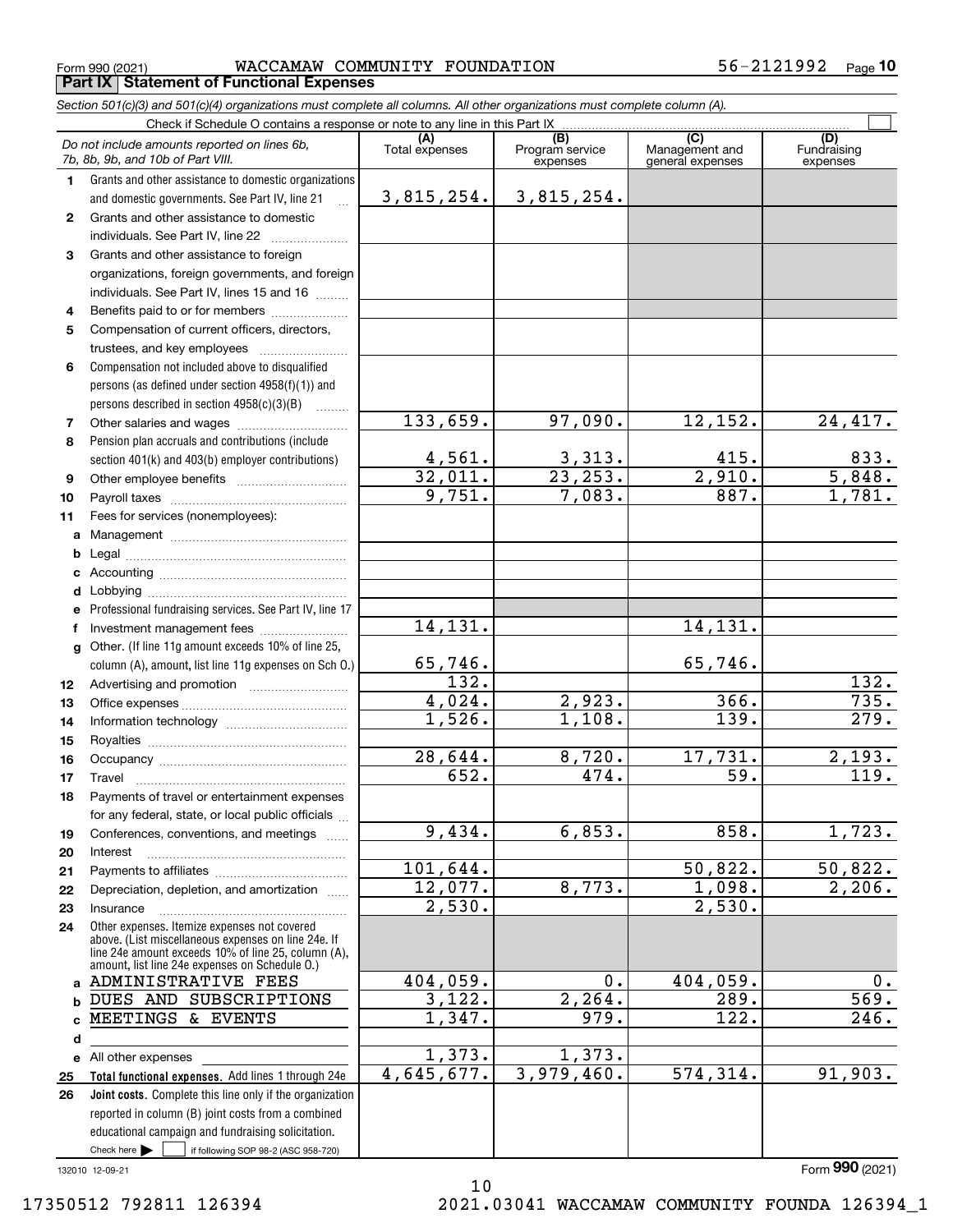Form 990 (2021) WACCAMAW COMMUNITY FOUNDATION 56-2121992

## Part IX Statement of Functional Expenses

*Section 501(c)(3) and 501(c)(4) organizations must complete all columns. All other organizations must complete column (A).*

Check if Schedule O contains a response or note to any line in this Part IX

| *Do not include amounts reported on lines 6b, 7b, 8b, 9b, and 10b of Part VIII.* | (A) Total expenses | (B) Program service expenses | (C) Management and general expenses | (D) Fundraising expenses |
|---|---|---|---|---|
| 1 Grants and other assistance to domestic organizations and domestic governments. See Part IV, line 21 | 3,815,254. | 3,815,254. | | |
| 2 Grants and other assistance to domestic individuals. See Part IV, line 22 | | | | |
| 3 Grants and other assistance to foreign organizations, foreign governments, and foreign individuals. See Part IV, lines 15 and 16 | | | | |
| 4 Benefits paid to or for members | | | | |
| 5 Compensation of current officers, directors, trustees, and key employees | | | | |
| 6 Compensation not included above to disqualified persons (as defined under section 4958(f)(1)) and persons described in section 4958(c)(3)(B) | | | | |
| 7 Other salaries and wages | 133,659. | 97,090. | 12,152. | 24,417. |
| 8 Pension plan accruals and contributions (include section 401(k) and 403(b) employer contributions) | 4,561. | 3,313. | 415. | 833. |
| 9 Other employee benefits | 32,011. | 23,253. | 2,910. | 5,848. |
| 10 Payroll taxes | 9,751. | 7,083. | 887. | 1,781. |
| 11 Fees for services (nonemployees): | | | | |
| a Management | | | | |
| b Legal | | | | |
| c Accounting | | | | |
| d Lobbying | | | | |
| e Professional fundraising services. See Part IV, line 17 | | | | |
| f Investment management fees | 14,131. | | 14,131. | |
| g Other. (If line 11g amount exceeds 10% of line 25, column (A), amount, list line 11g expenses on Sch O.) | 65,746. | | 65,746. | |
| 12 Advertising and promotion | 132. | | | 132. |
| 13 Office expenses | 4,024. | 2,923. | 366. | 735. |
| 14 Information technology | 1,526. | 1,108. | 139. | 279. |
| 15 Royalties | | | | |
| 16 Occupancy | 28,644. | 8,720. | 17,731. | 2,193. |
| 17 Travel | 652. | 474. | 59. | 119. |
| 18 Payments of travel or entertainment expenses for any federal, state, or local public officials | | | | |
| 19 Conferences, conventions, and meetings | 9,434. | 6,853. | 858. | 1,723. |
| 20 Interest | | | | |
| 21 Payments to affiliates | 101,644. | | 50,822. | 50,822. |
| 22 Depreciation, depletion, and amortization | 12,077. | 8,773. | 1,098. | 2,206. |
| 23 Insurance | 2,530. | | 2,530. | |
| 24 Other expenses. Itemize expenses not covered above. (List miscellaneous expenses on line 24e. If line 24e amount exceeds 10% of line 25, column (A), amount, list line 24e expenses on Schedule O.) | | | | |
| a ADMINISTRATIVE FEES | 404,059. | 0. | 404,059. | 0. |
| b DUES AND SUBSCRIPTIONS | 3,122. | 2,264. | 289. | 569. |
| c MEETINGS & EVENTS | 1,347. | 979. | 122. | 246. |
| d | | | | |
| e All other expenses | 1,373. | 1,373. | | |
| 25 **Total functional expenses.** Add lines 1 through 24e | 4,645,677. | 3,979,460. | 574,314. | 91,903. |
| 26 **Joint costs.** Complete this line only if the organization reported in column (B) joint costs from a combined educational campaign and fundraising solicitation. Check here ☐ if following SOP 98-2 (ASC 958-720) | | | | |

132010 12-09-21

Form **990** (2021)

17350512 792811 126394 2021.03041 WACCAMAW COMMUNITY FOUNDA 126394_1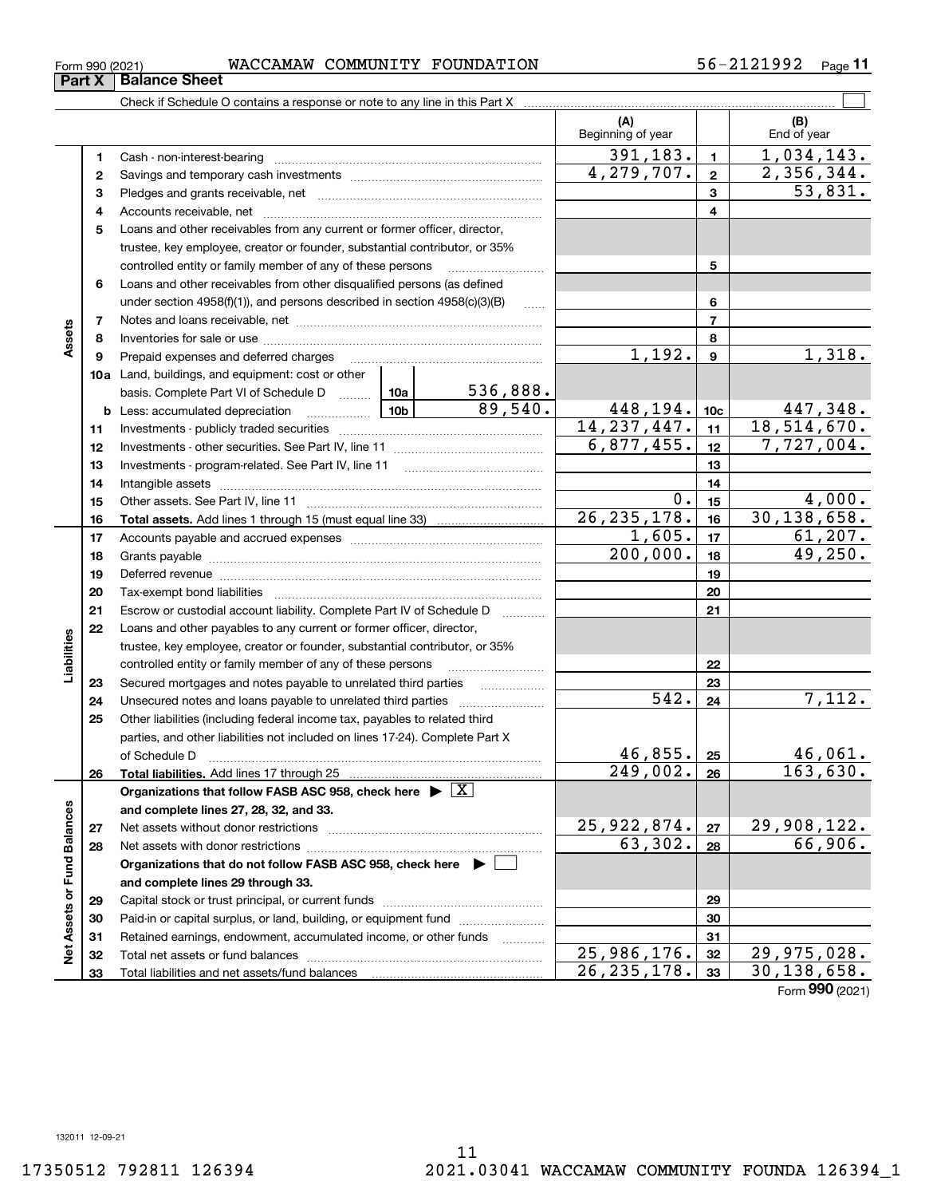Form 990 (2021) WACCAMAW COMMUNITY FOUNDATION 56-2121992

## Part X Balance Sheet

Check if Schedule O contains a response or note to any line in this Part X ☐

| | | | | (A) Beginning of year | | (B) End of year |
|---|---|---|---|---|---|---|
| **Assets** | 1 | Cash - non-interest-bearing | | 391,183. | 1 | 1,034,143. |
| | 2 | Savings and temporary cash investments | | 4,279,707. | 2 | 2,356,344. |
| | 3 | Pledges and grants receivable, net | | | 3 | 53,831. |
| | 4 | Accounts receivable, net | | | 4 | |
| | 5 | Loans and other receivables from any current or former officer, director, trustee, key employee, creator or founder, substantial contributor, or 35% controlled entity or family member of any of these persons | | | 5 | |
| | 6 | Loans and other receivables from other disqualified persons (as defined under section 4958(f)(1)), and persons described in section 4958(c)(3)(B) | | | 6 | |
| | 7 | Notes and loans receivable, net | | | 7 | |
| | 8 | Inventories for sale or use | | | 8 | |
| | 9 | Prepaid expenses and deferred charges | | 1,192. | 9 | 1,318. |
| | 10a | Land, buildings, and equipment: cost or other basis. Complete Part VI of Schedule D | 10a 536,888. | | | |
| | b | Less: accumulated depreciation | 10b 89,540. | 448,194. | 10c | 447,348. |
| | 11 | Investments - publicly traded securities | | 14,237,447. | 11 | 18,514,670. |
| | 12 | Investments - other securities. See Part IV, line 11 | | 6,877,455. | 12 | 7,727,004. |
| | 13 | Investments - program-related. See Part IV, line 11 | | | 13 | |
| | 14 | Intangible assets | | | 14 | |
| | 15 | Other assets. See Part IV, line 11 | | 0. | 15 | 4,000. |
| | 16 | **Total assets.** Add lines 1 through 15 (must equal line 33) | | 26,235,178. | 16 | 30,138,658. |
| **Liabilities** | 17 | Accounts payable and accrued expenses | | 1,605. | 17 | 61,207. |
| | 18 | Grants payable | | 200,000. | 18 | 49,250. |
| | 19 | Deferred revenue | | | 19 | |
| | 20 | Tax-exempt bond liabilities | | | 20 | |
| | 21 | Escrow or custodial account liability. Complete Part IV of Schedule D | | | 21 | |
| | 22 | Loans and other payables to any current or former officer, director, trustee, key employee, creator or founder, substantial contributor, or 35% controlled entity or family member of any of these persons | | | 22 | |
| | 23 | Secured mortgages and notes payable to unrelated third parties | | | 23 | |
| | 24 | Unsecured notes and loans payable to unrelated third parties | | 542. | 24 | 7,112. |
| | 25 | Other liabilities (including federal income tax, payables to related third parties, and other liabilities not included on lines 17-24). Complete Part X of Schedule D | | 46,855. | 25 | 46,061. |
| | 26 | **Total liabilities.** Add lines 17 through 25 | | 249,002. | 26 | 163,630. |
| **Net Assets or Fund Balances** | | **Organizations that follow FASB ASC 958, check here ▶ ☒ and complete lines 27, 28, 32, and 33.** | | | | |
| | 27 | Net assets without donor restrictions | | 25,922,874. | 27 | 29,908,122. |
| | 28 | Net assets with donor restrictions | | 63,302. | 28 | 66,906. |
| | | **Organizations that do not follow FASB ASC 958, check here ▶ ☐ and complete lines 29 through 33.** | | | | |
| | 29 | Capital stock or trust principal, or current funds | | | 29 | |
| | 30 | Paid-in or capital surplus, or land, building, or equipment fund | | | 30 | |
| | 31 | Retained earnings, endowment, accumulated income, or other funds | | | 31 | |
| | 32 | Total net assets or fund balances | | 25,986,176. | 32 | 29,975,028. |
| | 33 | Total liabilities and net assets/fund balances | | 26,235,178. | 33 | 30,138,658. |

Form **990** (2021)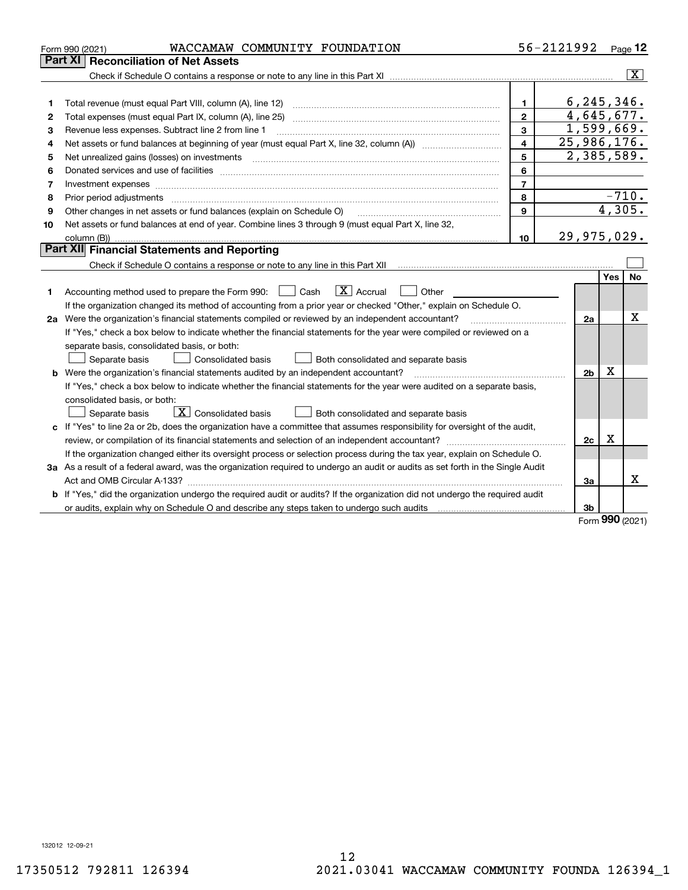Form 990 (2021) WACCAMAW COMMUNITY FOUNDATION 56-2121992

## Part XI Reconciliation of Net Assets

Check if Schedule O contains a response or note to any line in this Part XI ..... [X]

| | | | |
|---|---|---|---|
| 1 | Total revenue (must equal Part VIII, column (A), line 12) | 1 | 6,245,346. |
| 2 | Total expenses (must equal Part IX, column (A), line 25) | 2 | 4,645,677. |
| 3 | Revenue less expenses. Subtract line 2 from line 1 | 3 | 1,599,669. |
| 4 | Net assets or fund balances at beginning of year (must equal Part X, line 32, column (A)) | 4 | 25,986,176. |
| 5 | Net unrealized gains (losses) on investments | 5 | 2,385,589. |
| 6 | Donated services and use of facilities | 6 | |
| 7 | Investment expenses | 7 | |
| 8 | Prior period adjustments | 8 | -710. |
| 9 | Other changes in net assets or fund balances (explain on Schedule O) | 9 | 4,305. |
| 10 | Net assets or fund balances at end of year. Combine lines 3 through 9 (must equal Part X, line 32, column (B)) | 10 | 29,975,029. |

## Part XII Financial Statements and Reporting

Check if Schedule O contains a response or note to any line in this Part XII ..... [ ]

| | | | Yes | No |
|---|---|---|---|---|
| 1 | Accounting method used to prepare the Form 990: [ ] Cash [X] Accrual [ ] Other | | | |
| | If the organization changed its method of accounting from a prior year or checked "Other," explain on Schedule O. | | | |
| 2a | Were the organization's financial statements compiled or reviewed by an independent accountant? | 2a | | X |
| | If "Yes," check a box below to indicate whether the financial statements for the year were compiled or reviewed on a separate basis, consolidated basis, or both: [ ] Separate basis [ ] Consolidated basis [ ] Both consolidated and separate basis | | | |
| b | Were the organization's financial statements audited by an independent accountant? | 2b | X | |
| | If "Yes," check a box below to indicate whether the financial statements for the year were audited on a separate basis, consolidated basis, or both: [ ] Separate basis [X] Consolidated basis [ ] Both consolidated and separate basis | | | |
| c | If "Yes" to line 2a or 2b, does the organization have a committee that assumes responsibility for oversight of the audit, review, or compilation of its financial statements and selection of an independent accountant? | 2c | X | |
| | If the organization changed either its oversight process or selection process during the tax year, explain on Schedule O. | | | |
| 3a | As a result of a federal award, was the organization required to undergo an audit or audits as set forth in the Single Audit Act and OMB Circular A-133? | 3a | | X |
| b | If "Yes," did the organization undergo the required audit or audits? If the organization did not undergo the required audit or audits, explain why on Schedule O and describe any steps taken to undergo such audits | 3b | | |

Form **990** (2021)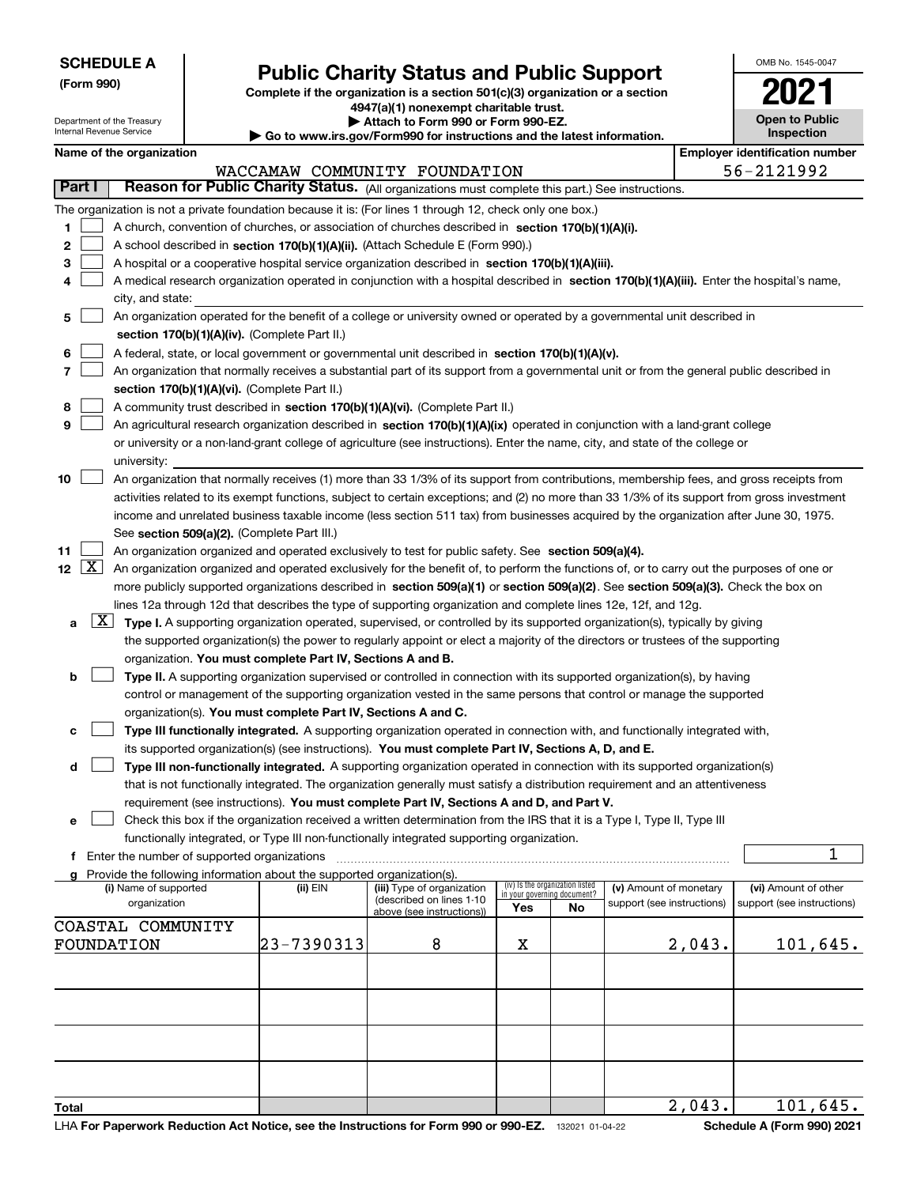**SCHEDULE A**
**(Form 990)**

Department of the Treasury
Internal Revenue Service

# Public Charity Status and Public Support

**Complete if the organization is a section 501(c)(3) organization or a section 4947(a)(1) nonexempt charitable trust.**
**▶ Attach to Form 990 or Form 990-EZ.**
**▶ Go to www.irs.gov/Form990 for instructions and the latest information.**

OMB No. 1545-0047

**2021**

**Open to Public Inspection**

**Name of the organization**
WACCAMAW COMMUNITY FOUNDATION

**Employer identification number**
56-2121992

**Part I** **Reason for Public Charity Status.** (All organizations must complete this part.) See instructions.

The organization is not a private foundation because it is: (For lines 1 through 12, check only one box.)

1 ☐ A church, convention of churches, or association of churches described in **section 170(b)(1)(A)(i).**

2 ☐ A school described in **section 170(b)(1)(A)(ii).** (Attach Schedule E (Form 990).)

3 ☐ A hospital or a cooperative hospital service organization described in **section 170(b)(1)(A)(iii).**

4 ☐ A medical research organization operated in conjunction with a hospital described in **section 170(b)(1)(A)(iii).** Enter the hospital's name, city, and state:

5 ☐ An organization operated for the benefit of a college or university owned or operated by a governmental unit described in **section 170(b)(1)(A)(iv).** (Complete Part II.)

6 ☐ A federal, state, or local government or governmental unit described in **section 170(b)(1)(A)(v).**

7 ☐ An organization that normally receives a substantial part of its support from a governmental unit or from the general public described in **section 170(b)(1)(A)(vi).** (Complete Part II.)

8 ☐ A community trust described in **section 170(b)(1)(A)(vi).** (Complete Part II.)

9 ☐ An agricultural research organization described in **section 170(b)(1)(A)(ix)** operated in conjunction with a land-grant college or university or a non-land-grant college of agriculture (see instructions). Enter the name, city, and state of the college or university:

10 ☐ An organization that normally receives (1) more than 33 1/3% of its support from contributions, membership fees, and gross receipts from activities related to its exempt functions, subject to certain exceptions; and (2) no more than 33 1/3% of its support from gross investment income and unrelated business taxable income (less section 511 tax) from businesses acquired by the organization after June 30, 1975. See **section 509(a)(2).** (Complete Part III.)

11 ☐ An organization organized and operated exclusively to test for public safety. See **section 509(a)(4).**

12 ☒ An organization organized and operated exclusively for the benefit of, to perform the functions of, or to carry out the purposes of one or more publicly supported organizations described in **section 509(a)(1)** or **section 509(a)(2)**. See **section 509(a)(3).** Check the box on lines 12a through 12d that describes the type of supporting organization and complete lines 12e, 12f, and 12g.

a ☒ **Type I.** A supporting organization operated, supervised, or controlled by its supported organization(s), typically by giving the supported organization(s) the power to regularly appoint or elect a majority of the directors or trustees of the supporting organization. **You must complete Part IV, Sections A and B.**

b ☐ **Type II.** A supporting organization supervised or controlled in connection with its supported organization(s), by having control or management of the supporting organization vested in the same persons that control or manage the supported organization(s). **You must complete Part IV, Sections A and C.**

c ☐ **Type III functionally integrated.** A supporting organization operated in connection with, and functionally integrated with, its supported organization(s) (see instructions). **You must complete Part IV, Sections A, D, and E.**

d ☐ **Type III non-functionally integrated.** A supporting organization operated in connection with its supported organization(s) that is not functionally integrated. The organization generally must satisfy a distribution requirement and an attentiveness requirement (see instructions). **You must complete Part IV, Sections A and D, and Part V.**

e ☐ Check this box if the organization received a written determination from the IRS that it is a Type I, Type II, Type III functionally integrated, or Type III non-functionally integrated supporting organization.

f Enter the number of supported organizations ........ 1

g Provide the following information about the supported organization(s).

| (i) Name of supported organization | (ii) EIN | (iii) Type of organization (described on lines 1-10 above (see instructions)) | (iv) Is the organization listed in your governing document? Yes | No | (v) Amount of monetary support (see instructions) | (vi) Amount of other support (see instructions) |
|---|---|---|---|---|---|---|
| COASTAL COMMUNITY FOUNDATION | 23-7390313 | 8 | X | | 2,043. | 101,645. |
| | | | | | | |
| | | | | | | |
| | | | | | | |
| | | | | | | |
| **Total** | | | | | 2,043. | 101,645. |

LHA **For Paperwork Reduction Act Notice, see the Instructions for Form 990 or 990-EZ.** 132021 01-04-22 **Schedule A (Form 990) 2021**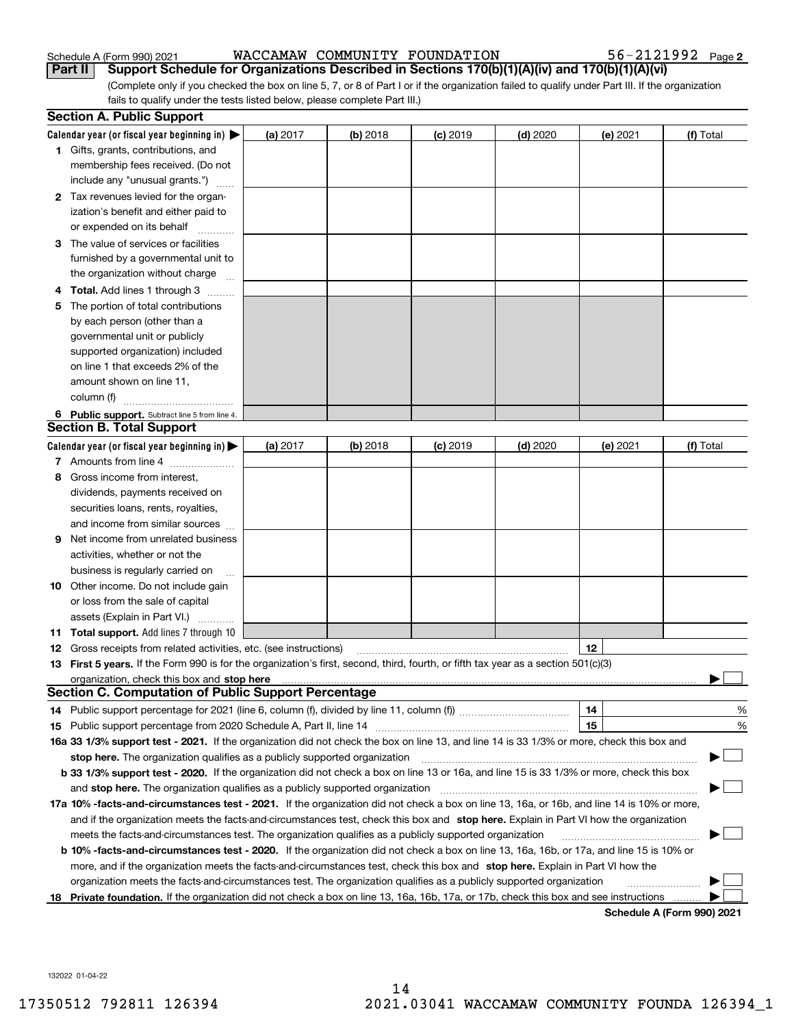Schedule A (Form 990) 2021 WACCAMAW COMMUNITY FOUNDATION 56-2121992 Page 2

**Part II** **Support Schedule for Organizations Described in Sections 170(b)(1)(A)(iv) and 170(b)(1)(A)(vi)**

(Complete only if you checked the box on line 5, 7, or 8 of Part I or if the organization failed to qualify under Part III. If the organization fails to qualify under the tests listed below, please complete Part III.)

## Section A. Public Support

| Calendar year (or fiscal year beginning in) ▶ | (a) 2017 | (b) 2018 | (c) 2019 | (d) 2020 | (e) 2021 | (f) Total |
|---|---|---|---|---|---|---|
| **1** Gifts, grants, contributions, and membership fees received. (Do not include any "unusual grants.") | | | | | | |
| **2** Tax revenues levied for the organization's benefit and either paid to or expended on its behalf | | | | | | |
| **3** The value of services or facilities furnished by a governmental unit to the organization without charge | | | | | | |
| **4 Total.** Add lines 1 through 3 | | | | | | |
| **5** The portion of total contributions by each person (other than a governmental unit or publicly supported organization) included on line 1 that exceeds 2% of the amount shown on line 11, column (f) | | | | | | |
| **6 Public support.** Subtract line 5 from line 4. | | | | | | |

## Section B. Total Support

| Calendar year (or fiscal year beginning in) ▶ | (a) 2017 | (b) 2018 | (c) 2019 | (d) 2020 | (e) 2021 | (f) Total |
|---|---|---|---|---|---|---|
| **7** Amounts from line 4 | | | | | | |
| **8** Gross income from interest, dividends, payments received on securities loans, rents, royalties, and income from similar sources | | | | | | |
| **9** Net income from unrelated business activities, whether or not the business is regularly carried on | | | | | | |
| **10** Other income. Do not include gain or loss from the sale of capital assets (Explain in Part VI.) | | | | | | |
| **11 Total support.** Add lines 7 through 10 | | | | | | |

**12** Gross receipts from related activities, etc. (see instructions) | **12** |

**13 First 5 years.** If the Form 990 is for the organization's first, second, third, fourth, or fifth tax year as a section 501(c)(3) organization, check this box and **stop here** ▶ ☐

## Section C. Computation of Public Support Percentage

**14** Public support percentage for 2021 (line 6, column (f), divided by line 11, column (f)) | **14** | %

**15** Public support percentage from 2020 Schedule A, Part II, line 14 | **15** | %

**16a 33 1/3% support test - 2021.** If the organization did not check the box on line 13, and line 14 is 33 1/3% or more, check this box and **stop here.** The organization qualifies as a publicly supported organization ▶ ☐

**b 33 1/3% support test - 2020.** If the organization did not check a box on line 13 or 16a, and line 15 is 33 1/3% or more, check this box and **stop here.** The organization qualifies as a publicly supported organization ▶ ☐

**17a 10% -facts-and-circumstances test - 2021.** If the organization did not check a box on line 13, 16a, or 16b, and line 14 is 10% or more, and if the organization meets the facts-and-circumstances test, check this box and **stop here.** Explain in Part VI how the organization meets the facts-and-circumstances test. The organization qualifies as a publicly supported organization ▶ ☐

**b 10% -facts-and-circumstances test - 2020.** If the organization did not check a box on line 13, 16a, 16b, or 17a, and line 15 is 10% or more, and if the organization meets the facts-and-circumstances test, check this box and **stop here.** Explain in Part VI how the organization meets the facts-and-circumstances test. The organization qualifies as a publicly supported organization ▶ ☐

**18 Private foundation.** If the organization did not check a box on line 13, 16a, 16b, 17a, or 17b, check this box and see instructions ▶ ☐

**Schedule A (Form 990) 2021**

132022 01-04-22

17350512 792811 126394 2021.03041 WACCAMAW COMMUNITY FOUNDA 126394_1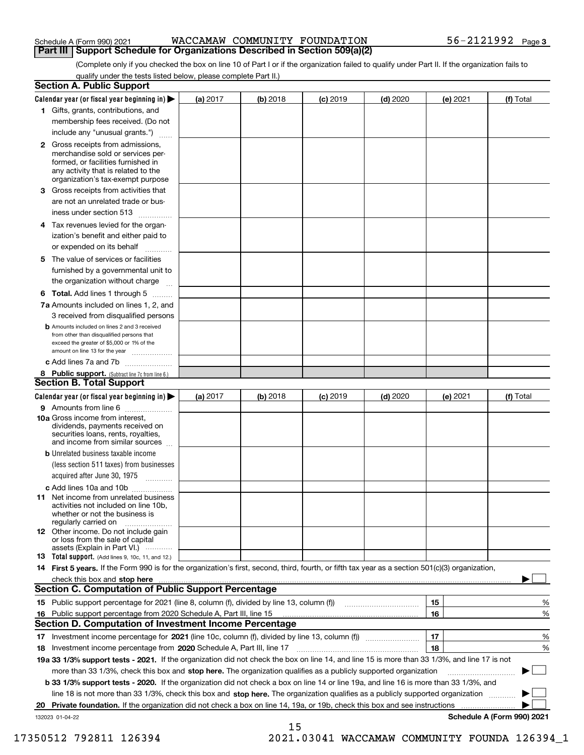Schedule A (Form 990) 2021 WACCAMAW COMMUNITY FOUNDATION 56-2121992 Page 3

## Part III Support Schedule for Organizations Described in Section 509(a)(2)

(Complete only if you checked the box on line 10 of Part I or if the organization failed to qualify under Part II. If the organization fails to qualify under the tests listed below, please complete Part II.)

### Section A. Public Support

| Calendar year (or fiscal year beginning in) ▶ | (a) 2017 | (b) 2018 | (c) 2019 | (d) 2020 | (e) 2021 | (f) Total |
|---|---|---|---|---|---|---|
| 1 Gifts, grants, contributions, and membership fees received. (Do not include any "unusual grants.") | | | | | | |
| 2 Gross receipts from admissions, merchandise sold or services performed, or facilities furnished in any activity that is related to the organization's tax-exempt purpose | | | | | | |
| 3 Gross receipts from activities that are not an unrelated trade or business under section 513 | | | | | | |
| 4 Tax revenues levied for the organization's benefit and either paid to or expended on its behalf | | | | | | |
| 5 The value of services or facilities furnished by a governmental unit to the organization without charge | | | | | | |
| 6 **Total.** Add lines 1 through 5 | | | | | | |
| 7a Amounts included on lines 1, 2, and 3 received from disqualified persons | | | | | | |
| b Amounts included on lines 2 and 3 received from other than disqualified persons that exceed the greater of $5,000 or 1% of the amount on line 13 for the year | | | | | | |
| c Add lines 7a and 7b | | | | | | |
| 8 **Public support.** (Subtract line 7c from line 6.) | | | | | | |

### Section B. Total Support

| Calendar year (or fiscal year beginning in) ▶ | (a) 2017 | (b) 2018 | (c) 2019 | (d) 2020 | (e) 2021 | (f) Total |
|---|---|---|---|---|---|---|
| 9 Amounts from line 6 | | | | | | |
| 10a Gross income from interest, dividends, payments received on securities loans, rents, royalties, and income from similar sources | | | | | | |
| b Unrelated business taxable income (less section 511 taxes) from businesses acquired after June 30, 1975 | | | | | | |
| c Add lines 10a and 10b | | | | | | |
| 11 Net income from unrelated business activities not included on line 10b, whether or not the business is regularly carried on | | | | | | |
| 12 Other income. Do not include gain or loss from the sale of capital assets (Explain in Part VI.) | | | | | | |
| 13 **Total support.** (Add lines 9, 10c, 11, and 12.) | | | | | | |

14 **First 5 years.** If the Form 990 is for the organization's first, second, third, fourth, or fifth tax year as a section 501(c)(3) organization, check this box and **stop here** ▶ ☐

### Section C. Computation of Public Support Percentage

| | | | |
|---|---|---|---|
| 15 | Public support percentage for 2021 (line 8, column (f), divided by line 13, column (f)) | 15 | % |
| 16 | Public support percentage from 2020 Schedule A, Part III, line 15 | 16 | % |

### Section D. Computation of Investment Income Percentage

| | | | |
|---|---|---|---|
| 17 | Investment income percentage for **2021** (line 10c, column (f), divided by line 13, column (f)) | 17 | % |
| 18 | Investment income percentage from **2020** Schedule A, Part III, line 17 | 18 | % |

**19a 33 1/3% support tests - 2021.** If the organization did not check the box on line 14, and line 15 is more than 33 1/3%, and line 17 is not more than 33 1/3%, check this box and **stop here.** The organization qualifies as a publicly supported organization ▶ ☐

**b 33 1/3% support tests - 2020.** If the organization did not check a box on line 14 or line 19a, and line 16 is more than 33 1/3%, and line 18 is not more than 33 1/3%, check this box and **stop here.** The organization qualifies as a publicly supported organization ▶ ☐

**20 Private foundation.** If the organization did not check a box on line 14, 19a, or 19b, check this box and see instructions ▶ ☐

132023 01-04-22 **Schedule A (Form 990) 2021**

17350512 792811 126394 2021.03041 WACCAMAW COMMUNITY FOUNDA 126394_1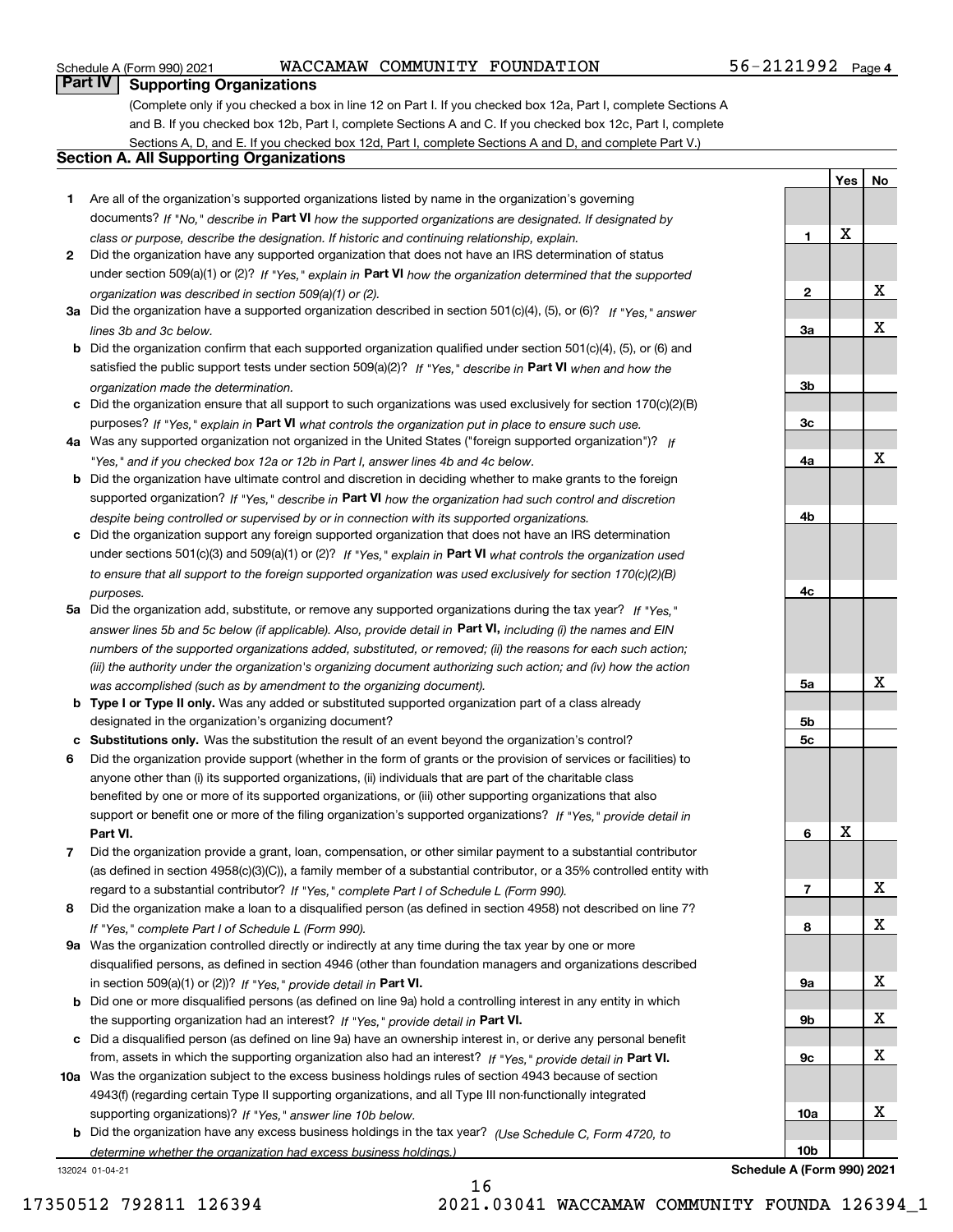Schedule A (Form 990) 2021 WACCAMAW COMMUNITY FOUNDATION 56-2121992 Page 4

## Part IV Supporting Organizations

(Complete only if you checked a box in line 12 on Part I. If you checked box 12a, Part I, complete Sections A and B. If you checked box 12b, Part I, complete Sections A and C. If you checked box 12c, Part I, complete Sections A, D, and E. If you checked box 12d, Part I, complete Sections A and D, and complete Part V.)

### Section A. All Supporting Organizations

| | | Line | Yes | No |
|---|---|---|---|---|
| **1** | Are all of the organization's supported organizations listed by name in the organization's governing documents? *If "No," describe in* **Part VI** *how the supported organizations are designated. If designated by class or purpose, describe the designation. If historic and continuing relationship, explain.* | 1 | X | |
| **2** | Did the organization have any supported organization that does not have an IRS determination of status under section 509(a)(1) or (2)? *If "Yes," explain in* **Part VI** *how the organization determined that the supported organization was described in section 509(a)(1) or (2).* | 2 | | X |
| **3a** | Did the organization have a supported organization described in section 501(c)(4), (5), or (6)? *If "Yes," answer lines 3b and 3c below.* | 3a | | X |
| **b** | Did the organization confirm that each supported organization qualified under section 501(c)(4), (5), or (6) and satisfied the public support tests under section 509(a)(2)? *If "Yes," describe in* **Part VI** *when and how the organization made the determination.* | 3b | | |
| **c** | Did the organization ensure that all support to such organizations was used exclusively for section 170(c)(2)(B) purposes? *If "Yes," explain in* **Part VI** *what controls the organization put in place to ensure such use.* | 3c | | |
| **4a** | Was any supported organization not organized in the United States ("foreign supported organization")? *If "Yes," and if you checked box 12a or 12b in Part I, answer lines 4b and 4c below.* | 4a | | X |
| **b** | Did the organization have ultimate control and discretion in deciding whether to make grants to the foreign supported organization? *If "Yes," describe in* **Part VI** *how the organization had such control and discretion despite being controlled or supervised by or in connection with its supported organizations.* | 4b | | |
| **c** | Did the organization support any foreign supported organization that does not have an IRS determination under sections 501(c)(3) and 509(a)(1) or (2)? *If "Yes," explain in* **Part VI** *what controls the organization used to ensure that all support to the foreign supported organization was used exclusively for section 170(c)(2)(B) purposes.* | 4c | | |
| **5a** | Did the organization add, substitute, or remove any supported organizations during the tax year? *If "Yes," answer lines 5b and 5c below (if applicable). Also, provide detail in* **Part VI,** *including (i) the names and EIN numbers of the supported organizations added, substituted, or removed; (ii) the reasons for each such action; (iii) the authority under the organization's organizing document authorizing such action; and (iv) how the action was accomplished (such as by amendment to the organizing document).* | 5a | | X |
| **b** | **Type I or Type II only.** Was any added or substituted supported organization part of a class already designated in the organization's organizing document? | 5b | | |
| **c** | **Substitutions only.** Was the substitution the result of an event beyond the organization's control? | 5c | | |
| **6** | Did the organization provide support (whether in the form of grants or the provision of services or facilities) to anyone other than (i) its supported organizations, (ii) individuals that are part of the charitable class benefited by one or more of its supported organizations, or (iii) other supporting organizations that also support or benefit one or more of the filing organization's supported organizations? *If "Yes," provide detail in* **Part VI.** | 6 | X | |
| **7** | Did the organization provide a grant, loan, compensation, or other similar payment to a substantial contributor (as defined in section 4958(c)(3)(C)), a family member of a substantial contributor, or a 35% controlled entity with regard to a substantial contributor? *If "Yes," complete Part I of Schedule L (Form 990).* | 7 | | X |
| **8** | Did the organization make a loan to a disqualified person (as defined in section 4958) not described on line 7? *If "Yes," complete Part I of Schedule L (Form 990).* | 8 | | X |
| **9a** | Was the organization controlled directly or indirectly at any time during the tax year by one or more disqualified persons, as defined in section 4946 (other than foundation managers and organizations described in section 509(a)(1) or (2))? *If "Yes," provide detail in* **Part VI.** | 9a | | X |
| **b** | Did one or more disqualified persons (as defined on line 9a) hold a controlling interest in any entity in which the supporting organization had an interest? *If "Yes," provide detail in* **Part VI.** | 9b | | X |
| **c** | Did a disqualified person (as defined on line 9a) have an ownership interest in, or derive any personal benefit from, assets in which the supporting organization also had an interest? *If "Yes," provide detail in* **Part VI.** | 9c | | X |
| **10a** | Was the organization subject to the excess business holdings rules of section 4943 because of section 4943(f) (regarding certain Type II supporting organizations, and all Type III non-functionally integrated supporting organizations)? *If "Yes," answer line 10b below.* | 10a | | X |
| **b** | Did the organization have any excess business holdings in the tax year? *(Use Schedule C, Form 4720, to determine whether the organization had excess business holdings.)* | 10b | | |

132024 01-04-21 **Schedule A (Form 990) 2021**

17350512 792811 126394 2021.03041 WACCAMAW COMMUNITY FOUNDA 126394_1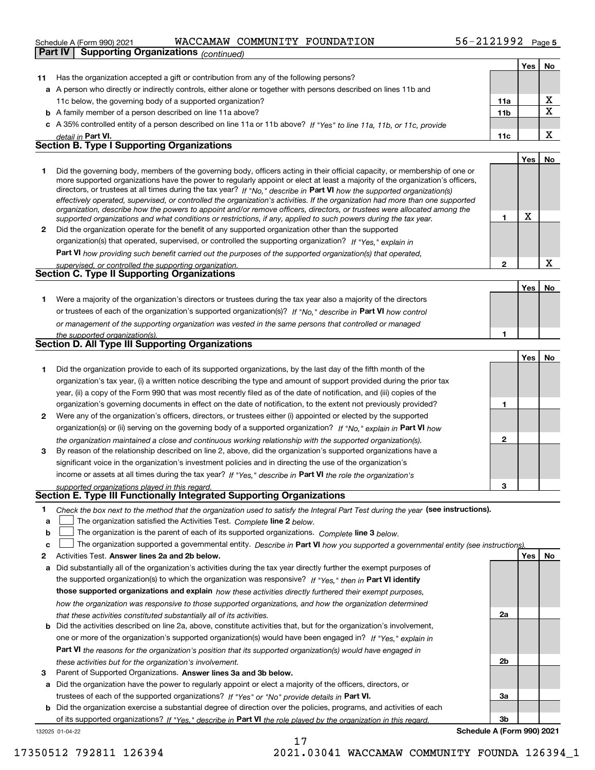Schedule A (Form 990) 2021 WACCAMAW COMMUNITY FOUNDATION 56-2121992 Page 5

**Part IV | Supporting Organizations** *(continued)*

| | | | Yes | No |
|---|---|---|---|---|
| **11** | Has the organization accepted a gift or contribution from any of the following persons? | | | |
| **a** | A person who directly or indirectly controls, either alone or together with persons described on lines 11b and 11c below, the governing body of a supported organization? | **11a** | | X |
| **b** | A family member of a person described on line 11a above? | **11b** | | X |
| **c** | A 35% controlled entity of a person described on line 11a or 11b above? *If "Yes" to line 11a, 11b, or 11c, provide detail in* **Part VI.** | **11c** | | X |

**Section B. Type I Supporting Organizations**

| | | | Yes | No |
|---|---|---|---|---|
| **1** | Did the governing body, members of the governing body, officers acting in their official capacity, or membership of one or more supported organizations have the power to regularly appoint or elect at least a majority of the organization's officers, directors, or trustees at all times during the tax year? *If "No," describe in* **Part VI** *how the supported organization(s) effectively operated, supervised, or controlled the organization's activities. If the organization had more than one supported organization, describe how the powers to appoint and/or remove officers, directors, or trustees were allocated among the supported organizations and what conditions or restrictions, if any, applied to such powers during the tax year.* | **1** | X | |
| **2** | Did the organization operate for the benefit of any supported organization other than the supported organization(s) that operated, supervised, or controlled the supporting organization? *If "Yes," explain in* **Part VI** *how providing such benefit carried out the purposes of the supported organization(s) that operated, supervised, or controlled the supporting organization.* | **2** | | X |

**Section C. Type II Supporting Organizations**

| | | | Yes | No |
|---|---|---|---|---|
| **1** | Were a majority of the organization's directors or trustees during the tax year also a majority of the directors or trustees of each of the organization's supported organization(s)? *If "No," describe in* **Part VI** *how control or management of the supporting organization was vested in the same persons that controlled or managed the supported organization(s).* | **1** | | |

**Section D. All Type III Supporting Organizations**

| | | | Yes | No |
|---|---|---|---|---|
| **1** | Did the organization provide to each of its supported organizations, by the last day of the fifth month of the organization's tax year, (i) a written notice describing the type and amount of support provided during the prior tax year, (ii) a copy of the Form 990 that was most recently filed as of the date of notification, and (iii) copies of the organization's governing documents in effect on the date of notification, to the extent not previously provided? | **1** | | |
| **2** | Were any of the organization's officers, directors, or trustees either (i) appointed or elected by the supported organization(s) or (ii) serving on the governing body of a supported organization? *If "No," explain in* **Part VI** *how the organization maintained a close and continuous working relationship with the supported organization(s).* | **2** | | |
| **3** | By reason of the relationship described on line 2, above, did the organization's supported organizations have a significant voice in the organization's investment policies and in directing the use of the organization's income or assets at all times during the tax year? *If "Yes," describe in* **Part VI** *the role the organization's supported organizations played in this regard.* | **3** | | |

**Section E. Type III Functionally Integrated Supporting Organizations**

**1** *Check the box next to the method that the organization used to satisfy the Integral Part Test during the year* **(see instructions).**

**a** ☐ The organization satisfied the Activities Test. *Complete* **line 2** *below.*

**b** ☐ The organization is the parent of each of its supported organizations. *Complete* **line 3** *below.*

**c** ☐ The organization supported a governmental entity. *Describe in* **Part VI** *how you supported a governmental entity (see instructions).*

| | | | Yes | No |
|---|---|---|---|---|
| **2** | Activities Test. **Answer lines 2a and 2b below.** | | | |
| **a** | Did substantially all of the organization's activities during the tax year directly further the exempt purposes of the supported organization(s) to which the organization was responsive? *If "Yes," then in* **Part VI identify those supported organizations and explain** *how these activities directly furthered their exempt purposes, how the organization was responsive to those supported organizations, and how the organization determined that these activities constituted substantially all of its activities.* | **2a** | | |
| **b** | Did the activities described on line 2a, above, constitute activities that, but for the organization's involvement, one or more of the organization's supported organization(s) would have been engaged in? *If "Yes," explain in* **Part VI** *the reasons for the organization's position that its supported organization(s) would have engaged in these activities but for the organization's involvement.* | **2b** | | |
| **3** | Parent of Supported Organizations. **Answer lines 3a and 3b below.** | | | |
| **a** | Did the organization have the power to regularly appoint or elect a majority of the officers, directors, or trustees of each of the supported organizations? *If "Yes" or "No" provide details in* **Part VI.** | **3a** | | |
| **b** | Did the organization exercise a substantial degree of direction over the policies, programs, and activities of each of its supported organizations? *If "Yes," describe in* **Part VI** *the role played by the organization in this regard.* | **3b** | | |

132025 01-04-22 **Schedule A (Form 990) 2021**

17350512 792811 126394 2021.03041 WACCAMAW COMMUNITY FOUNDA 126394_1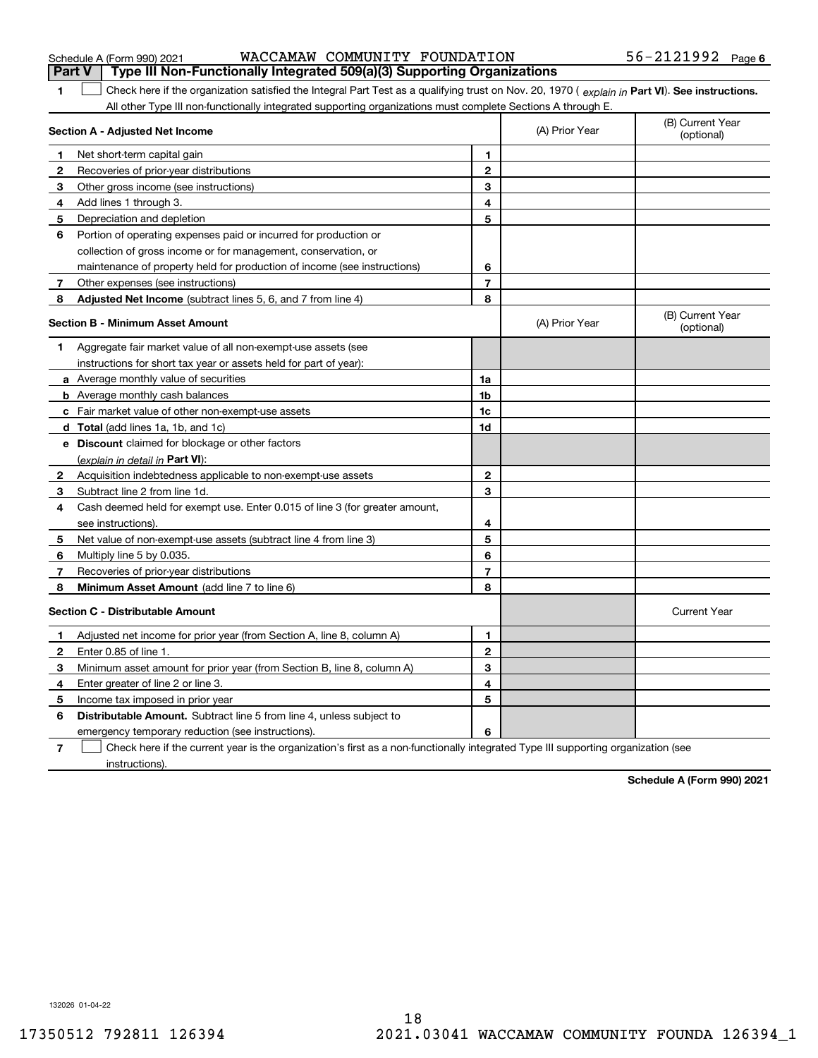Schedule A (Form 990) 2021 WACCAMAW COMMUNITY FOUNDATION 56-2121992 Page 6

**Part V | Type III Non-Functionally Integrated 509(a)(3) Supporting Organizations**

**1** ☐ Check here if the organization satisfied the Integral Part Test as a qualifying trust on Nov. 20, 1970 ( *explain in* **Part VI**). **See instructions.** All other Type III non-functionally integrated supporting organizations must complete Sections A through E.

| **Section A - Adjusted Net Income** | | (A) Prior Year | (B) Current Year (optional) |
|---|---|---|---|
| **1** Net short-term capital gain | **1** | | |
| **2** Recoveries of prior-year distributions | **2** | | |
| **3** Other gross income (see instructions) | **3** | | |
| **4** Add lines 1 through 3. | **4** | | |
| **5** Depreciation and depletion | **5** | | |
| **6** Portion of operating expenses paid or incurred for production or collection of gross income or for management, conservation, or maintenance of property held for production of income (see instructions) | **6** | | |
| **7** Other expenses (see instructions) | **7** | | |
| **8** **Adjusted Net Income** (subtract lines 5, 6, and 7 from line 4) | **8** | | |

| **Section B - Minimum Asset Amount** | | (A) Prior Year | (B) Current Year (optional) |
|---|---|---|---|
| **1** Aggregate fair market value of all non-exempt-use assets (see instructions for short tax year or assets held for part of year): | | | |
| **a** Average monthly value of securities | **1a** | | |
| **b** Average monthly cash balances | **1b** | | |
| **c** Fair market value of other non-exempt-use assets | **1c** | | |
| **d** **Total** (add lines 1a, 1b, and 1c) | **1d** | | |
| **e** **Discount** claimed for blockage or other factors (*explain in detail in* **Part VI**): | | | |
| **2** Acquisition indebtedness applicable to non-exempt-use assets | **2** | | |
| **3** Subtract line 2 from line 1d. | **3** | | |
| **4** Cash deemed held for exempt use. Enter 0.015 of line 3 (for greater amount, see instructions). | **4** | | |
| **5** Net value of non-exempt-use assets (subtract line 4 from line 3) | **5** | | |
| **6** Multiply line 5 by 0.035. | **6** | | |
| **7** Recoveries of prior-year distributions | **7** | | |
| **8** **Minimum Asset Amount** (add line 7 to line 6) | **8** | | |

| **Section C - Distributable Amount** | | | Current Year |
|---|---|---|---|
| **1** Adjusted net income for prior year (from Section A, line 8, column A) | **1** | | |
| **2** Enter 0.85 of line 1. | **2** | | |
| **3** Minimum asset amount for prior year (from Section B, line 8, column A) | **3** | | |
| **4** Enter greater of line 2 or line 3. | **4** | | |
| **5** Income tax imposed in prior year | **5** | | |
| **6** **Distributable Amount.** Subtract line 5 from line 4, unless subject to emergency temporary reduction (see instructions). | **6** | | |

**7** ☐ Check here if the current year is the organization's first as a non-functionally integrated Type III supporting organization (see instructions).

**Schedule A (Form 990) 2021**

132026 01-04-22

17350512 792811 126394 2021.03041 WACCAMAW COMMUNITY FOUNDA 126394_1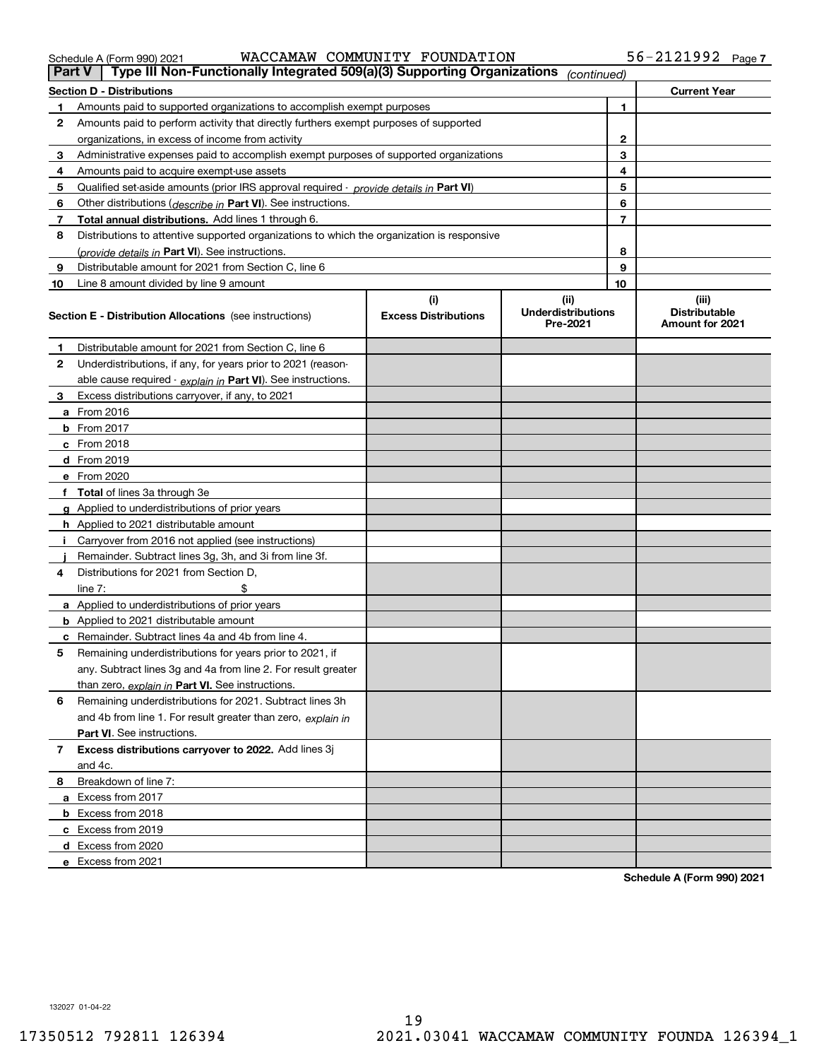Schedule A (Form 990) 2021 WACCAMAW COMMUNITY FOUNDATION 56-2121992 Page 7

## Part V Type III Non-Functionally Integrated 509(a)(3) Supporting Organizations *(continued)*

| Section D - Distributions | | Current Year |
|---|---|---|
| 1 Amounts paid to supported organizations to accomplish exempt purposes | 1 | |
| 2 Amounts paid to perform activity that directly furthers exempt purposes of supported organizations, in excess of income from activity | 2 | |
| 3 Administrative expenses paid to accomplish exempt purposes of supported organizations | 3 | |
| 4 Amounts paid to acquire exempt-use assets | 4 | |
| 5 Qualified set-aside amounts (prior IRS approval required - *provide details in* **Part VI**) | 5 | |
| 6 Other distributions (*describe in* **Part VI**). See instructions. | 6 | |
| 7 **Total annual distributions.** Add lines 1 through 6. | 7 | |
| 8 Distributions to attentive supported organizations to which the organization is responsive (*provide details in* **Part VI**). See instructions. | 8 | |
| 9 Distributable amount for 2021 from Section C, line 6 | 9 | |
| 10 Line 8 amount divided by line 9 amount | 10 | |

| Section E - Distribution Allocations (see instructions) | (i) Excess Distributions | (ii) Underdistributions Pre-2021 | (iii) Distributable Amount for 2021 |
|---|---|---|---|
| 1 Distributable amount for 2021 from Section C, line 6 | | | |
| 2 Underdistributions, if any, for years prior to 2021 (reasonable cause required - *explain in* **Part VI**). See instructions. | | | |
| 3 Excess distributions carryover, if any, to 2021 | | | |
| a From 2016 | | | |
| b From 2017 | | | |
| c From 2018 | | | |
| d From 2019 | | | |
| e From 2020 | | | |
| f **Total** of lines 3a through 3e | | | |
| g Applied to underdistributions of prior years | | | |
| h Applied to 2021 distributable amount | | | |
| i Carryover from 2016 not applied (see instructions) | | | |
| j Remainder. Subtract lines 3g, 3h, and 3i from line 3f. | | | |
| 4 Distributions for 2021 from Section D, line 7: $ | | | |
| a Applied to underdistributions of prior years | | | |
| b Applied to 2021 distributable amount | | | |
| c Remainder. Subtract lines 4a and 4b from line 4. | | | |
| 5 Remaining underdistributions for years prior to 2021, if any. Subtract lines 3g and 4a from line 2. For result greater than zero, *explain in* **Part VI.** See instructions. | | | |
| 6 Remaining underdistributions for 2021. Subtract lines 3h and 4b from line 1. For result greater than zero, *explain in* **Part VI**. See instructions. | | | |
| 7 **Excess distributions carryover to 2022.** Add lines 3j and 4c. | | | |
| 8 Breakdown of line 7: | | | |
| a Excess from 2017 | | | |
| b Excess from 2018 | | | |
| c Excess from 2019 | | | |
| d Excess from 2020 | | | |
| e Excess from 2021 | | | |

**Schedule A (Form 990) 2021**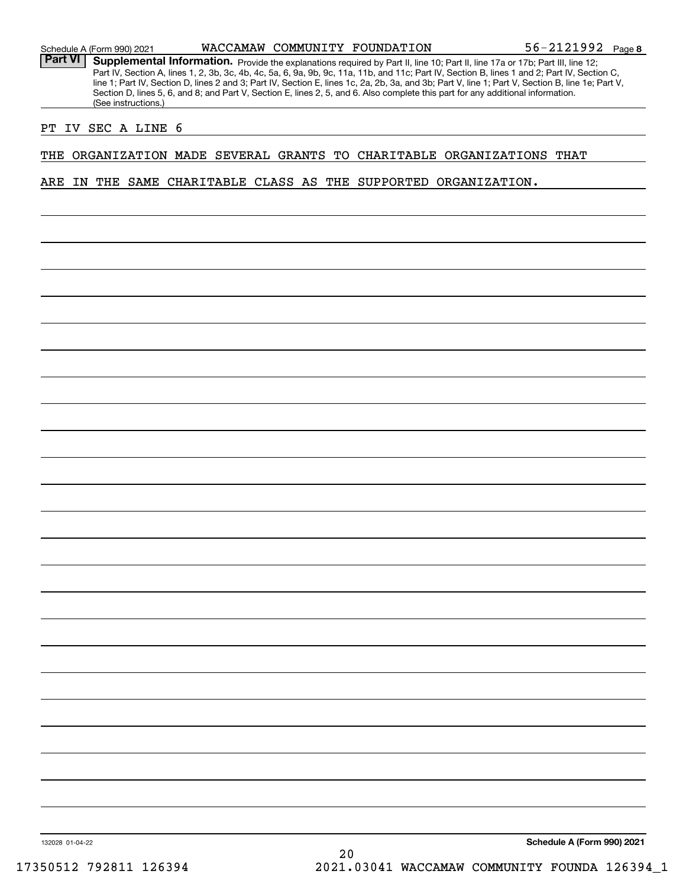Schedule A (Form 990) 2021 WACCAMAW COMMUNITY FOUNDATION 56-2121992 Page 8

**Part VI** **Supplemental Information.** Provide the explanations required by Part II, line 10; Part II, line 17a or 17b; Part III, line 12; Part IV, Section A, lines 1, 2, 3b, 3c, 4b, 4c, 5a, 6, 9a, 9b, 9c, 11a, 11b, and 11c; Part IV, Section B, lines 1 and 2; Part IV, Section C, line 1; Part IV, Section D, lines 2 and 3; Part IV, Section E, lines 1c, 2a, 2b, 3a, and 3b; Part V, line 1; Part V, Section B, line 1e; Part V, Section D, lines 5, 6, and 8; and Part V, Section E, lines 2, 5, and 6. Also complete this part for any additional information. (See instructions.)

PT IV SEC A LINE 6

THE ORGANIZATION MADE SEVERAL GRANTS TO CHARITABLE ORGANIZATIONS THAT ARE IN THE SAME CHARITABLE CLASS AS THE SUPPORTED ORGANIZATION.

132028 01-04-22 **Schedule A (Form 990) 2021**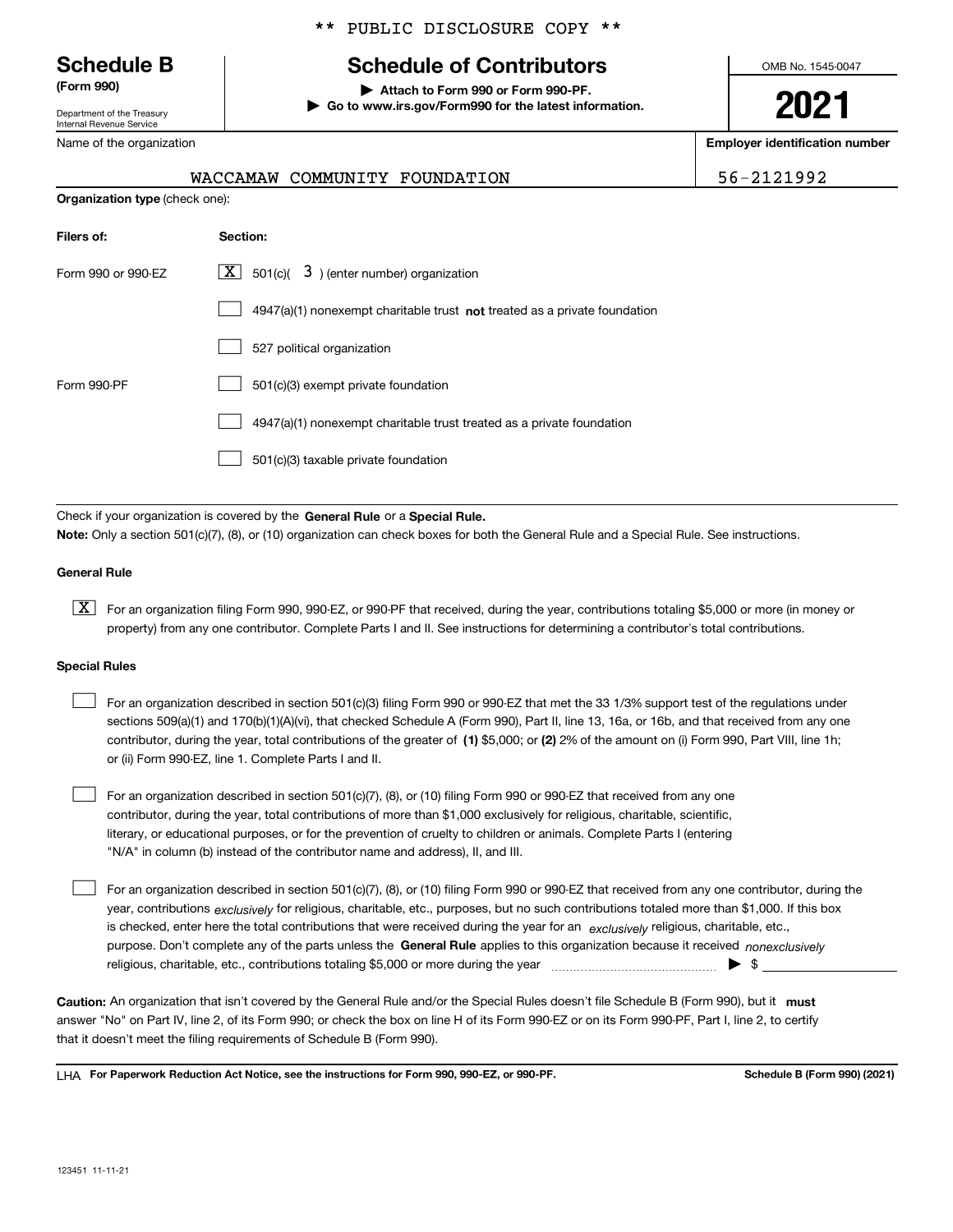\*\* PUBLIC DISCLOSURE COPY \*\*

# Schedule B
**(Form 990)**

Department of the Treasury
Internal Revenue Service

## Schedule of Contributors

▶ **Attach to Form 990 or Form 990-PF.**
▶ **Go to www.irs.gov/Form990 for the latest information.**

OMB No. 1545-0047

**2021**

Name of the organization: WACCAMAW COMMUNITY FOUNDATION

**Employer identification number**: 56-2121992

**Organization type** (check one):

| **Filers of:** | **Section:** |
|---|---|
| Form 990 or 990-EZ | [X] 501(c)( 3 ) (enter number) organization |
| | [ ] 4947(a)(1) nonexempt charitable trust **not** treated as a private foundation |
| | [ ] 527 political organization |
| Form 990-PF | [ ] 501(c)(3) exempt private foundation |
| | [ ] 4947(a)(1) nonexempt charitable trust treated as a private foundation |
| | [ ] 501(c)(3) taxable private foundation |

Check if your organization is covered by the **General Rule** or a **Special Rule.**
**Note:** Only a section 501(c)(7), (8), or (10) organization can check boxes for both the General Rule and a Special Rule. See instructions.

**General Rule**

[X] For an organization filing Form 990, 990-EZ, or 990-PF that received, during the year, contributions totaling $5,000 or more (in money or property) from any one contributor. Complete Parts I and II. See instructions for determining a contributor's total contributions.

**Special Rules**

[ ] For an organization described in section 501(c)(3) filing Form 990 or 990-EZ that met the 33 1/3% support test of the regulations under sections 509(a)(1) and 170(b)(1)(A)(vi), that checked Schedule A (Form 990), Part II, line 13, 16a, or 16b, and that received from any one contributor, during the year, total contributions of the greater of **(1)** $5,000; or **(2)** 2% of the amount on (i) Form 990, Part VIII, line 1h; or (ii) Form 990-EZ, line 1. Complete Parts I and II.

[ ] For an organization described in section 501(c)(7), (8), or (10) filing Form 990 or 990-EZ that received from any one contributor, during the year, total contributions of more than $1,000 exclusively for religious, charitable, scientific, literary, or educational purposes, or for the prevention of cruelty to children or animals. Complete Parts I (entering "N/A" in column (b) instead of the contributor name and address), II, and III.

[ ] For an organization described in section 501(c)(7), (8), or (10) filing Form 990 or 990-EZ that received from any one contributor, during the year, contributions *exclusively* for religious, charitable, etc., purposes, but no such contributions totaled more than $1,000. If this box is checked, enter here the total contributions that were received during the year for an *exclusively* religious, charitable, etc., purpose. Don't complete any of the parts unless the **General Rule** applies to this organization because it received *nonexclusively* religious, charitable, etc., contributions totaling $5,000 or more during the year ▶ $ ____________

**Caution:** An organization that isn't covered by the General Rule and/or the Special Rules doesn't file Schedule B (Form 990), but it **must** answer "No" on Part IV, line 2, of its Form 990; or check the box on line H of its Form 990-EZ or on its Form 990-PF, Part I, line 2, to certify that it doesn't meet the filing requirements of Schedule B (Form 990).

LHA **For Paperwork Reduction Act Notice, see the instructions for Form 990, 990-EZ, or 990-PF.** **Schedule B (Form 990) (2021)**

123451 11-11-21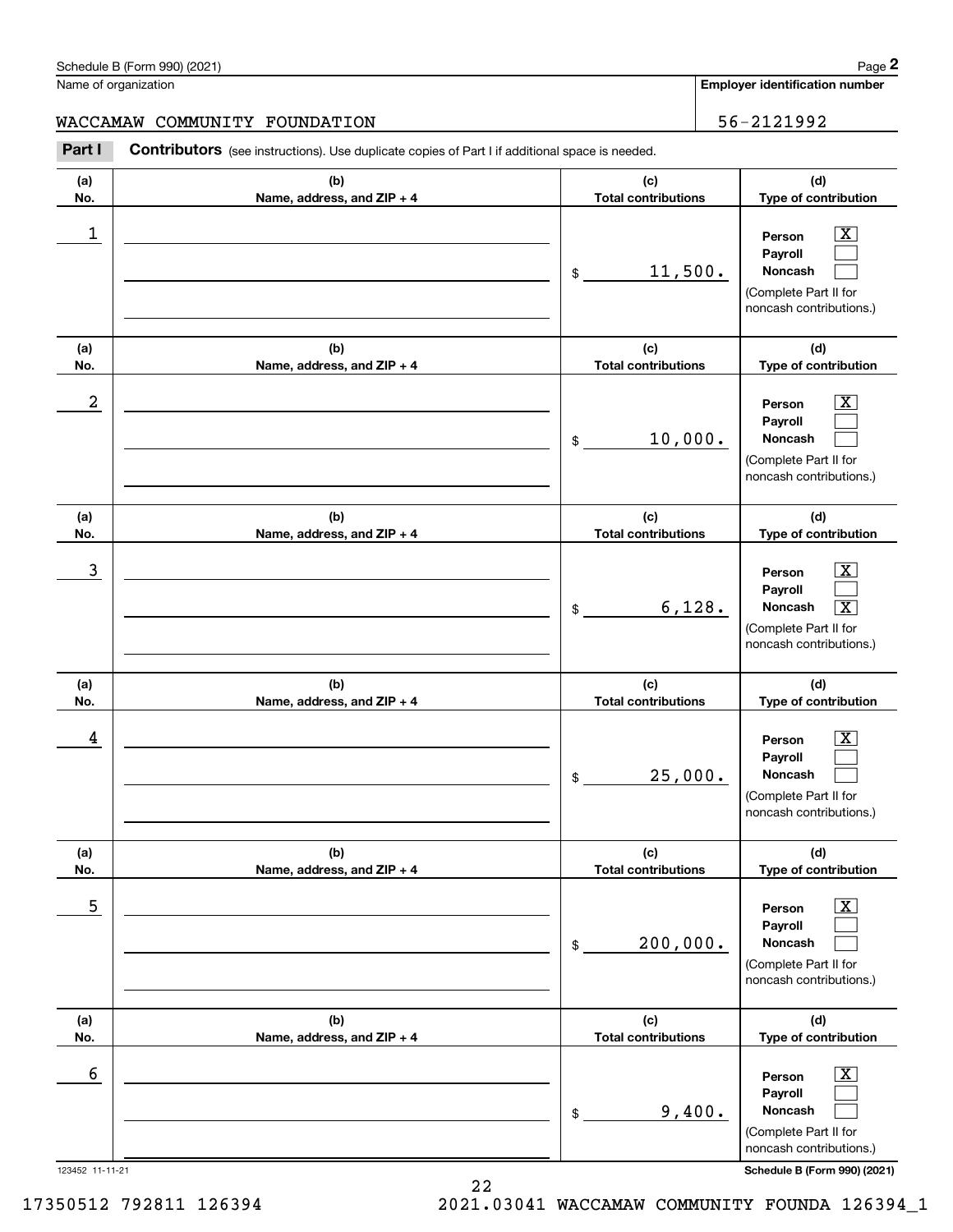Name of organization

**Employer identification number**

WACCAMAW COMMUNITY FOUNDATION

56-2121992

**Part I** **Contributors** (see instructions). Use duplicate copies of Part I if additional space is needed.

| (a) No. | (b) Name, address, and ZIP + 4 | (c) Total contributions | (d) Type of contribution |
|---|---|---|---|
| 1 | | $ 11,500. | Person [X] Payroll [ ] Noncash [ ] (Complete Part II for noncash contributions.) |
| 2 | | $ 10,000. | Person [X] Payroll [ ] Noncash [ ] (Complete Part II for noncash contributions.) |
| 3 | | $ 6,128. | Person [X] Payroll [ ] Noncash [X] (Complete Part II for noncash contributions.) |
| 4 | | $ 25,000. | Person [X] Payroll [ ] Noncash [ ] (Complete Part II for noncash contributions.) |
| 5 | | $ 200,000. | Person [X] Payroll [ ] Noncash [ ] (Complete Part II for noncash contributions.) |
| 6 | | $ 9,400. | Person [X] Payroll [ ] Noncash [ ] (Complete Part II for noncash contributions.) |

123452 11-11-21

**Schedule B (Form 990) (2021)**

17350512 792811 126394 2021.03041 WACCAMAW COMMUNITY FOUNDA 126394_1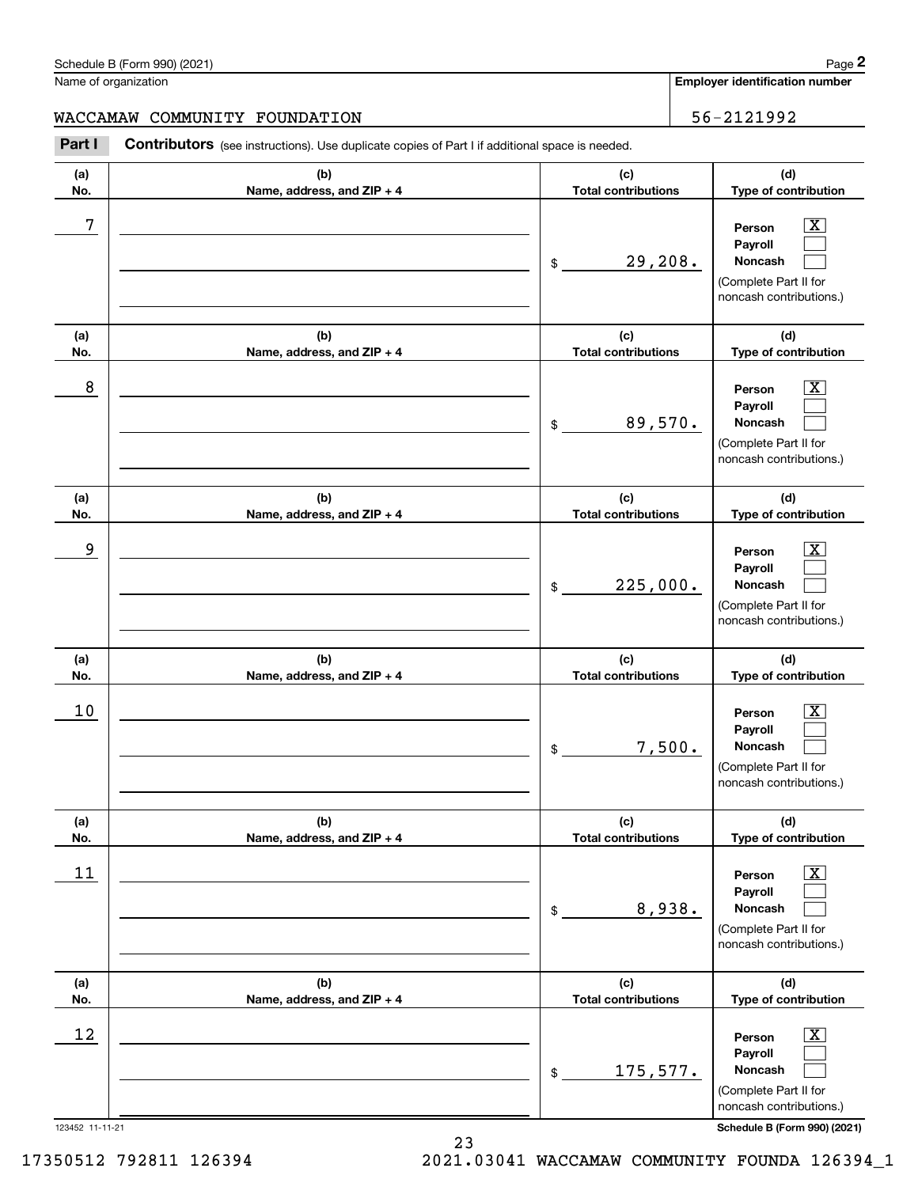Schedule B (Form 990) (2021)

Name of organization: WACCAMAW COMMUNITY FOUNDATION

Employer identification number: 56-2121992

**Part I** **Contributors** (see instructions). Use duplicate copies of Part I if additional space is needed.

| (a) No. | (b) Name, address, and ZIP + 4 | (c) Total contributions | (d) Type of contribution |
|---|---|---|---|
| 7 | | $ 29,208. | Person [X] Payroll [ ] Noncash [ ] (Complete Part II for noncash contributions.) |
| 8 | | $ 89,570. | Person [X] Payroll [ ] Noncash [ ] (Complete Part II for noncash contributions.) |
| 9 | | $ 225,000. | Person [X] Payroll [ ] Noncash [ ] (Complete Part II for noncash contributions.) |
| 10 | | $ 7,500. | Person [X] Payroll [ ] Noncash [ ] (Complete Part II for noncash contributions.) |
| 11 | | $ 8,938. | Person [X] Payroll [ ] Noncash [ ] (Complete Part II for noncash contributions.) |
| 12 | | $ 175,577. | Person [X] Payroll [ ] Noncash [ ] (Complete Part II for noncash contributions.) |

123452 11-11-21

Schedule B (Form 990) (2021)

17350512 792811 126394 2021.03041 WACCAMAW COMMUNITY FOUNDA 126394_1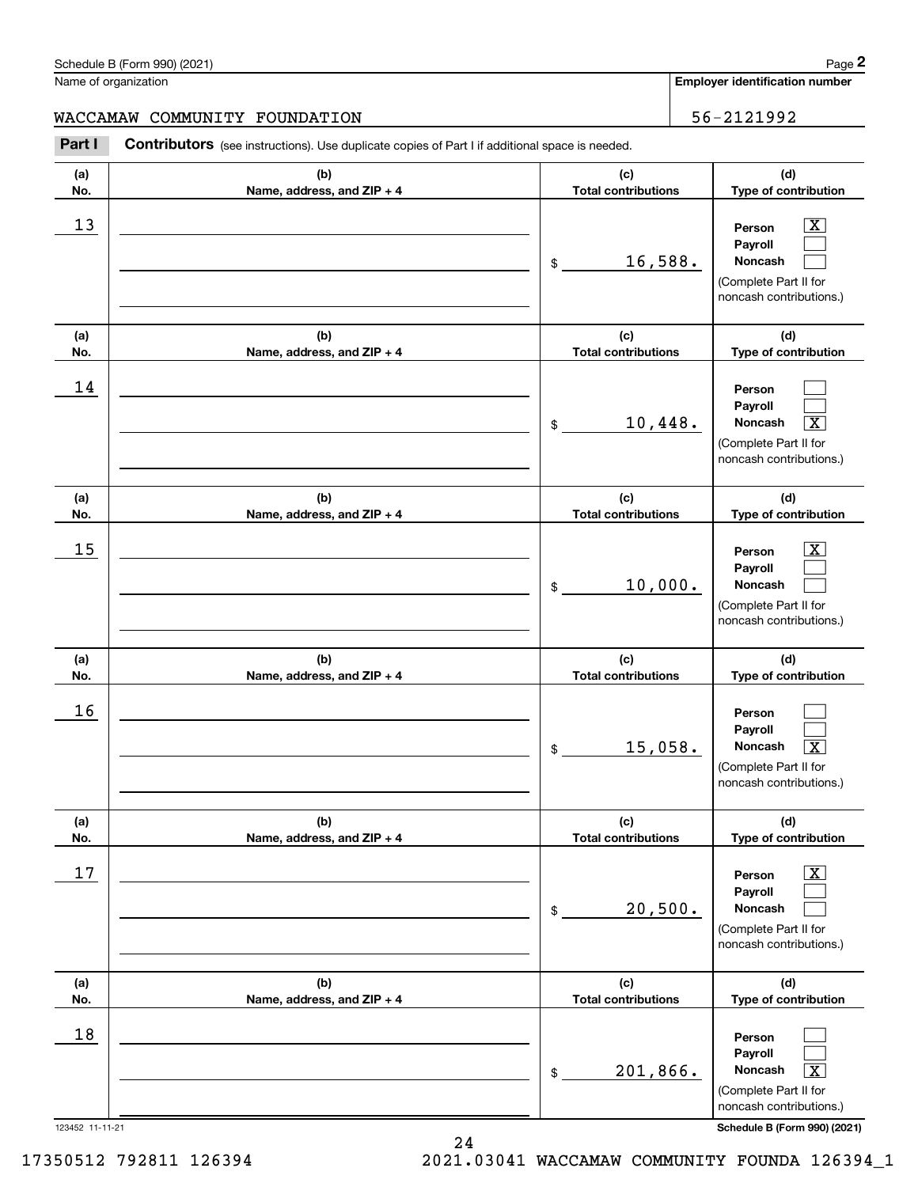Schedule B (Form 990) (2021)

Name of organization: WACCAMAW COMMUNITY FOUNDATION

Employer identification number: 56-2121992

**Part I** **Contributors** (see instructions). Use duplicate copies of Part I if additional space is needed.

| (a) No. | (b) Name, address, and ZIP + 4 | (c) Total contributions | (d) Type of contribution |
|---|---|---|---|
| 13 | | $ 16,588. | Person [X] Payroll [ ] Noncash [ ] (Complete Part II for noncash contributions.) |
| 14 | | $ 10,448. | Person [ ] Payroll [ ] Noncash [X] (Complete Part II for noncash contributions.) |
| 15 | | $ 10,000. | Person [X] Payroll [ ] Noncash [ ] (Complete Part II for noncash contributions.) |
| 16 | | $ 15,058. | Person [ ] Payroll [ ] Noncash [X] (Complete Part II for noncash contributions.) |
| 17 | | $ 20,500. | Person [X] Payroll [ ] Noncash [ ] (Complete Part II for noncash contributions.) |
| 18 | | $ 201,866. | Person [ ] Payroll [ ] Noncash [X] (Complete Part II for noncash contributions.) |

123452 11-11-21

Schedule B (Form 990) (2021)

17350512 792811 126394 2021.03041 WACCAMAW COMMUNITY FOUNDA 126394_1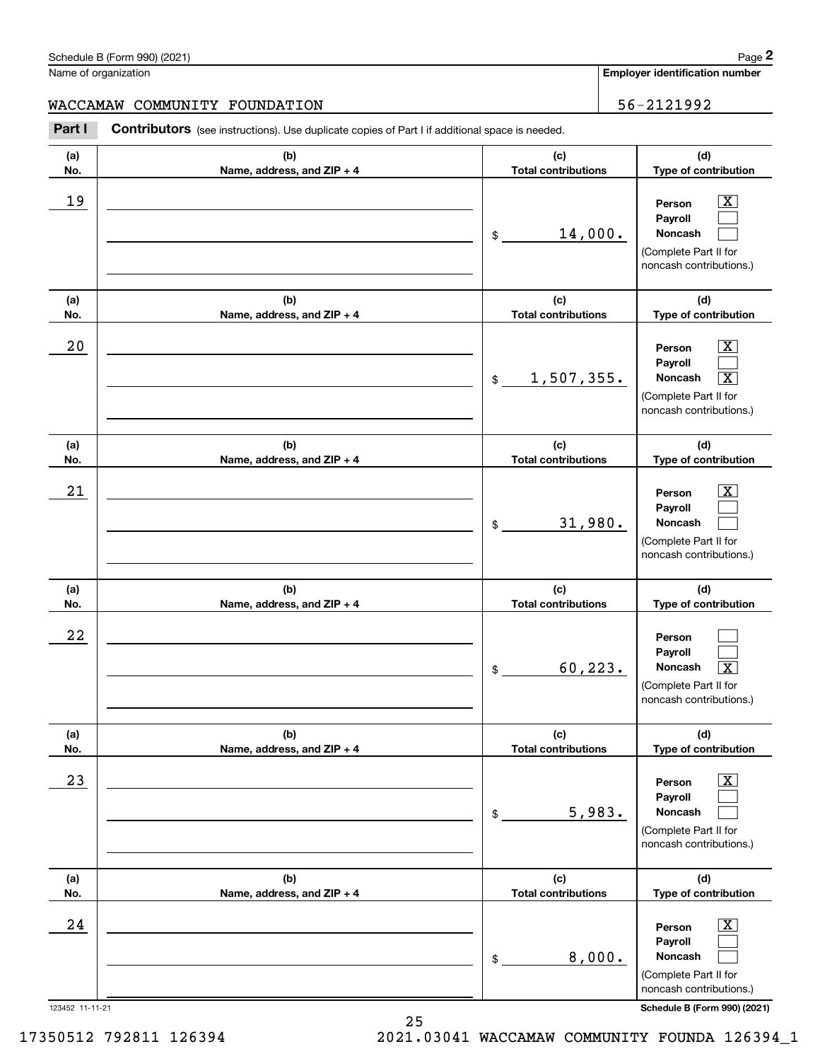Schedule B (Form 990) (2021)

Name of organization: WACCAMAW COMMUNITY FOUNDATION

Employer identification number: 56-2121992

**Part I** **Contributors** (see instructions). Use duplicate copies of Part I if additional space is needed.

| (a) No. | (b) Name, address, and ZIP + 4 | (c) Total contributions | (d) Type of contribution |
|---|---|---|---|
| 19 | | $ 14,000. | Person [X] Payroll [ ] Noncash [ ] (Complete Part II for noncash contributions.) |
| 20 | | $ 1,507,355. | Person [X] Payroll [ ] Noncash [X] (Complete Part II for noncash contributions.) |
| 21 | | $ 31,980. | Person [X] Payroll [ ] Noncash [ ] (Complete Part II for noncash contributions.) |
| 22 | | $ 60,223. | Person [ ] Payroll [ ] Noncash [X] (Complete Part II for noncash contributions.) |
| 23 | | $ 5,983. | Person [X] Payroll [ ] Noncash [ ] (Complete Part II for noncash contributions.) |
| 24 | | $ 8,000. | Person [X] Payroll [ ] Noncash [ ] (Complete Part II for noncash contributions.) |

123452 11-11-21

Schedule B (Form 990) (2021)

17350512 792811 126394 2021.03041 WACCAMAW COMMUNITY FOUNDA 126394_1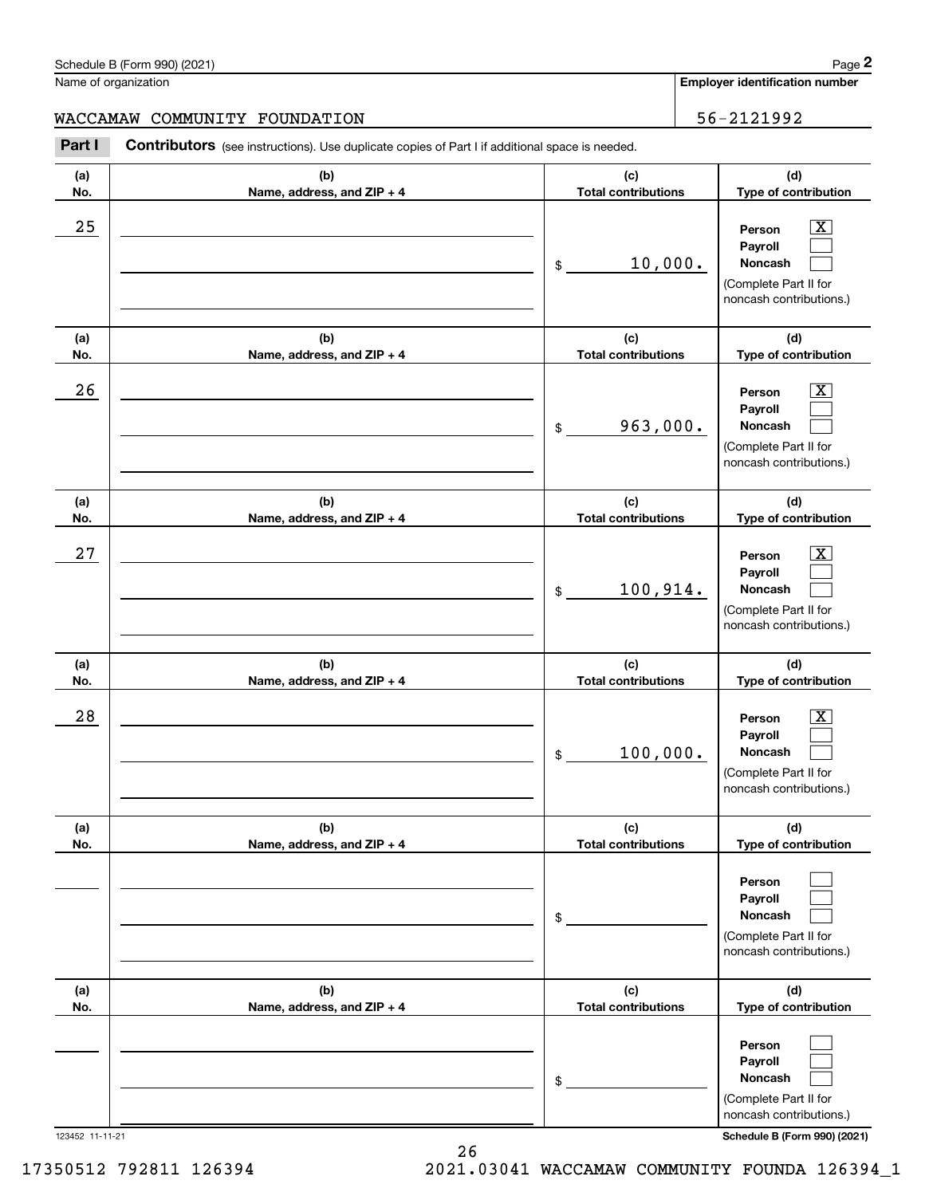Schedule B (Form 990) (2021)

Name of organization: WACCAMAW COMMUNITY FOUNDATION

Employer identification number: 56-2121992

**Part I** **Contributors** (see instructions). Use duplicate copies of Part I if additional space is needed.

| (a) No. | (b) Name, address, and ZIP + 4 | (c) Total contributions | (d) Type of contribution |
|---|---|---|---|
| 25 | | $ 10,000. | Person [X] Payroll [ ] Noncash [ ] (Complete Part II for noncash contributions.) |
| 26 | | $ 963,000. | Person [X] Payroll [ ] Noncash [ ] (Complete Part II for noncash contributions.) |
| 27 | | $ 100,914. | Person [X] Payroll [ ] Noncash [ ] (Complete Part II for noncash contributions.) |
| 28 | | $ 100,000. | Person [X] Payroll [ ] Noncash [ ] (Complete Part II for noncash contributions.) |
| | | $ | Person [ ] Payroll [ ] Noncash [ ] (Complete Part II for noncash contributions.) |
| | | $ | Person [ ] Payroll [ ] Noncash [ ] (Complete Part II for noncash contributions.) |

Schedule B (Form 990) (2021)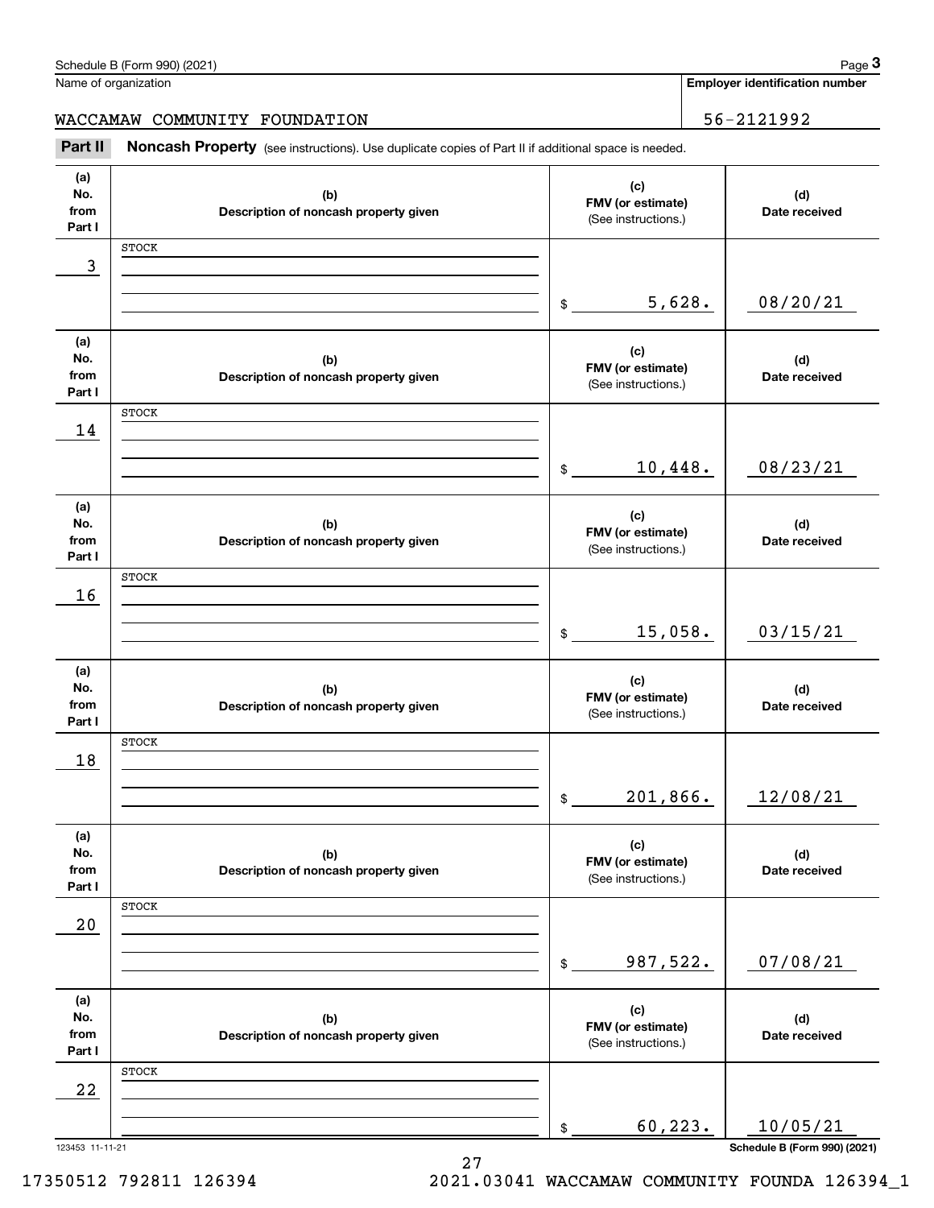Name of organization

WACCAMAW COMMUNITY FOUNDATION

**Employer identification number**

56-2121992

**Part II** **Noncash Property** (see instructions). Use duplicate copies of Part II if additional space is needed.

| (a) No. from Part I | (b) Description of noncash property given | (c) FMV (or estimate) (See instructions.) | (d) Date received |
|---|---|---|---|
| 3 | STOCK | $ 5,628. | 08/20/21 |
| 14 | STOCK | $ 10,448. | 08/23/21 |
| 16 | STOCK | $ 15,058. | 03/15/21 |
| 18 | STOCK | $ 201,866. | 12/08/21 |
| 20 | STOCK | $ 987,522. | 07/08/21 |
| 22 | STOCK | $ 60,223. | 10/05/21 |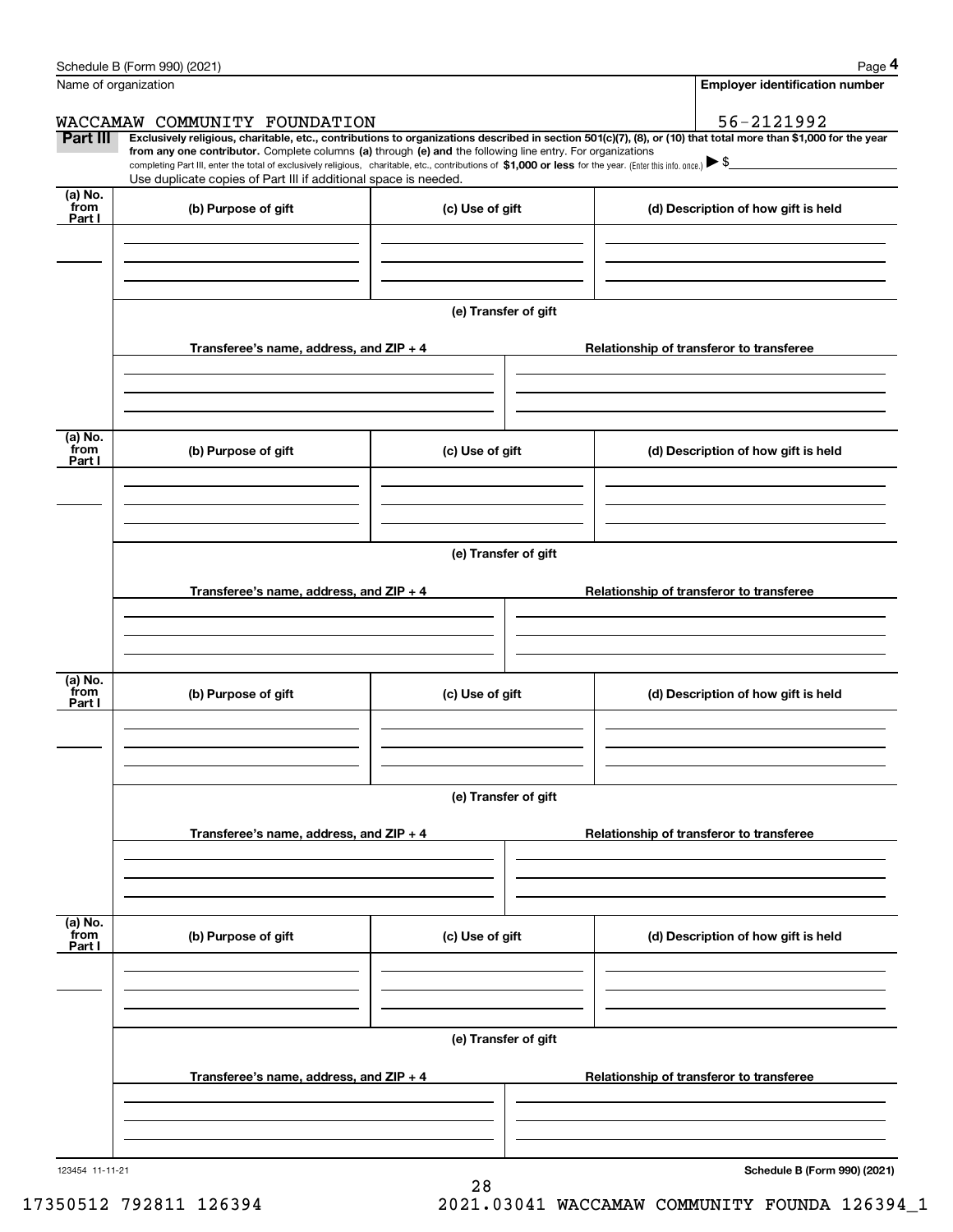Schedule B (Form 990) (2021) Page **4**

Name of organization: WACCAMAW COMMUNITY FOUNDATION

**Employer identification number**: 56-2121992

**Part III** **Exclusively religious, charitable, etc., contributions to organizations described in section 501(c)(7), (8), or (10) that total more than $1,000 for the year from any one contributor.** Complete columns **(a)** through **(e) and** the following line entry. For organizations completing Part III, enter the total of exclusively religious, charitable, etc., contributions of **$1,000 or less** for the year. (Enter this info. once.) ▶ $

Use duplicate copies of Part III if additional space is needed.

| (a) No. from Part I | (b) Purpose of gift | (c) Use of gift | (d) Description of how gift is held |
|---|---|---|---|
| | | | |

**(e) Transfer of gift**

| Transferee's name, address, and ZIP + 4 | Relationship of transferor to transferee |
|---|---|
| | |

| (a) No. from Part I | (b) Purpose of gift | (c) Use of gift | (d) Description of how gift is held |
|---|---|---|---|
| | | | |

**(e) Transfer of gift**

| Transferee's name, address, and ZIP + 4 | Relationship of transferor to transferee |
|---|---|
| | |

| (a) No. from Part I | (b) Purpose of gift | (c) Use of gift | (d) Description of how gift is held |
|---|---|---|---|
| | | | |

**(e) Transfer of gift**

| Transferee's name, address, and ZIP + 4 | Relationship of transferor to transferee |
|---|---|
| | |

| (a) No. from Part I | (b) Purpose of gift | (c) Use of gift | (d) Description of how gift is held |
|---|---|---|---|
| | | | |

**(e) Transfer of gift**

| Transferee's name, address, and ZIP + 4 | Relationship of transferor to transferee |
|---|---|
| | |

123454 11-11-21 **Schedule B (Form 990) (2021)**

17350512 792811 126394 2021.03041 WACCAMAW COMMUNITY FOUNDA 126394_1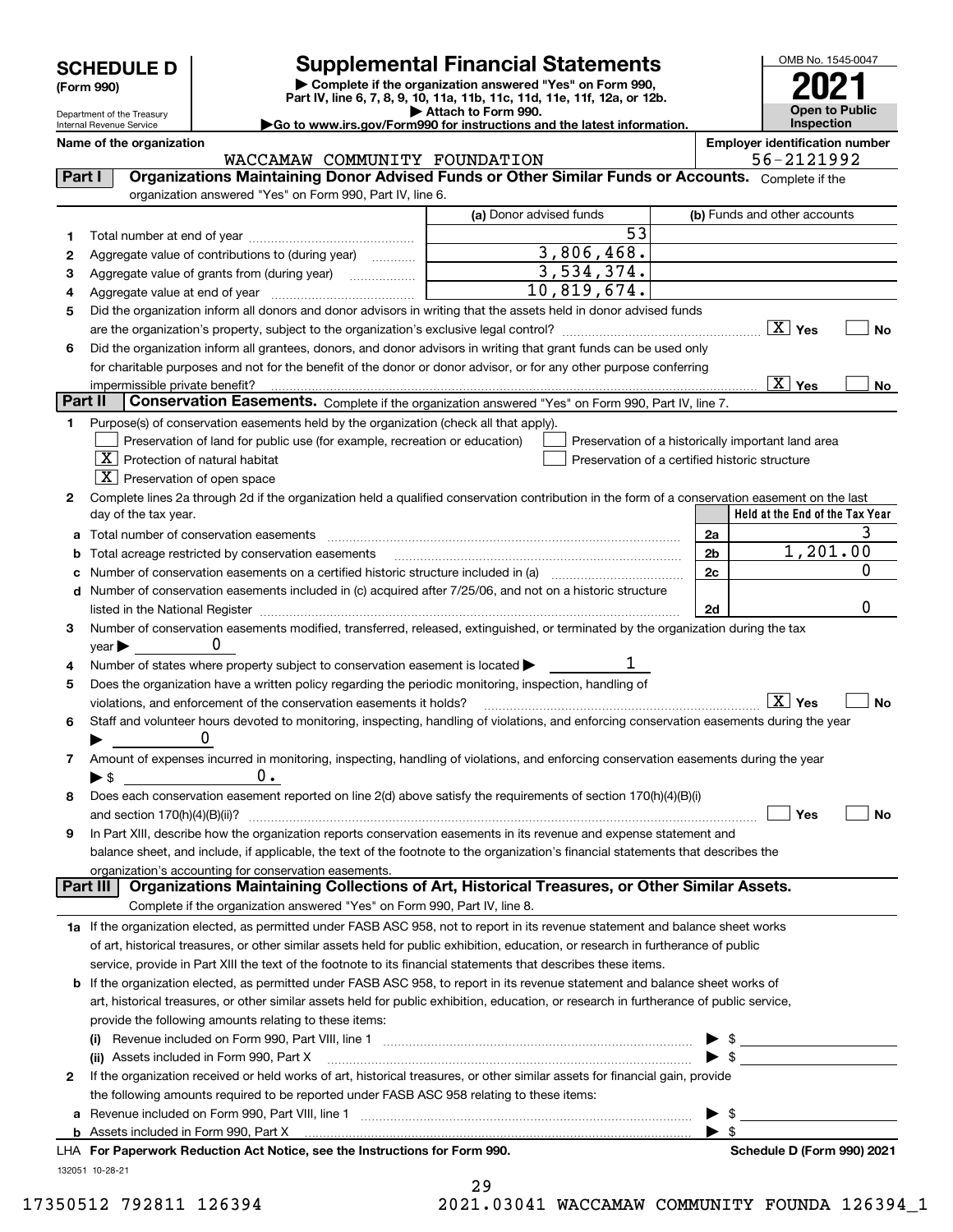# SCHEDULE D (Form 990)

Department of the Treasury
Internal Revenue Service

## Supplemental Financial Statements

▶ Complete if the organization answered "Yes" on Form 990, Part IV, line 6, 7, 8, 9, 10, 11a, 11b, 11c, 11d, 11e, 11f, 12a, or 12b.
▶ Attach to Form 990.
▶Go to www.irs.gov/Form990 for instructions and the latest information.

OMB No. 1545-0047
**2021**
**Open to Public Inspection**

**Name of the organization:** WACCAMAW COMMUNITY FOUNDATION
**Employer identification number:** 56-2121992

### Part I — Organizations Maintaining Donor Advised Funds or Other Similar Funds or Accounts.

Complete if the organization answered "Yes" on Form 990, Part IV, line 6.

| | | (a) Donor advised funds | (b) Funds and other accounts |
|---|---|---|---|
| 1 | Total number at end of year | 53 | |
| 2 | Aggregate value of contributions to (during year) | 3,806,468. | |
| 3 | Aggregate value of grants from (during year) | 3,534,374. | |
| 4 | Aggregate value at end of year | 10,819,674. | |

5. Did the organization inform all donors and donor advisors in writing that the assets held in donor advised funds are the organization's property, subject to the organization's exclusive legal control? [X] Yes [ ] No
6. Did the organization inform all grantees, donors, and donor advisors in writing that grant funds can be used only for charitable purposes and not for the benefit of the donor or donor advisor, or for any other purpose conferring impermissible private benefit? [X] Yes [ ] No

### Part II — Conservation Easements.

Complete if the organization answered "Yes" on Form 990, Part IV, line 7.

1. Purpose(s) of conservation easements held by the organization (check all that apply).
   - [ ] Preservation of land for public use (for example, recreation or education)
   - [ ] Preservation of a historically important land area
   - [X] Protection of natural habitat
   - [ ] Preservation of a certified historic structure
   - [X] Preservation of open space
2. Complete lines 2a through 2d if the organization held a qualified conservation contribution in the form of a conservation easement on the last day of the tax year.

| | | | Held at the End of the Tax Year |
|---|---|---|---|
| a | Total number of conservation easements | 2a | 3 |
| b | Total acreage restricted by conservation easements | 2b | 1,201.00 |
| c | Number of conservation easements on a certified historic structure included in (a) | 2c | 0 |
| d | Number of conservation easements included in (c) acquired after 7/25/06, and not on a historic structure listed in the National Register | 2d | 0 |

3. Number of conservation easements modified, transferred, released, extinguished, or terminated by the organization during the tax year ▶ 0
4. Number of states where property subject to conservation easement is located ▶ 1
5. Does the organization have a written policy regarding the periodic monitoring, inspection, handling of violations, and enforcement of the conservation easements it holds? [X] Yes [ ] No
6. Staff and volunteer hours devoted to monitoring, inspecting, handling of violations, and enforcing conservation easements during the year ▶ 0
7. Amount of expenses incurred in monitoring, inspecting, handling of violations, and enforcing conservation easements during the year ▶ $ 0.
8. Does each conservation easement reported on line 2(d) above satisfy the requirements of section 170(h)(4)(B)(i) and section 170(h)(4)(B)(ii)? [ ] Yes [ ] No
9. In Part XIII, describe how the organization reports conservation easements in its revenue and expense statement and balance sheet, and include, if applicable, the text of the footnote to the organization's financial statements that describes the organization's accounting for conservation easements.

### Part III — Organizations Maintaining Collections of Art, Historical Treasures, or Other Similar Assets.

Complete if the organization answered "Yes" on Form 990, Part IV, line 8.

1a. If the organization elected, as permitted under FASB ASC 958, not to report in its revenue statement and balance sheet works of art, historical treasures, or other similar assets held for public exhibition, education, or research in furtherance of public service, provide in Part XIII the text of the footnote to its financial statements that describes these items.

b. If the organization elected, as permitted under FASB ASC 958, to report in its revenue statement and balance sheet works of art, historical treasures, or other similar assets held for public exhibition, education, or research in furtherance of public service, provide the following amounts relating to these items:
   - (i) Revenue included on Form 990, Part VIII, line 1 ▶ $
   - (ii) Assets included in Form 990, Part X ▶ $

2. If the organization received or held works of art, historical treasures, or other similar assets for financial gain, provide the following amounts required to be reported under FASB ASC 958 relating to these items:
   - a. Revenue included on Form 990, Part VIII, line 1 ▶ $
   - b. Assets included in Form 990, Part X ▶ $

LHA **For Paperwork Reduction Act Notice, see the Instructions for Form 990.** **Schedule D (Form 990) 2021**

132051 10-28-21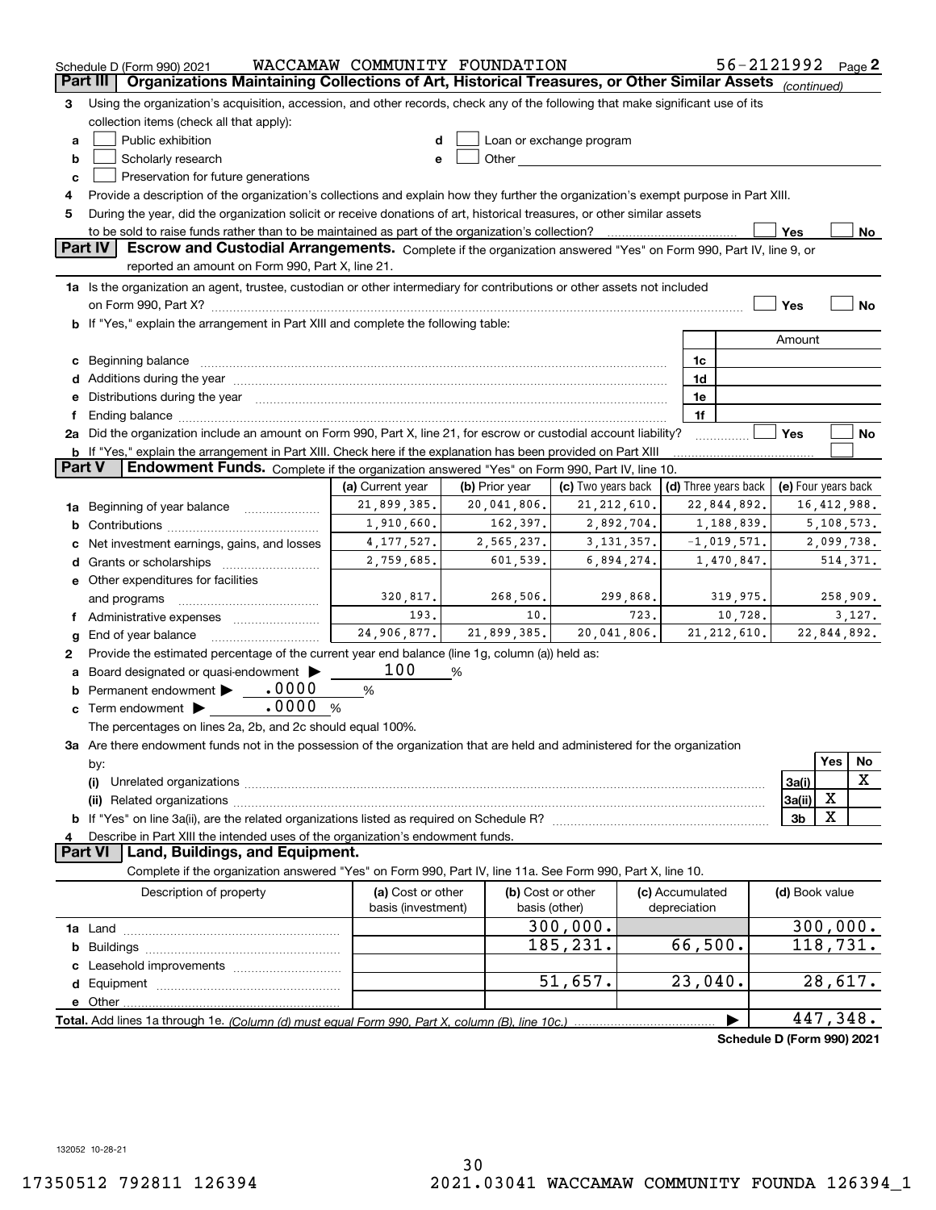Schedule D (Form 990) 2021 WACCAMAW COMMUNITY FOUNDATION 56-2121992 Page 2

## Part III Organizations Maintaining Collections of Art, Historical Treasures, or Other Similar Assets *(continued)*

3 Using the organization's acquisition, accession, and other records, check any of the following that make significant use of its collection items (check all that apply):

- a ☐ Public exhibition
- b ☐ Scholarly research
- c ☐ Preservation for future generations
- d ☐ Loan or exchange program
- e ☐ Other

4 Provide a description of the organization's collections and explain how they further the organization's exempt purpose in Part XIII.

5 During the year, did the organization solicit or receive donations of art, historical treasures, or other similar assets to be sold to raise funds rather than to be maintained as part of the organization's collection? ☐ Yes ☐ No

## Part IV Escrow and Custodial Arrangements.

Complete if the organization answered "Yes" on Form 990, Part IV, line 9, or reported an amount on Form 990, Part X, line 21.

1a Is the organization an agent, trustee, custodian or other intermediary for contributions or other assets not included on Form 990, Part X? ☐ Yes ☐ No

b If "Yes," explain the arrangement in Part XIII and complete the following table:

| | | Amount |
|---|---|---|
| c Beginning balance | 1c | |
| d Additions during the year | 1d | |
| e Distributions during the year | 1e | |
| f Ending balance | 1f | |

2a Did the organization include an amount on Form 990, Part X, line 21, for escrow or custodial account liability? ☐ Yes ☐ No

b If "Yes," explain the arrangement in Part XIII. Check here if the explanation has been provided on Part XIII ☐

## Part V Endowment Funds.

Complete if the organization answered "Yes" on Form 990, Part IV, line 10.

| | (a) Current year | (b) Prior year | (c) Two years back | (d) Three years back | (e) Four years back |
|---|---|---|---|---|---|
| 1a Beginning of year balance | 21,899,385. | 20,041,806. | 21,212,610. | 22,844,892. | 16,412,988. |
| b Contributions | 1,910,660. | 162,397. | 2,892,704. | 1,188,839. | 5,108,573. |
| c Net investment earnings, gains, and losses | 4,177,527. | 2,565,237. | 3,131,357. | -1,019,571. | 2,099,738. |
| d Grants or scholarships | 2,759,685. | 601,539. | 6,894,274. | 1,470,847. | 514,371. |
| e Other expenditures for facilities and programs | 320,817. | 268,506. | 299,868. | 319,975. | 258,909. |
| f Administrative expenses | 193. | 10. | 723. | 10,728. | 3,127. |
| g End of year balance | 24,906,877. | 21,899,385. | 20,041,806. | 21,212,610. | 22,844,892. |

2 Provide the estimated percentage of the current year end balance (line 1g, column (a)) held as:

- a Board designated or quasi-endowment ▶ 100 %
- b Permanent endowment ▶ .0000 %
- c Term endowment ▶ .0000 %

The percentages on lines 2a, 2b, and 2c should equal 100%.

3a Are there endowment funds not in the possession of the organization that are held and administered for the organization by:

| | | Yes | No |
|---|---|---|---|
| (i) Unrelated organizations | 3a(i) | | X |
| (ii) Related organizations | 3a(ii) | X | |
| b If "Yes" on line 3a(ii), are the related organizations listed as required on Schedule R? | 3b | X | |

4 Describe in Part XIII the intended uses of the organization's endowment funds.

## Part VI Land, Buildings, and Equipment.

Complete if the organization answered "Yes" on Form 990, Part IV, line 11a. See Form 990, Part X, line 10.

| Description of property | (a) Cost or other basis (investment) | (b) Cost or other basis (other) | (c) Accumulated depreciation | (d) Book value |
|---|---|---|---|---|
| 1a Land | | 300,000. | | 300,000. |
| b Buildings | | 185,231. | 66,500. | 118,731. |
| c Leasehold improvements | | | | |
| d Equipment | | 51,657. | 23,040. | 28,617. |
| e Other | | | | |

**Total.** Add lines 1a through 1e. *(Column (d) must equal Form 990, Part X, column (B), line 10c.)* ▶ 447,348.

**Schedule D (Form 990) 2021**

132052 10-28-21

17350512 792811 126394 2021.03041 WACCAMAW COMMUNITY FOUNDA 126394_1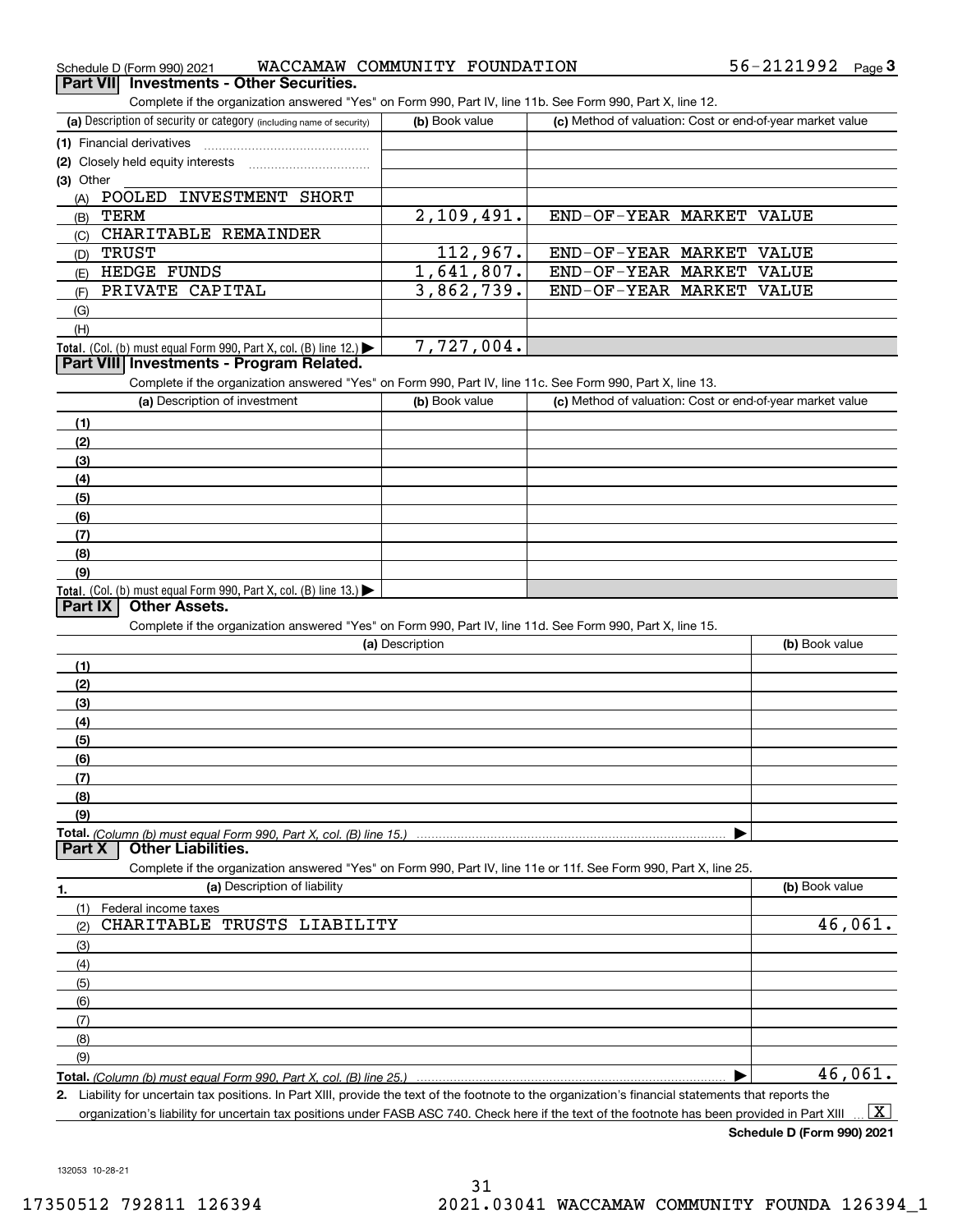Schedule D (Form 990) 2021 WACCAMAW COMMUNITY FOUNDATION 56-2121992 Page 3

## Part VII Investments - Other Securities.

Complete if the organization answered "Yes" on Form 990, Part IV, line 11b. See Form 990, Part X, line 12.

| (a) Description of security or category (including name of security) | (b) Book value | (c) Method of valuation: Cost or end-of-year market value |
|---|---|---|
| (1) Financial derivatives | | |
| (2) Closely held equity interests | | |
| (3) Other | | |
| (A) POOLED INVESTMENT SHORT | | |
| (B) TERM | 2,109,491. | END-OF-YEAR MARKET VALUE |
| (C) CHARITABLE REMAINDER | | |
| (D) TRUST | 112,967. | END-OF-YEAR MARKET VALUE |
| (E) HEDGE FUNDS | 1,641,807. | END-OF-YEAR MARKET VALUE |
| (F) PRIVATE CAPITAL | 3,862,739. | END-OF-YEAR MARKET VALUE |
| (G) | | |
| (H) | | |
| **Total.** (Col. (b) must equal Form 990, Part X, col. (B) line 12.) | 7,727,004. | |

## Part VIII Investments - Program Related.

Complete if the organization answered "Yes" on Form 990, Part IV, line 11c. See Form 990, Part X, line 13.

| (a) Description of investment | (b) Book value | (c) Method of valuation: Cost or end-of-year market value |
|---|---|---|
| (1) | | |
| (2) | | |
| (3) | | |
| (4) | | |
| (5) | | |
| (6) | | |
| (7) | | |
| (8) | | |
| (9) | | |
| **Total.** (Col. (b) must equal Form 990, Part X, col. (B) line 13.) | | |

## Part IX Other Assets.

Complete if the organization answered "Yes" on Form 990, Part IV, line 11d. See Form 990, Part X, line 15.

| (a) Description | (b) Book value |
|---|---|
| (1) | |
| (2) | |
| (3) | |
| (4) | |
| (5) | |
| (6) | |
| (7) | |
| (8) | |
| (9) | |
| **Total.** *(Column (b) must equal Form 990, Part X, col. (B) line 15.)* | |

## Part X Other Liabilities.

Complete if the organization answered "Yes" on Form 990, Part IV, line 11e or 11f. See Form 990, Part X, line 25.

| 1. (a) Description of liability | (b) Book value |
|---|---|
| (1) Federal income taxes | |
| (2) CHARITABLE TRUSTS LIABILITY | 46,061. |
| (3) | |
| (4) | |
| (5) | |
| (6) | |
| (7) | |
| (8) | |
| (9) | |
| **Total.** *(Column (b) must equal Form 990, Part X, col. (B) line 25.)* | 46,061. |

2. Liability for uncertain tax positions. In Part XIII, provide the text of the footnote to the organization's financial statements that reports the organization's liability for uncertain tax positions under FASB ASC 740. Check here if the text of the footnote has been provided in Part XIII [X]

**Schedule D (Form 990) 2021**

132053 10-28-21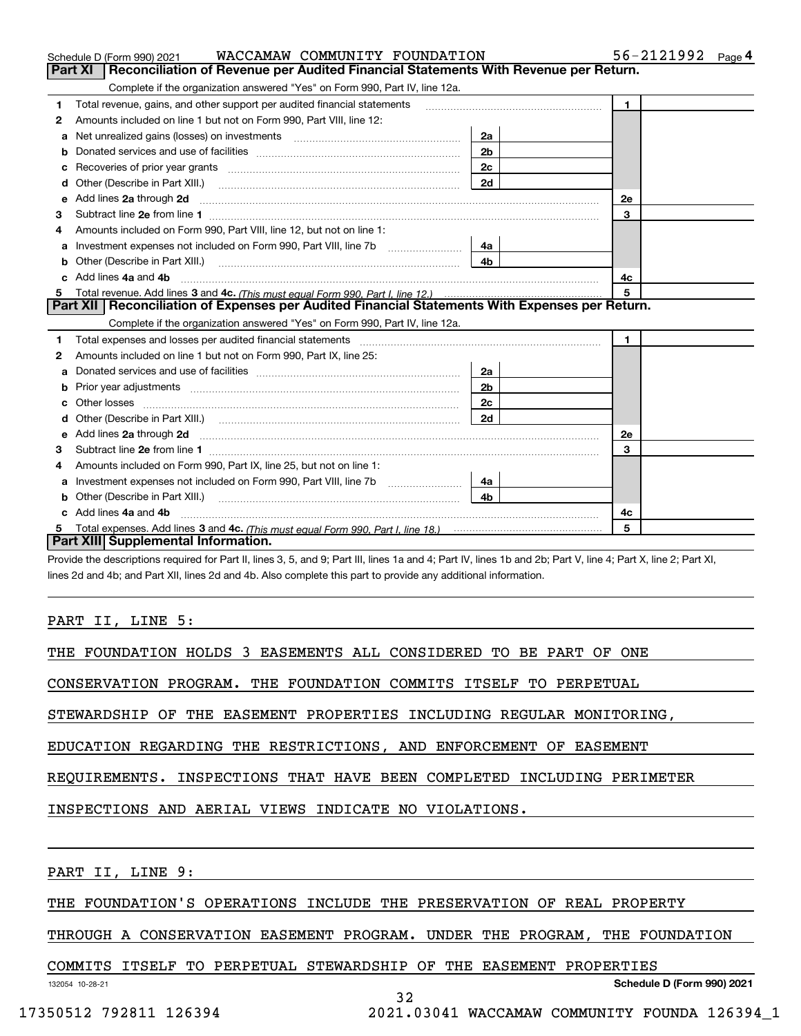Schedule D (Form 990) 2021 WACCAMAW COMMUNITY FOUNDATION 56-2121992

## Part XI Reconciliation of Revenue per Audited Financial Statements With Revenue per Return.

Complete if the organization answered "Yes" on Form 990, Part IV, line 12a.

| | | | | | |
|---|---|---|---|---|---|
| 1 | Total revenue, gains, and other support per audited financial statements | | | 1 | |
| 2 | Amounts included on line 1 but not on Form 990, Part VIII, line 12: | | | | |
| a | Net unrealized gains (losses) on investments | 2a | | | |
| b | Donated services and use of facilities | 2b | | | |
| c | Recoveries of prior year grants | 2c | | | |
| d | Other (Describe in Part XIII.) | 2d | | | |
| e | Add lines 2a through 2d | | | 2e | |
| 3 | Subtract line 2e from line 1 | | | 3 | |
| 4 | Amounts included on Form 990, Part VIII, line 12, but not on line 1: | | | | |
| a | Investment expenses not included on Form 990, Part VIII, line 7b | 4a | | | |
| b | Other (Describe in Part XIII.) | 4b | | | |
| c | Add lines 4a and 4b | | | 4c | |
| 5 | Total revenue. Add lines 3 and 4c. *(This must equal Form 990, Part I, line 12.)* | | | 5 | |

## Part XII Reconciliation of Expenses per Audited Financial Statements With Expenses per Return.

Complete if the organization answered "Yes" on Form 990, Part IV, line 12a.

| | | | | | |
|---|---|---|---|---|---|
| 1 | Total expenses and losses per audited financial statements | | | 1 | |
| 2 | Amounts included on line 1 but not on Form 990, Part IX, line 25: | | | | |
| a | Donated services and use of facilities | 2a | | | |
| b | Prior year adjustments | 2b | | | |
| c | Other losses | 2c | | | |
| d | Other (Describe in Part XIII.) | 2d | | | |
| e | Add lines 2a through 2d | | | 2e | |
| 3 | Subtract line 2e from line 1 | | | 3 | |
| 4 | Amounts included on Form 990, Part IX, line 25, but not on line 1: | | | | |
| a | Investment expenses not included on Form 990, Part VIII, line 7b | 4a | | | |
| b | Other (Describe in Part XIII.) | 4b | | | |
| c | Add lines 4a and 4b | | | 4c | |
| 5 | Total expenses. Add lines 3 and 4c. *(This must equal Form 990, Part I, line 18.)* | | | 5 | |

## Part XIII Supplemental Information.

Provide the descriptions required for Part II, lines 3, 5, and 9; Part III, lines 1a and 4; Part IV, lines 1b and 2b; Part V, line 4; Part X, line 2; Part XI, lines 2d and 4b; and Part XII, lines 2d and 4b. Also complete this part to provide any additional information.

PART II, LINE 5:

THE FOUNDATION HOLDS 3 EASEMENTS ALL CONSIDERED TO BE PART OF ONE CONSERVATION PROGRAM. THE FOUNDATION COMMITS ITSELF TO PERPETUAL STEWARDSHIP OF THE EASEMENT PROPERTIES INCLUDING REGULAR MONITORING, EDUCATION REGARDING THE RESTRICTIONS, AND ENFORCEMENT OF EASEMENT REQUIREMENTS. INSPECTIONS THAT HAVE BEEN COMPLETED INCLUDING PERIMETER INSPECTIONS AND AERIAL VIEWS INDICATE NO VIOLATIONS.

PART II, LINE 9:

THE FOUNDATION'S OPERATIONS INCLUDE THE PRESERVATION OF REAL PROPERTY THROUGH A CONSERVATION EASEMENT PROGRAM. UNDER THE PROGRAM, THE FOUNDATION COMMITS ITSELF TO PERPETUAL STEWARDSHIP OF THE EASEMENT PROPERTIES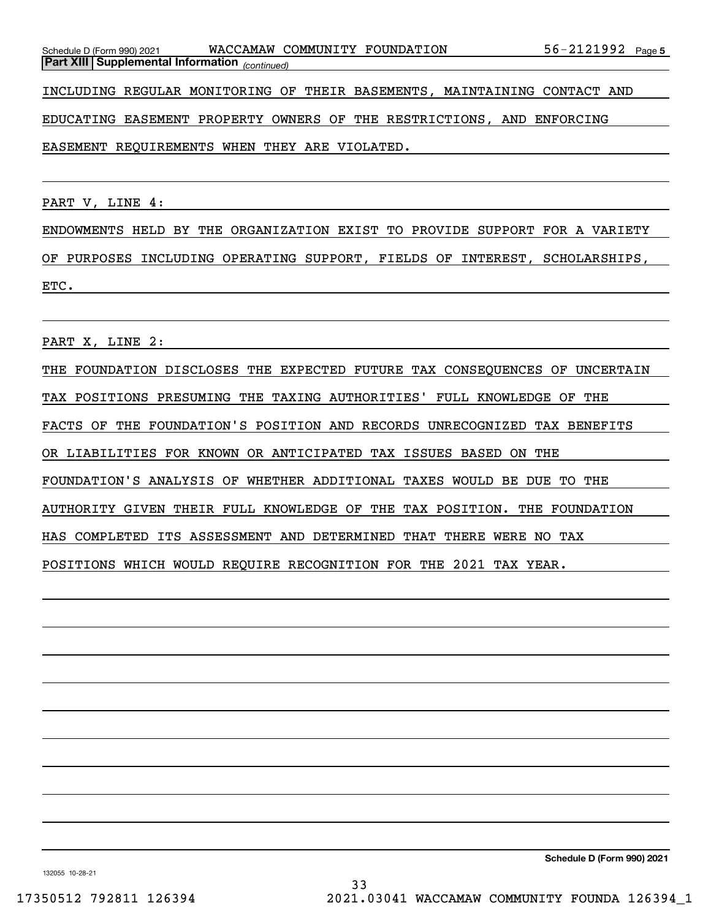**Part XIII Supplemental Information** *(continued)*

INCLUDING REGULAR MONITORING OF THEIR BASEMENTS, MAINTAINING CONTACT AND EDUCATING EASEMENT PROPERTY OWNERS OF THE RESTRICTIONS, AND ENFORCING EASEMENT REQUIREMENTS WHEN THEY ARE VIOLATED.

PART V, LINE 4:

ENDOWMENTS HELD BY THE ORGANIZATION EXIST TO PROVIDE SUPPORT FOR A VARIETY OF PURPOSES INCLUDING OPERATING SUPPORT, FIELDS OF INTEREST, SCHOLARSHIPS, ETC.

PART X, LINE 2:

THE FOUNDATION DISCLOSES THE EXPECTED FUTURE TAX CONSEQUENCES OF UNCERTAIN TAX POSITIONS PRESUMING THE TAXING AUTHORITIES' FULL KNOWLEDGE OF THE FACTS OF THE FOUNDATION'S POSITION AND RECORDS UNRECOGNIZED TAX BENEFITS OR LIABILITIES FOR KNOWN OR ANTICIPATED TAX ISSUES BASED ON THE FOUNDATION'S ANALYSIS OF WHETHER ADDITIONAL TAXES WOULD BE DUE TO THE AUTHORITY GIVEN THEIR FULL KNOWLEDGE OF THE TAX POSITION. THE FOUNDATION HAS COMPLETED ITS ASSESSMENT AND DETERMINED THAT THERE WERE NO TAX POSITIONS WHICH WOULD REQUIRE RECOGNITION FOR THE 2021 TAX YEAR.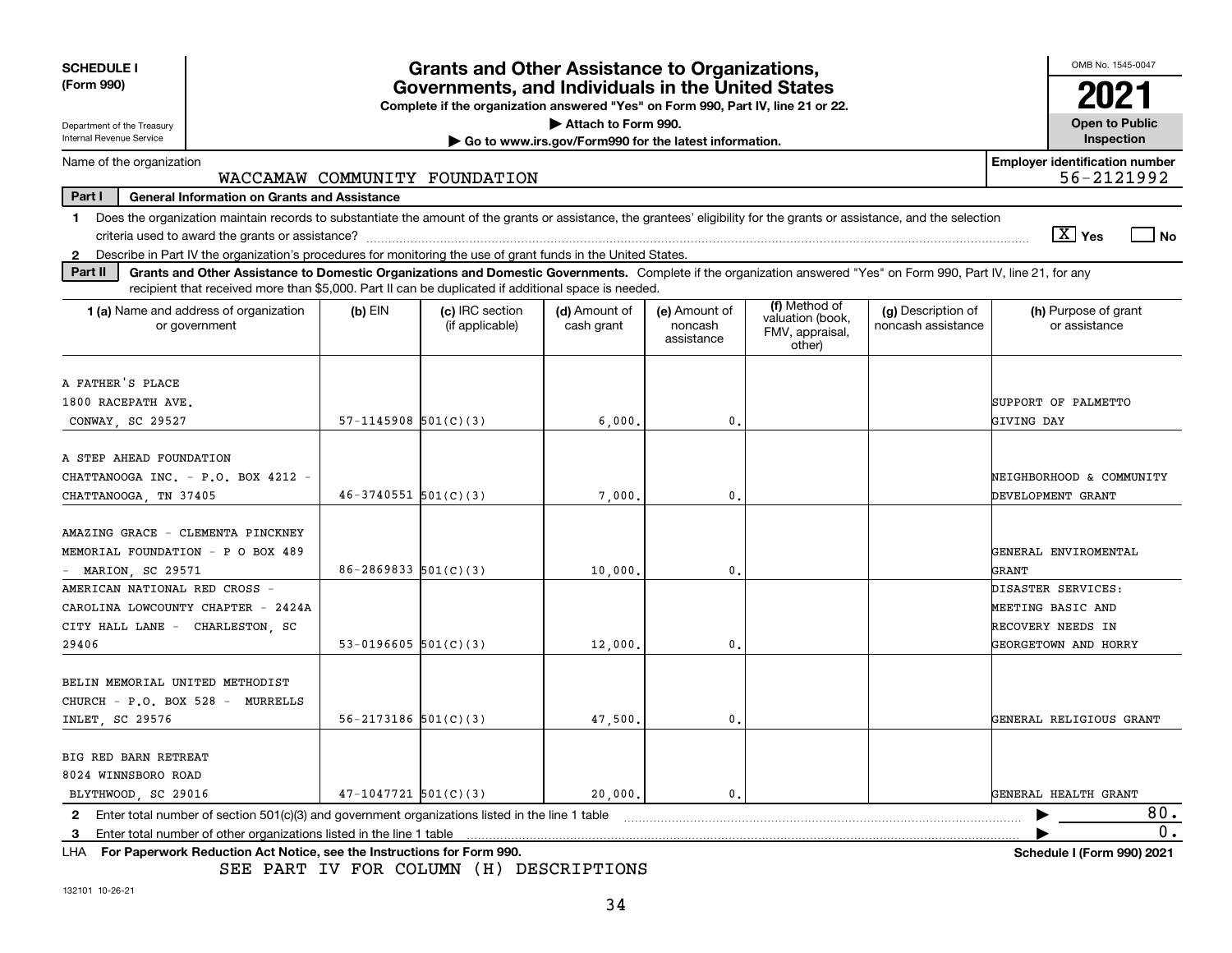**SCHEDULE I**
**(Form 990)**

Department of the Treasury
Internal Revenue Service

# Grants and Other Assistance to Organizations, Governments, and Individuals in the United States

**Complete if the organization answered "Yes" on Form 990, Part IV, line 21 or 22.**
▶ Attach to Form 990.
▶ Go to www.irs.gov/Form990 for the latest information.

OMB No. 1545-0047
**2021**
**Open to Public Inspection**

Name of the organization: WACCAMAW COMMUNITY FOUNDATION

Employer identification number: 56-2121992

**Part I — General Information on Grants and Assistance**

1 Does the organization maintain records to substantiate the amount of the grants or assistance, the grantees' eligibility for the grants or assistance, and the selection criteria used to award the grants or assistance? [X] Yes [ ] No

2 Describe in Part IV the organization's procedures for monitoring the use of grant funds in the United States.

**Part II — Grants and Other Assistance to Domestic Organizations and Domestic Governments.** Complete if the organization answered "Yes" on Form 990, Part IV, line 21, for any recipient that received more than $5,000. Part II can be duplicated if additional space is needed.

| 1 (a) Name and address of organization or government | (b) EIN | (c) IRC section (if applicable) | (d) Amount of cash grant | (e) Amount of noncash assistance | (f) Method of valuation (book, FMV, appraisal, other) | (g) Description of noncash assistance | (h) Purpose of grant or assistance |
|---|---|---|---|---|---|---|---|
| A FATHER'S PLACE 1800 RACEPATH AVE. CONWAY, SC 29527 | 57-1145908 | 501(C)(3) | 6,000. | 0. | | | SUPPORT OF PALMETTO GIVING DAY |
| A STEP AHEAD FOUNDATION CHATTANOOGA INC. - P.O. BOX 4212 - CHATTANOOGA, TN 37405 | 46-3740551 | 501(C)(3) | 7,000. | 0. | | | NEIGHBORHOOD & COMMUNITY DEVELOPMENT GRANT |
| AMAZING GRACE - CLEMENTA PINCKNEY MEMORIAL FOUNDATION - P O BOX 489 - MARION, SC 29571 | 86-2869833 | 501(C)(3) | 10,000. | 0. | | | GENERAL ENVIROMENTAL GRANT |
| AMERICAN NATIONAL RED CROSS - CAROLINA LOWCOUNTY CHAPTER - 2424A CITY HALL LANE - CHARLESTON, SC 29406 | 53-0196605 | 501(C)(3) | 12,000. | 0. | | | DISASTER SERVICES: MEETING BASIC AND RECOVERY NEEDS IN GEORGETOWN AND HORRY |
| BELIN MEMORIAL UNITED METHODIST CHURCH - P.O. BOX 528 - MURRELLS INLET, SC 29576 | 56-2173186 | 501(C)(3) | 47,500. | 0. | | | GENERAL RELIGIOUS GRANT |
| BIG RED BARN RETREAT 8024 WINNSBORO ROAD BLYTHWOOD, SC 29016 | 47-1047721 | 501(C)(3) | 20,000. | 0. | | | GENERAL HEALTH GRANT |

2 Enter total number of section 501(c)(3) and government organizations listed in the line 1 table ▶ 80.

3 Enter total number of other organizations listed in the line 1 table ▶ 0.

LHA **For Paperwork Reduction Act Notice, see the Instructions for Form 990.** **Schedule I (Form 990) 2021**

SEE PART IV FOR COLUMN (H) DESCRIPTIONS

132101 10-26-21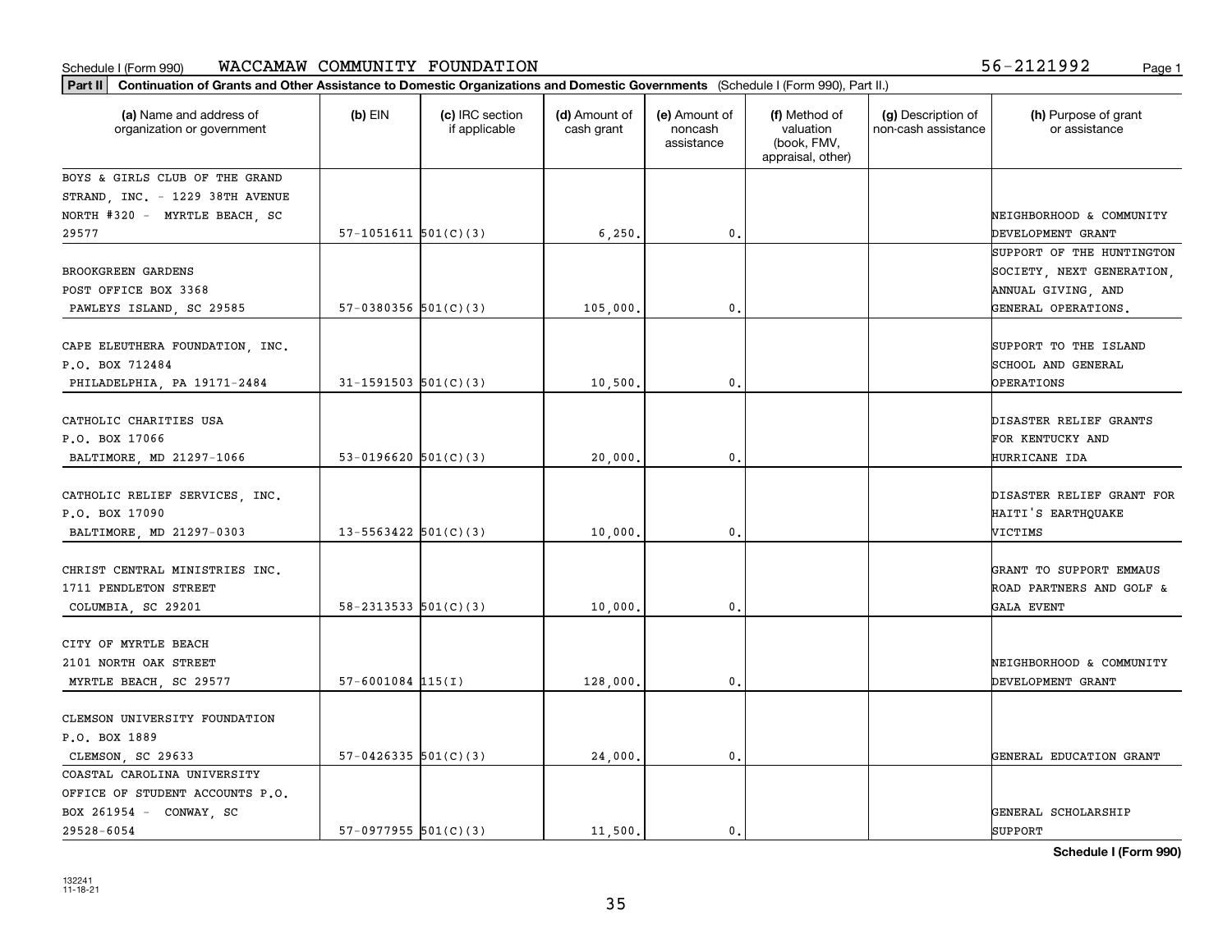Schedule I (Form 990) WACCAMAW COMMUNITY FOUNDATION 56-2121992

**Part II** **Continuation of Grants and Other Assistance to Domestic Organizations and Domestic Governments** (Schedule I (Form 990), Part II.)

| (a) Name and address of organization or government | (b) EIN | (c) IRC section if applicable | (d) Amount of cash grant | (e) Amount of noncash assistance | (f) Method of valuation (book, FMV, appraisal, other) | (g) Description of non-cash assistance | (h) Purpose of grant or assistance |
|---|---|---|---|---|---|---|---|
| BOYS & GIRLS CLUB OF THE GRAND STRAND, INC. - 1229 38TH AVENUE NORTH #320 - MYRTLE BEACH, SC 29577 | 57-1051611 | 501(C)(3) | 6,250. | 0. | | | NEIGHBORHOOD & COMMUNITY DEVELOPMENT GRANT |
| BROOKGREEN GARDENS POST OFFICE BOX 3368 PAWLEYS ISLAND, SC 29585 | 57-0380356 | 501(C)(3) | 105,000. | 0. | | | SUPPORT OF THE HUNTINGTON SOCIETY, NEXT GENERATION, ANNUAL GIVING, AND GENERAL OPERATIONS. |
| CAPE ELEUTHERA FOUNDATION, INC. P.O. BOX 712484 PHILADELPHIA, PA 19171-2484 | 31-1591503 | 501(C)(3) | 10,500. | 0. | | | SUPPORT TO THE ISLAND SCHOOL AND GENERAL OPERATIONS |
| CATHOLIC CHARITIES USA P.O. BOX 17066 BALTIMORE, MD 21297-1066 | 53-0196620 | 501(C)(3) | 20,000. | 0. | | | DISASTER RELIEF GRANTS FOR KENTUCKY AND HURRICANE IDA |
| CATHOLIC RELIEF SERVICES, INC. P.O. BOX 17090 BALTIMORE, MD 21297-0303 | 13-5563422 | 501(C)(3) | 10,000. | 0. | | | DISASTER RELIEF GRANT FOR HAITI'S EARTHQUAKE VICTIMS |
| CHRIST CENTRAL MINISTRIES INC. 1711 PENDLETON STREET COLUMBIA, SC 29201 | 58-2313533 | 501(C)(3) | 10,000. | 0. | | | GRANT TO SUPPORT EMMAUS ROAD PARTNERS AND GOLF & GALA EVENT |
| CITY OF MYRTLE BEACH 2101 NORTH OAK STREET MYRTLE BEACH, SC 29577 | 57-6001084 | 115(I) | 128,000. | 0. | | | NEIGHBORHOOD & COMMUNITY DEVELOPMENT GRANT |
| CLEMSON UNIVERSITY FOUNDATION P.O. BOX 1889 CLEMSON, SC 29633 | 57-0426335 | 501(C)(3) | 24,000. | 0. | | | GENERAL EDUCATION GRANT |
| COASTAL CAROLINA UNIVERSITY OFFICE OF STUDENT ACCOUNTS P.O. BOX 261954 - CONWAY, SC 29528-6054 | 57-0977955 | 501(C)(3) | 11,500. | 0. | | | GENERAL SCHOLARSHIP SUPPORT |

**Schedule I (Form 990)**

132241 11-18-21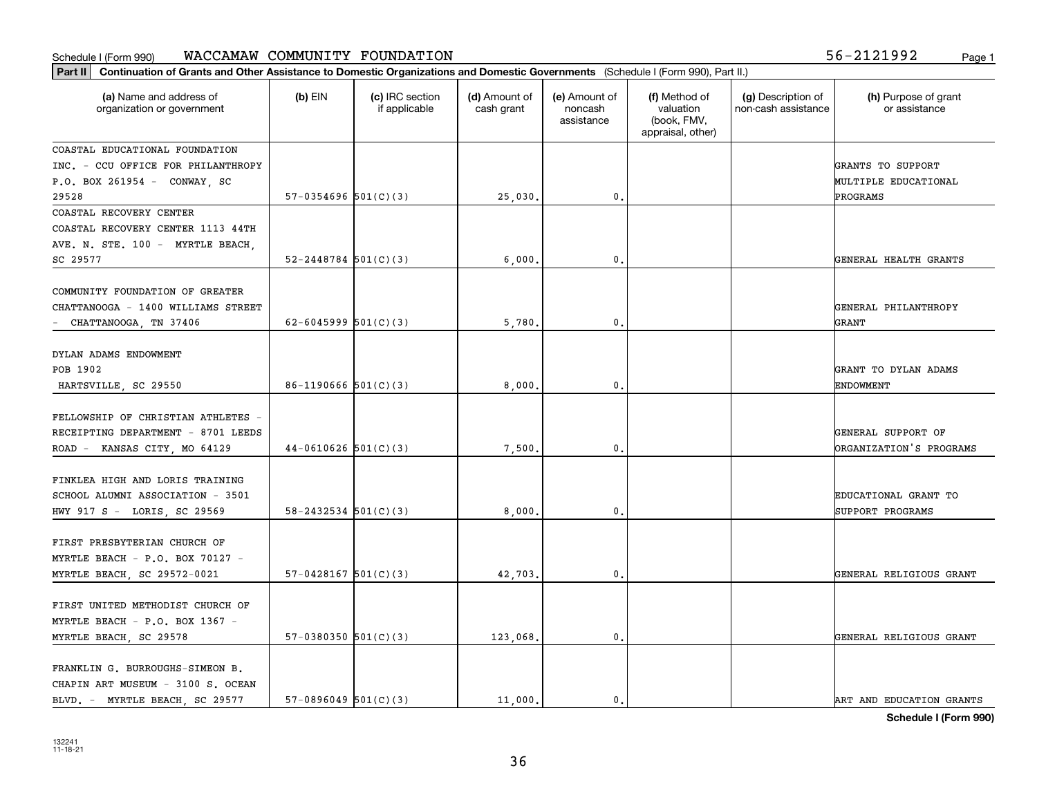Schedule I (Form 990) WACCAMAW COMMUNITY FOUNDATION 56-2121992

**Part II Continuation of Grants and Other Assistance to Domestic Organizations and Domestic Governments** (Schedule I (Form 990), Part II.)

| (a) Name and address of organization or government | (b) EIN | (c) IRC section if applicable | (d) Amount of cash grant | (e) Amount of noncash assistance | (f) Method of valuation (book, FMV, appraisal, other) | (g) Description of non-cash assistance | (h) Purpose of grant or assistance |
|---|---|---|---|---|---|---|---|
| COASTAL EDUCATIONAL FOUNDATION INC. - CCU OFFICE FOR PHILANTHROPY P.O. BOX 261954 - CONWAY, SC 29528 | 57-0354696 | 501(C)(3) | 25,030. | 0. | | | GRANTS TO SUPPORT MULTIPLE EDUCATIONAL PROGRAMS |
| COASTAL RECOVERY CENTER COASTAL RECOVERY CENTER 1113 44TH AVE. N. STE. 100 - MYRTLE BEACH, SC 29577 | 52-2448784 | 501(C)(3) | 6,000. | 0. | | | GENERAL HEALTH GRANTS |
| COMMUNITY FOUNDATION OF GREATER CHATTANOOGA - 1400 WILLIAMS STREET - CHATTANOOGA, TN 37406 | 62-6045999 | 501(C)(3) | 5,780. | 0. | | | GENERAL PHILANTHROPY GRANT |
| DYLAN ADAMS ENDOWMENT POB 1902 HARTSVILLE, SC 29550 | 86-1190666 | 501(C)(3) | 8,000. | 0. | | | GRANT TO DYLAN ADAMS ENDOWMENT |
| FELLOWSHIP OF CHRISTIAN ATHLETES - RECEIPTING DEPARTMENT - 8701 LEEDS ROAD - KANSAS CITY, MO 64129 | 44-0610626 | 501(C)(3) | 7,500. | 0. | | | GENERAL SUPPORT OF ORGANIZATION'S PROGRAMS |
| FINKLEA HIGH AND LORIS TRAINING SCHOOL ALUMNI ASSOCIATION - 3501 HWY 917 S - LORIS, SC 29569 | 58-2432534 | 501(C)(3) | 8,000. | 0. | | | EDUCATIONAL GRANT TO SUPPORT PROGRAMS |
| FIRST PRESBYTERIAN CHURCH OF MYRTLE BEACH - P.O. BOX 70127 - MYRTLE BEACH, SC 29572-0021 | 57-0428167 | 501(C)(3) | 42,703. | 0. | | | GENERAL RELIGIOUS GRANT |
| FIRST UNITED METHODIST CHURCH OF MYRTLE BEACH - P.O. BOX 1367 - MYRTLE BEACH, SC 29578 | 57-0380350 | 501(C)(3) | 123,068. | 0. | | | GENERAL RELIGIOUS GRANT |
| FRANKLIN G. BURROUGHS-SIMEON B. CHAPIN ART MUSEUM - 3100 S. OCEAN BLVD. - MYRTLE BEACH, SC 29577 | 57-0896049 | 501(C)(3) | 11,000. | 0. | | | ART AND EDUCATION GRANTS |

**Schedule I (Form 990)**

132241 11-18-21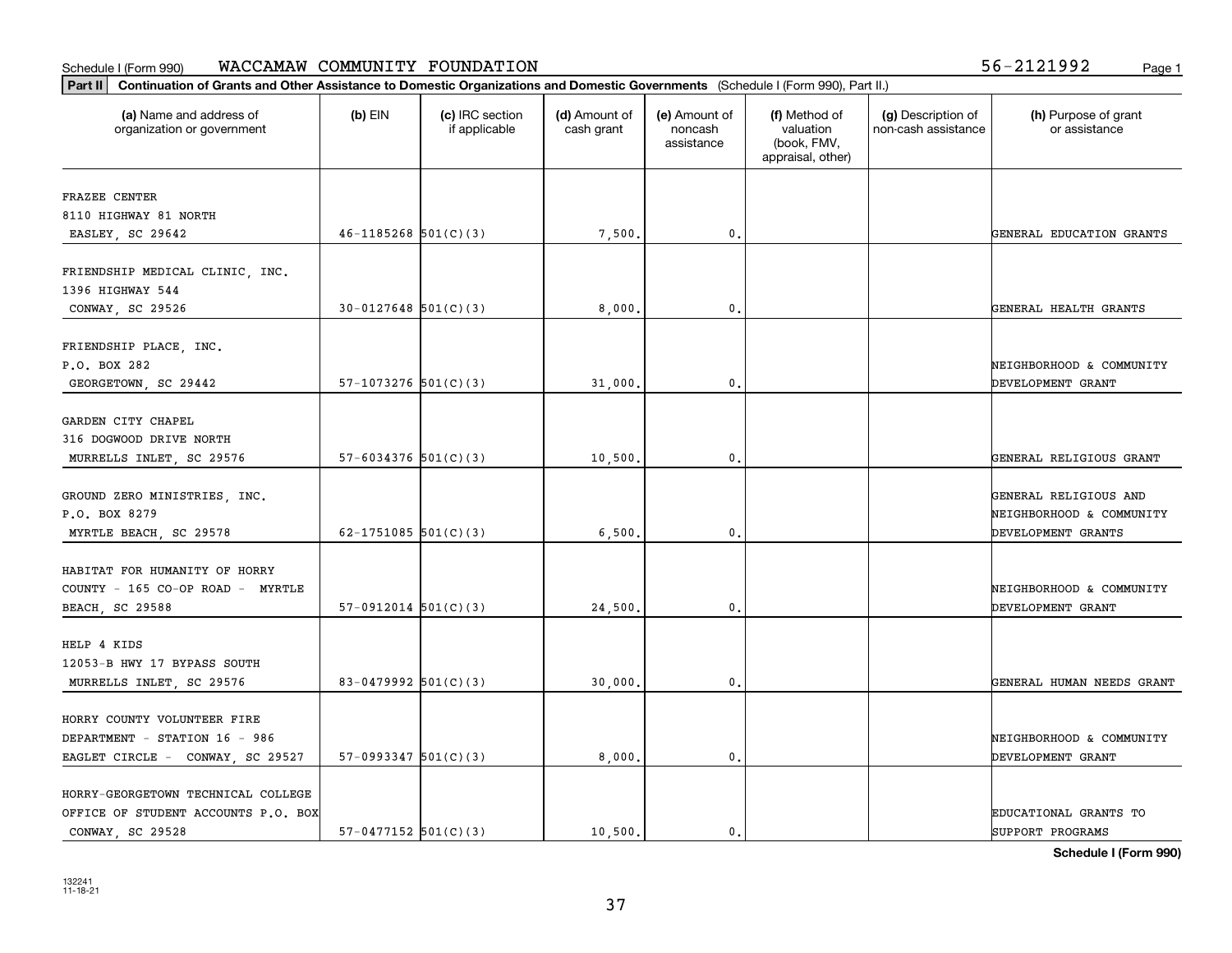Schedule I (Form 990) WACCAMAW COMMUNITY FOUNDATION 56-2121992

**Part II** **Continuation of Grants and Other Assistance to Domestic Organizations and Domestic Governments** (Schedule I (Form 990), Part II.)

| (a) Name and address of organization or government | (b) EIN | (c) IRC section if applicable | (d) Amount of cash grant | (e) Amount of noncash assistance | (f) Method of valuation (book, FMV, appraisal, other) | (g) Description of non-cash assistance | (h) Purpose of grant or assistance |
|---|---|---|---|---|---|---|---|
| FRAZEE CENTER 8110 HIGHWAY 81 NORTH EASLEY, SC 29642 | 46-1185268 | 501(C)(3) | 7,500. | 0. | | | GENERAL EDUCATION GRANTS |
| FRIENDSHIP MEDICAL CLINIC, INC. 1396 HIGHWAY 544 CONWAY, SC 29526 | 30-0127648 | 501(C)(3) | 8,000. | 0. | | | GENERAL HEALTH GRANTS |
| FRIENDSHIP PLACE, INC. P.O. BOX 282 GEORGETOWN, SC 29442 | 57-1073276 | 501(C)(3) | 31,000. | 0. | | | NEIGHBORHOOD & COMMUNITY DEVELOPMENT GRANT |
| GARDEN CITY CHAPEL 316 DOGWOOD DRIVE NORTH MURRELLS INLET, SC 29576 | 57-6034376 | 501(C)(3) | 10,500. | 0. | | | GENERAL RELIGIOUS GRANT |
| GROUND ZERO MINISTRIES, INC. P.O. BOX 8279 MYRTLE BEACH, SC 29578 | 62-1751085 | 501(C)(3) | 6,500. | 0. | | | GENERAL RELIGIOUS AND NEIGHBORHOOD & COMMUNITY DEVELOPMENT GRANTS |
| HABITAT FOR HUMANITY OF HORRY COUNTY - 165 CO-OP ROAD - MYRTLE BEACH, SC 29588 | 57-0912014 | 501(C)(3) | 24,500. | 0. | | | NEIGHBORHOOD & COMMUNITY DEVELOPMENT GRANT |
| HELP 4 KIDS 12053-B HWY 17 BYPASS SOUTH MURRELLS INLET, SC 29576 | 83-0479992 | 501(C)(3) | 30,000. | 0. | | | GENERAL HUMAN NEEDS GRANT |
| HORRY COUNTY VOLUNTEER FIRE DEPARTMENT - STATION 16 - 986 EAGLET CIRCLE - CONWAY, SC 29527 | 57-0993347 | 501(C)(3) | 8,000. | 0. | | | NEIGHBORHOOD & COMMUNITY DEVELOPMENT GRANT |
| HORRY-GEORGETOWN TECHNICAL COLLEGE OFFICE OF STUDENT ACCOUNTS P.O. BOX CONWAY, SC 29528 | 57-0477152 | 501(C)(3) | 10,500. | 0. | | | EDUCATIONAL GRANTS TO SUPPORT PROGRAMS |

**Schedule I (Form 990)**

132241
11-18-21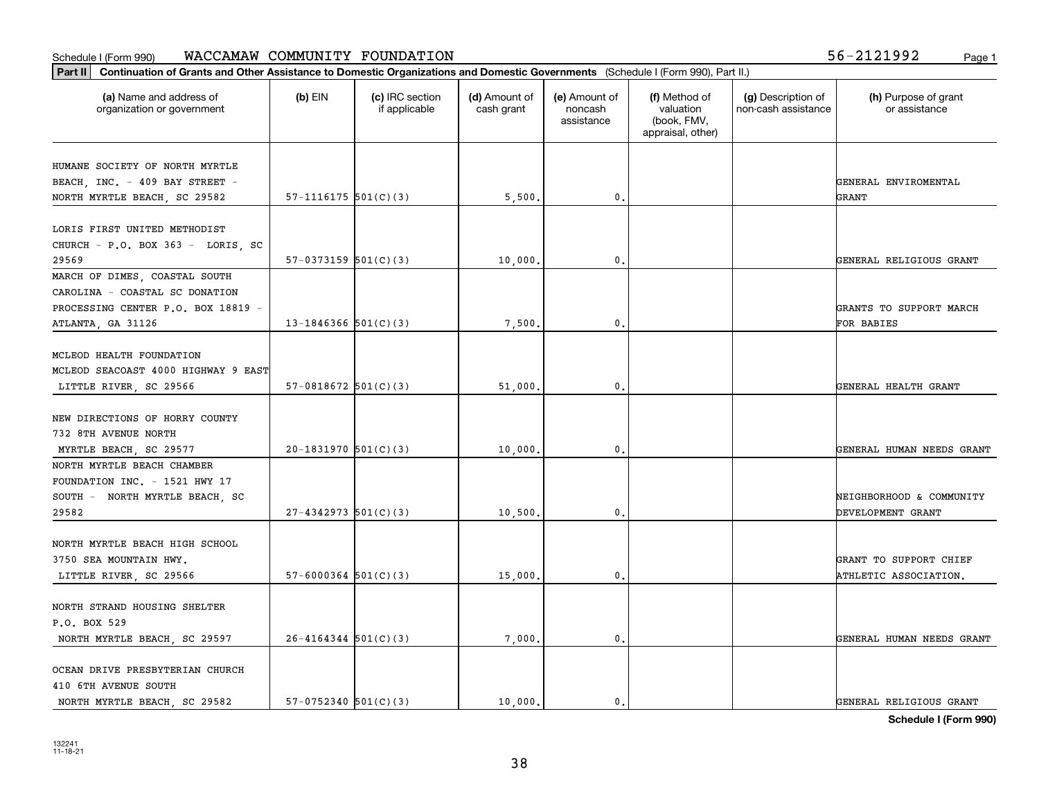Schedule I (Form 990) WACCAMAW COMMUNITY FOUNDATION 56-2121992

**Part II** **Continuation of Grants and Other Assistance to Domestic Organizations and Domestic Governments** (Schedule I (Form 990), Part II.)

| (a) Name and address of organization or government | (b) EIN | (c) IRC section if applicable | (d) Amount of cash grant | (e) Amount of noncash assistance | (f) Method of valuation (book, FMV, appraisal, other) | (g) Description of non-cash assistance | (h) Purpose of grant or assistance |
|---|---|---|---|---|---|---|---|
| HUMANE SOCIETY OF NORTH MYRTLE BEACH, INC. - 409 BAY STREET - NORTH MYRTLE BEACH, SC 29582 | 57-1116175 | 501(C)(3) | 5,500. | 0. | | | GENERAL ENVIROMENTAL GRANT |
| LORIS FIRST UNITED METHODIST CHURCH - P.O. BOX 363 - LORIS, SC 29569 | 57-0373159 | 501(C)(3) | 10,000. | 0. | | | GENERAL RELIGIOUS GRANT |
| MARCH OF DIMES, COASTAL SOUTH CAROLINA - COASTAL SC DONATION PROCESSING CENTER P.O. BOX 18819 - ATLANTA, GA 31126 | 13-1846366 | 501(C)(3) | 7,500. | 0. | | | GRANTS TO SUPPORT MARCH FOR BABIES |
| MCLEOD HEALTH FOUNDATION MCLEOD SEACOAST 4000 HIGHWAY 9 EAST LITTLE RIVER, SC 29566 | 57-0818672 | 501(C)(3) | 51,000. | 0. | | | GENERAL HEALTH GRANT |
| NEW DIRECTIONS OF HORRY COUNTY 732 8TH AVENUE NORTH MYRTLE BEACH, SC 29577 | 20-1831970 | 501(C)(3) | 10,000. | 0. | | | GENERAL HUMAN NEEDS GRANT |
| NORTH MYRTLE BEACH CHAMBER FOUNDATION INC. - 1521 HWY 17 SOUTH - NORTH MYRTLE BEACH, SC 29582 | 27-4342973 | 501(C)(3) | 10,500. | 0. | | | NEIGHBORHOOD & COMMUNITY DEVELOPMENT GRANT |
| NORTH MYRTLE BEACH HIGH SCHOOL 3750 SEA MOUNTAIN HWY. LITTLE RIVER, SC 29566 | 57-6000364 | 501(C)(3) | 15,000. | 0. | | | GRANT TO SUPPORT CHIEF ATHLETIC ASSOCIATION. |
| NORTH STRAND HOUSING SHELTER P.O. BOX 529 NORTH MYRTLE BEACH, SC 29597 | 26-4164344 | 501(C)(3) | 7,000. | 0. | | | GENERAL HUMAN NEEDS GRANT |
| OCEAN DRIVE PRESBYTERIAN CHURCH 410 6TH AVENUE SOUTH NORTH MYRTLE BEACH, SC 29582 | 57-0752340 | 501(C)(3) | 10,000. | 0. | | | GENERAL RELIGIOUS GRANT |

**Schedule I (Form 990)**

132241 11-18-21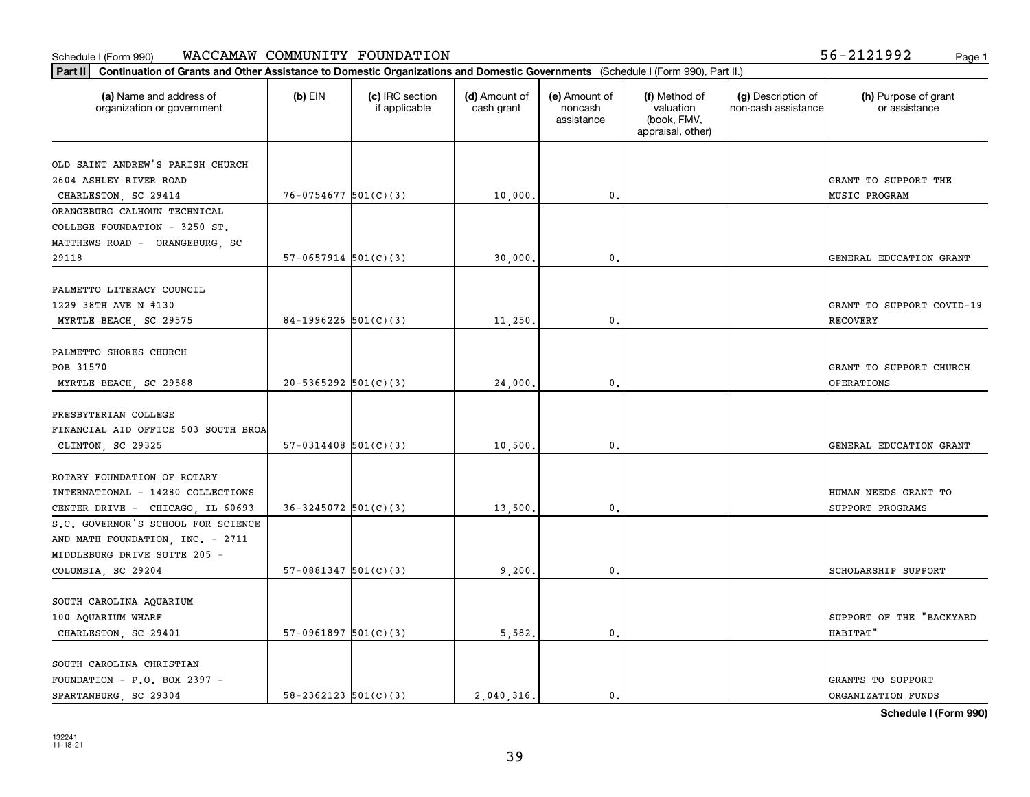Schedule I (Form 990) WACCAMAW COMMUNITY FOUNDATION 56-2121992 Page 1

**Part II Continuation of Grants and Other Assistance to Domestic Organizations and Domestic Governments** (Schedule I (Form 990), Part II.)

| (a) Name and address of organization or government | (b) EIN | (c) IRC section if applicable | (d) Amount of cash grant | (e) Amount of noncash assistance | (f) Method of valuation (book, FMV, appraisal, other) | (g) Description of non-cash assistance | (h) Purpose of grant or assistance |
|---|---|---|---|---|---|---|---|
| OLD SAINT ANDREW'S PARISH CHURCH 2604 ASHLEY RIVER ROAD CHARLESTON, SC 29414 | 76-0754677 | 501(C)(3) | 10,000. | 0. | | | GRANT TO SUPPORT THE MUSIC PROGRAM |
| ORANGEBURG CALHOUN TECHNICAL COLLEGE FOUNDATION - 3250 ST. MATTHEWS ROAD - ORANGEBURG, SC 29118 | 57-0657914 | 501(C)(3) | 30,000. | 0. | | | GENERAL EDUCATION GRANT |
| PALMETTO LITERACY COUNCIL 1229 38TH AVE N #130 MYRTLE BEACH, SC 29575 | 84-1996226 | 501(C)(3) | 11,250. | 0. | | | GRANT TO SUPPORT COVID-19 RECOVERY |
| PALMETTO SHORES CHURCH POB 31570 MYRTLE BEACH, SC 29588 | 20-5365292 | 501(C)(3) | 24,000. | 0. | | | GRANT TO SUPPORT CHURCH OPERATIONS |
| PRESBYTERIAN COLLEGE FINANCIAL AID OFFICE 503 SOUTH BROA CLINTON, SC 29325 | 57-0314408 | 501(C)(3) | 10,500. | 0. | | | GENERAL EDUCATION GRANT |
| ROTARY FOUNDATION OF ROTARY INTERNATIONAL - 14280 COLLECTIONS CENTER DRIVE - CHICAGO, IL 60693 | 36-3245072 | 501(C)(3) | 13,500. | 0. | | | HUMAN NEEDS GRANT TO SUPPORT PROGRAMS |
| S.C. GOVERNOR'S SCHOOL FOR SCIENCE AND MATH FOUNDATION, INC. - 2711 MIDDLEBURG DRIVE SUITE 205 - COLUMBIA, SC 29204 | 57-0881347 | 501(C)(3) | 9,200. | 0. | | | SCHOLARSHIP SUPPORT |
| SOUTH CAROLINA AQUARIUM 100 AQUARIUM WHARF CHARLESTON, SC 29401 | 57-0961897 | 501(C)(3) | 5,582. | 0. | | | SUPPORT OF THE "BACKYARD HABITAT" |
| SOUTH CAROLINA CHRISTIAN FOUNDATION - P.O. BOX 2397 - SPARTANBURG, SC 29304 | 58-2362123 | 501(C)(3) | 2,040,316. | 0. | | | GRANTS TO SUPPORT ORGANIZATION FUNDS |

**Schedule I (Form 990)**

132241 11-18-21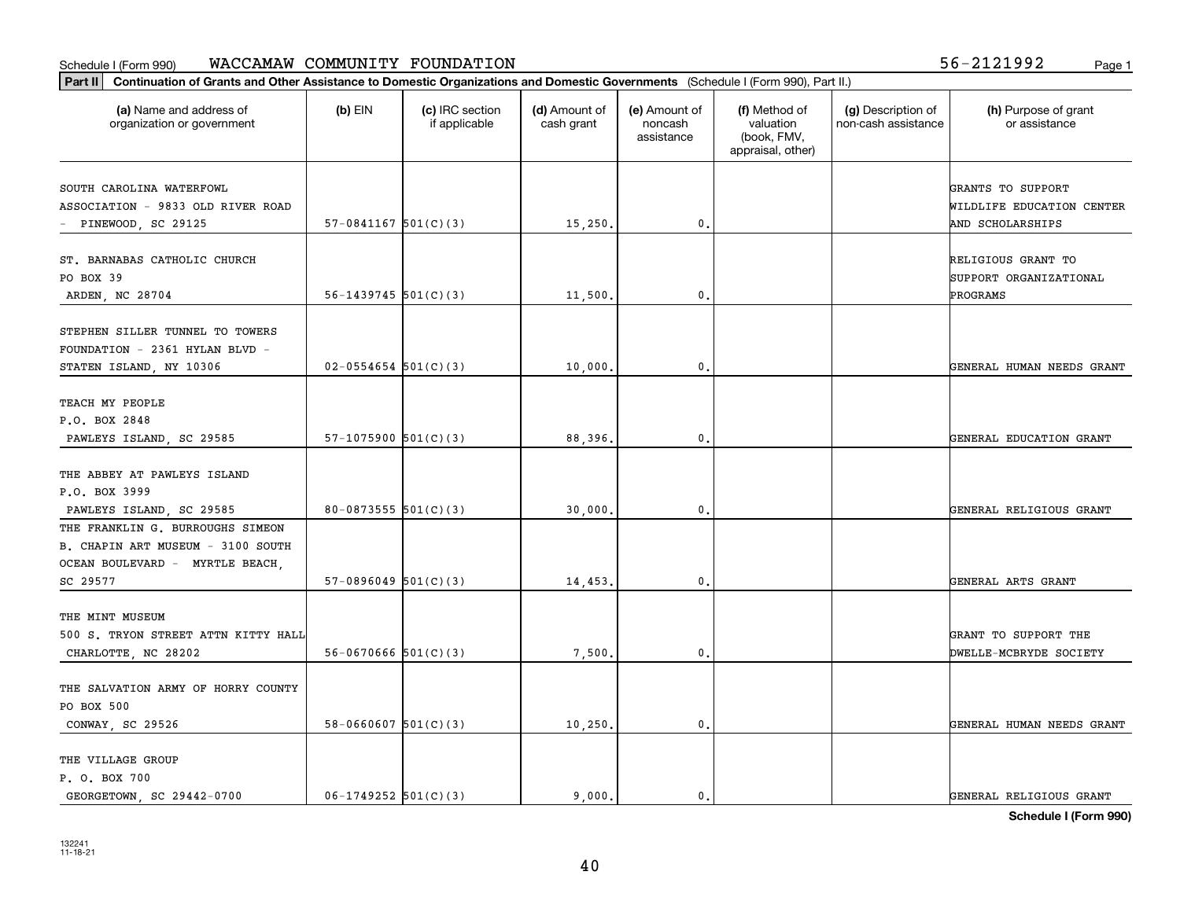Schedule I (Form 990) WACCAMAW COMMUNITY FOUNDATION 56-2121992

**Part II** **Continuation of Grants and Other Assistance to Domestic Organizations and Domestic Governments** (Schedule I (Form 990), Part II.)

| (a) Name and address of organization or government | (b) EIN | (c) IRC section if applicable | (d) Amount of cash grant | (e) Amount of noncash assistance | (f) Method of valuation (book, FMV, appraisal, other) | (g) Description of non-cash assistance | (h) Purpose of grant or assistance |
|---|---|---|---|---|---|---|---|
| SOUTH CAROLINA WATERFOWL ASSOCIATION - 9833 OLD RIVER ROAD - PINEWOOD, SC 29125 | 57-0841167 | 501(C)(3) | 15,250. | 0. | | | GRANTS TO SUPPORT WILDLIFE EDUCATION CENTER AND SCHOLARSHIPS |
| ST. BARNABAS CATHOLIC CHURCH PO BOX 39 ARDEN, NC 28704 | 56-1439745 | 501(C)(3) | 11,500. | 0. | | | RELIGIOUS GRANT TO SUPPORT ORGANIZATIONAL PROGRAMS |
| STEPHEN SILLER TUNNEL TO TOWERS FOUNDATION - 2361 HYLAN BLVD - STATEN ISLAND, NY 10306 | 02-0554654 | 501(C)(3) | 10,000. | 0. | | | GENERAL HUMAN NEEDS GRANT |
| TEACH MY PEOPLE P.O. BOX 2848 PAWLEYS ISLAND, SC 29585 | 57-1075900 | 501(C)(3) | 88,396. | 0. | | | GENERAL EDUCATION GRANT |
| THE ABBEY AT PAWLEYS ISLAND P.O. BOX 3999 PAWLEYS ISLAND, SC 29585 | 80-0873555 | 501(C)(3) | 30,000. | 0. | | | GENERAL RELIGIOUS GRANT |
| THE FRANKLIN G. BURROUGHS SIMEON B. CHAPIN ART MUSEUM - 3100 SOUTH OCEAN BOULEVARD - MYRTLE BEACH, SC 29577 | 57-0896049 | 501(C)(3) | 14,453. | 0. | | | GENERAL ARTS GRANT |
| THE MINT MUSEUM 500 S. TRYON STREET ATTN KITTY HALL CHARLOTTE, NC 28202 | 56-0670666 | 501(C)(3) | 7,500. | 0. | | | GRANT TO SUPPORT THE DWELLE-MCBRYDE SOCIETY |
| THE SALVATION ARMY OF HORRY COUNTY PO BOX 500 CONWAY, SC 29526 | 58-0660607 | 501(C)(3) | 10,250. | 0. | | | GENERAL HUMAN NEEDS GRANT |
| THE VILLAGE GROUP P. O. BOX 700 GEORGETOWN, SC 29442-0700 | 06-1749252 | 501(C)(3) | 9,000. | 0. | | | GENERAL RELIGIOUS GRANT |

**Schedule I (Form 990)**

132241
11-18-21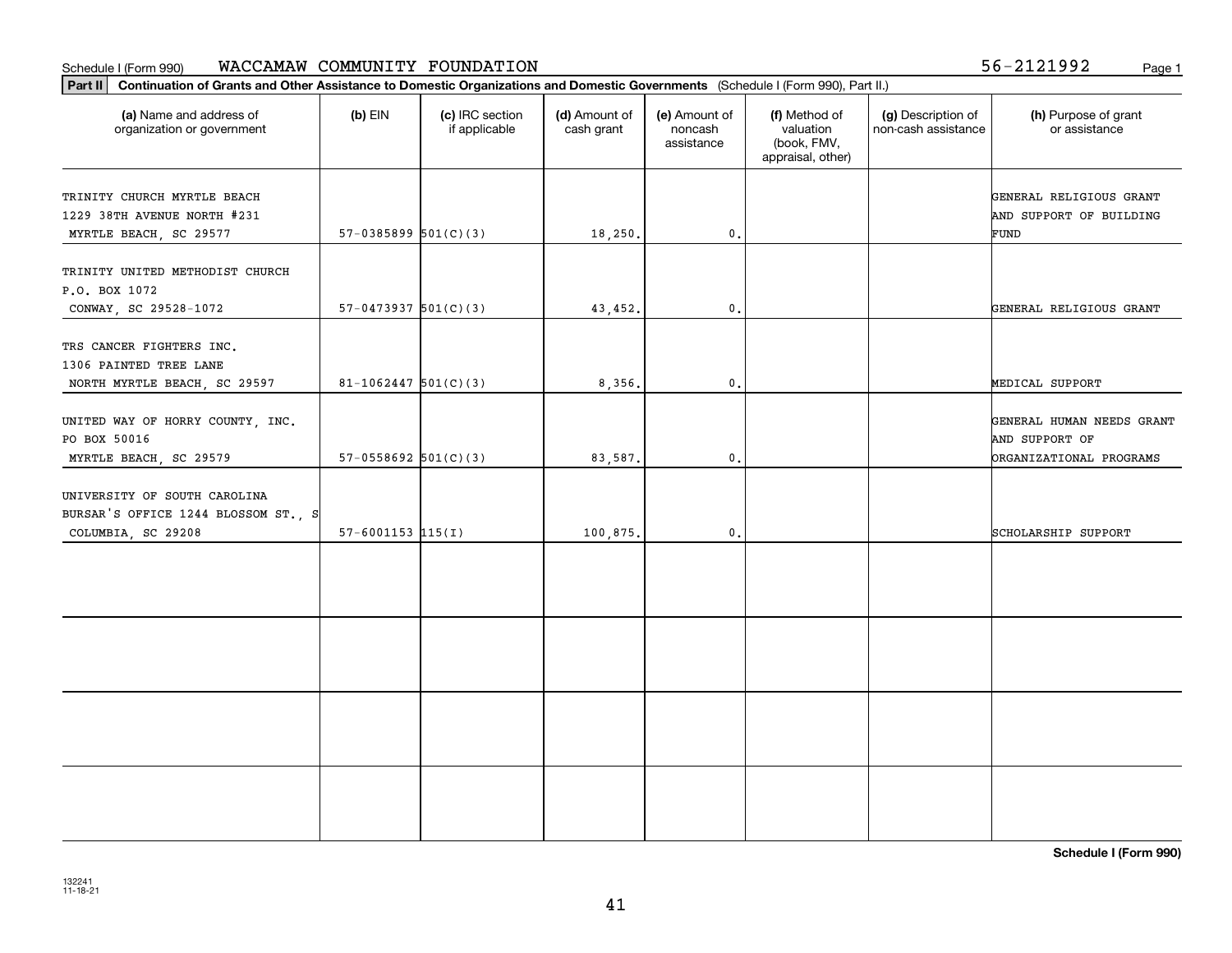Schedule I (Form 990) WACCAMAW COMMUNITY FOUNDATION 56-2121992 Page 1

**Part II** **Continuation of Grants and Other Assistance to Domestic Organizations and Domestic Governments** (Schedule I (Form 990), Part II.)

| (a) Name and address of organization or government | (b) EIN | (c) IRC section if applicable | (d) Amount of cash grant | (e) Amount of noncash assistance | (f) Method of valuation (book, FMV, appraisal, other) | (g) Description of non-cash assistance | (h) Purpose of grant or assistance |
|---|---|---|---|---|---|---|---|
| TRINITY CHURCH MYRTLE BEACH<br>1229 38TH AVENUE NORTH #231<br>MYRTLE BEACH, SC 29577 | 57-0385899 | 501(C)(3) | 18,250. | 0. | | | GENERAL RELIGIOUS GRANT AND SUPPORT OF BUILDING FUND |
| TRINITY UNITED METHODIST CHURCH<br>P.O. BOX 1072<br>CONWAY, SC 29528-1072 | 57-0473937 | 501(C)(3) | 43,452. | 0. | | | GENERAL RELIGIOUS GRANT |
| TRS CANCER FIGHTERS INC.<br>1306 PAINTED TREE LANE<br>NORTH MYRTLE BEACH, SC 29597 | 81-1062447 | 501(C)(3) | 8,356. | 0. | | | MEDICAL SUPPORT |
| UNITED WAY OF HORRY COUNTY, INC.<br>PO BOX 50016<br>MYRTLE BEACH, SC 29579 | 57-0558692 | 501(C)(3) | 83,587. | 0. | | | GENERAL HUMAN NEEDS GRANT AND SUPPORT OF ORGANIZATIONAL PROGRAMS |
| UNIVERSITY OF SOUTH CAROLINA<br>BURSAR'S OFFICE 1244 BLOSSOM ST., S<br>COLUMBIA, SC 29208 | 57-6001153 | 115(I) | 100,875. | 0. | | | SCHOLARSHIP SUPPORT |
| | | | | | | | |
| | | | | | | | |
| | | | | | | | |
| | | | | | | | |

**Schedule I (Form 990)**

132241
11-18-21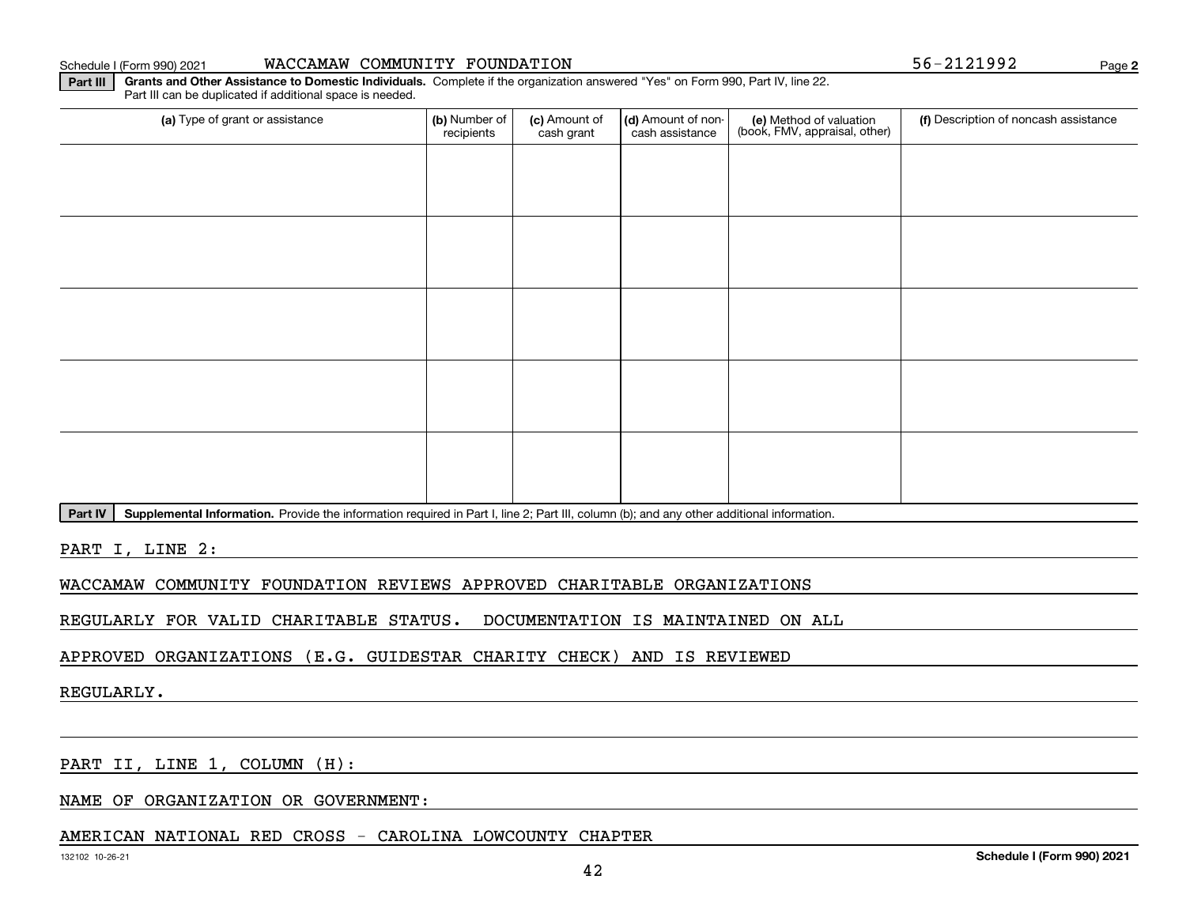Schedule I (Form 990) 2021 WACCAMAW COMMUNITY FOUNDATION 56-2121992 Page 2

**Part III** **Grants and Other Assistance to Domestic Individuals.** Complete if the organization answered "Yes" on Form 990, Part IV, line 22. Part III can be duplicated if additional space is needed.

| (a) Type of grant or assistance | (b) Number of recipients | (c) Amount of cash grant | (d) Amount of non-cash assistance | (e) Method of valuation (book, FMV, appraisal, other) | (f) Description of noncash assistance |
|---|---|---|---|---|---|
| | | | | | |
| | | | | | |
| | | | | | |
| | | | | | |
| | | | | | |

**Part IV** **Supplemental Information.** Provide the information required in Part I, line 2; Part III, column (b); and any other additional information.

PART I, LINE 2:

WACCAMAW COMMUNITY FOUNDATION REVIEWS APPROVED CHARITABLE ORGANIZATIONS REGULARLY FOR VALID CHARITABLE STATUS. DOCUMENTATION IS MAINTAINED ON ALL APPROVED ORGANIZATIONS (E.G. GUIDESTAR CHARITY CHECK) AND IS REVIEWED REGULARLY.

PART II, LINE 1, COLUMN (H):

NAME OF ORGANIZATION OR GOVERNMENT:

AMERICAN NATIONAL RED CROSS - CAROLINA LOWCOUNTY CHAPTER

132102 10-26-21 **Schedule I (Form 990) 2021**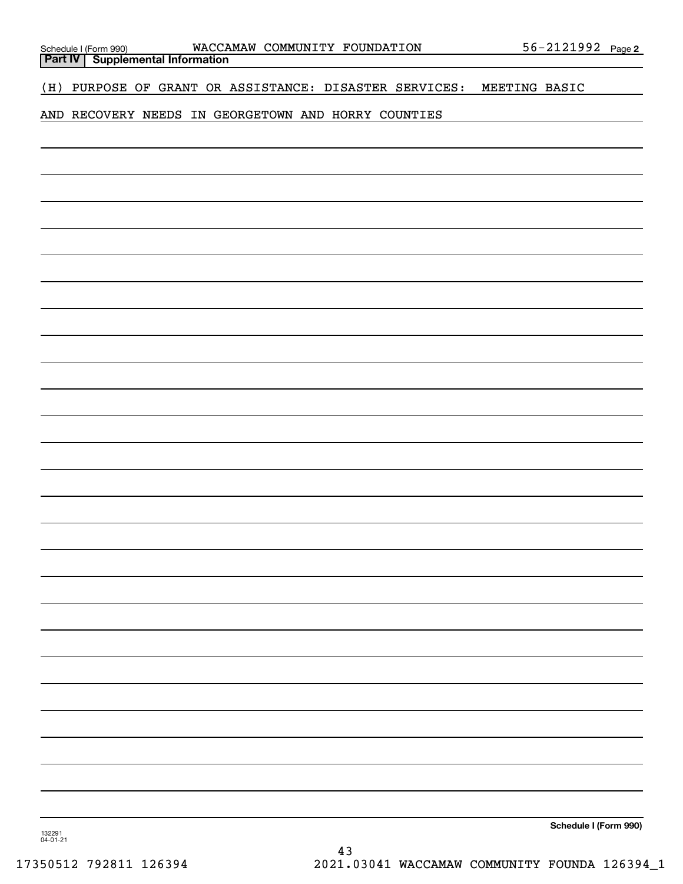Schedule I (Form 990) WACCAMAW COMMUNITY FOUNDATION 56-2121992 Page 2

**Part IV | Supplemental Information**

(H) PURPOSE OF GRANT OR ASSISTANCE: DISASTER SERVICES: MEETING BASIC AND RECOVERY NEEDS IN GEORGETOWN AND HORRY COUNTIES

Schedule I (Form 990)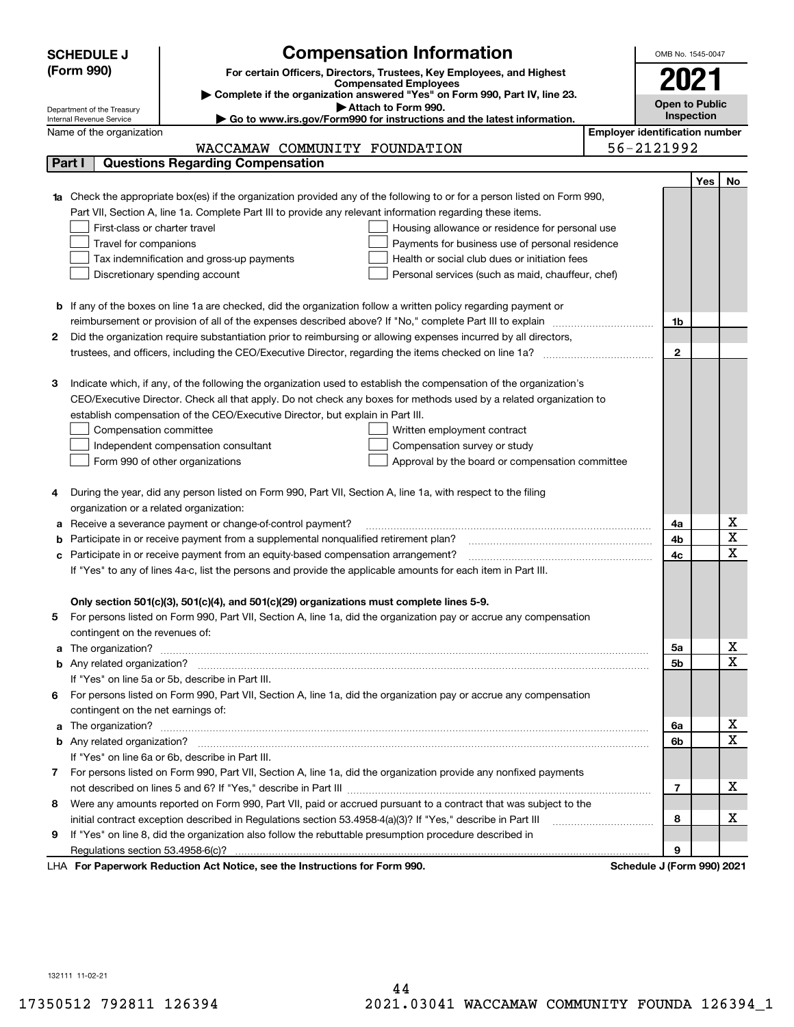**SCHEDULE J (Form 990)**

Department of the Treasury
Internal Revenue Service

# Compensation Information

**For certain Officers, Directors, Trustees, Key Employees, and Highest Compensated Employees**

▶ **Complete if the organization answered "Yes" on Form 990, Part IV, line 23.**

▶ **Attach to Form 990.**

▶ **Go to www.irs.gov/Form990 for instructions and the latest information.**

OMB No. 1545-0047

**2021**

**Open to Public Inspection**

Name of the organization: WACCAMAW COMMUNITY FOUNDATION

**Employer identification number:** 56-2121992

## Part I Questions Regarding Compensation

| | | | Yes | No |
|---|---|---|---|---|
| **1a** | Check the appropriate box(es) if the organization provided any of the following to or for a person listed on Form 990, Part VII, Section A, line 1a. Complete Part III to provide any relevant information regarding these items.<br>☐ First-class or charter travel ☐ Housing allowance or residence for personal use<br>☐ Travel for companions ☐ Payments for business use of personal residence<br>☐ Tax indemnification and gross-up payments ☐ Health or social club dues or initiation fees<br>☐ Discretionary spending account ☐ Personal services (such as maid, chauffeur, chef) | | | |
| **b** | If any of the boxes on line 1a are checked, did the organization follow a written policy regarding payment or reimbursement or provision of all of the expenses described above? If "No," complete Part III to explain | 1b | | |
| **2** | Did the organization require substantiation prior to reimbursing or allowing expenses incurred by all directors, trustees, and officers, including the CEO/Executive Director, regarding the items checked on line 1a? | 2 | | |
| **3** | Indicate which, if any, of the following the organization used to establish the compensation of the organization's CEO/Executive Director. Check all that apply. Do not check any boxes for methods used by a related organization to establish compensation of the CEO/Executive Director, but explain in Part III.<br>☐ Compensation committee ☐ Written employment contract<br>☐ Independent compensation consultant ☐ Compensation survey or study<br>☐ Form 990 of other organizations ☐ Approval by the board or compensation committee | | | |
| **4** | During the year, did any person listed on Form 990, Part VII, Section A, line 1a, with respect to the filing organization or a related organization: | | | |
| **a** | Receive a severance payment or change-of-control payment? | 4a | | X |
| **b** | Participate in or receive payment from a supplemental nonqualified retirement plan? | 4b | | X |
| **c** | Participate in or receive payment from an equity-based compensation arrangement? | 4c | | X |
| | If "Yes" to any of lines 4a-c, list the persons and provide the applicable amounts for each item in Part III. | | | |
| | **Only section 501(c)(3), 501(c)(4), and 501(c)(29) organizations must complete lines 5-9.** | | | |
| **5** | For persons listed on Form 990, Part VII, Section A, line 1a, did the organization pay or accrue any compensation contingent on the revenues of: | | | |
| **a** | The organization? | 5a | | X |
| **b** | Any related organization? | 5b | | X |
| | If "Yes" on line 5a or 5b, describe in Part III. | | | |
| **6** | For persons listed on Form 990, Part VII, Section A, line 1a, did the organization pay or accrue any compensation contingent on the net earnings of: | | | |
| **a** | The organization? | 6a | | X |
| **b** | Any related organization? | 6b | | X |
| | If "Yes" on line 6a or 6b, describe in Part III. | | | |
| **7** | For persons listed on Form 990, Part VII, Section A, line 1a, did the organization provide any nonfixed payments not described on lines 5 and 6? If "Yes," describe in Part III | 7 | | X |
| **8** | Were any amounts reported on Form 990, Part VII, paid or accrued pursuant to a contract that was subject to the initial contract exception described in Regulations section 53.4958-4(a)(3)? If "Yes," describe in Part III | 8 | | X |
| **9** | If "Yes" on line 8, did the organization also follow the rebuttable presumption procedure described in Regulations section 53.4958-6(c)? | 9 | | |

LHA **For Paperwork Reduction Act Notice, see the Instructions for Form 990.** **Schedule J (Form 990) 2021**

132111 11-02-21

17350512 792811 126394 2021.03041 WACCAMAW COMMUNITY FOUNDA 126394_1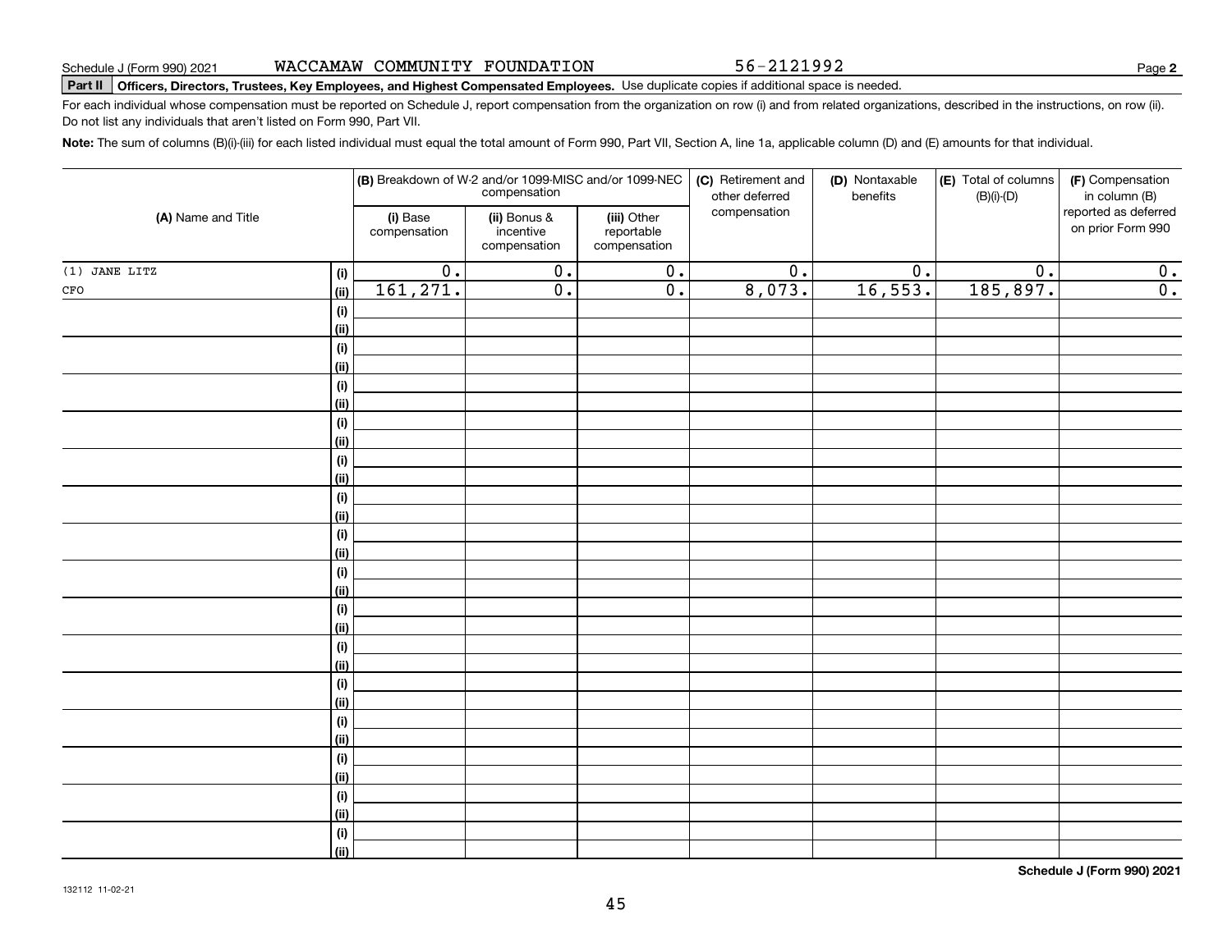Schedule J (Form 990) 2021 WACCAMAW COMMUNITY FOUNDATION 56-2121992 Page **2**

**Part II** **Officers, Directors, Trustees, Key Employees, and Highest Compensated Employees.** Use duplicate copies if additional space is needed.

For each individual whose compensation must be reported on Schedule J, report compensation from the organization on row (i) and from related organizations, described in the instructions, on row (ii). Do not list any individuals that aren't listed on Form 990, Part VII.

**Note:** The sum of columns (B)(i)-(iii) for each listed individual must equal the total amount of Form 990, Part VII, Section A, line 1a, applicable column (D) and (E) amounts for that individual.

| (A) Name and Title | | (B) Breakdown of W-2 and/or 1099-MISC and/or 1099-NEC compensation | | | (C) Retirement and other deferred compensation | (D) Nontaxable benefits | (E) Total of columns (B)(i)-(D) | (F) Compensation in column (B) reported as deferred on prior Form 990 |
|---|---|---|---|---|---|---|---|---|
| | | (i) Base compensation | (ii) Bonus & incentive compensation | (iii) Other reportable compensation | | | | |
| (1) JANE LITZ | (i) | 0. | 0. | 0. | 0. | 0. | 0. | 0. |
| CFO | (ii) | 161,271. | 0. | 0. | 8,073. | 16,553. | 185,897. | 0. |
| | (i) | | | | | | | |
| | (ii) | | | | | | | |
| | (i) | | | | | | | |
| | (ii) | | | | | | | |
| | (i) | | | | | | | |
| | (ii) | | | | | | | |
| | (i) | | | | | | | |
| | (ii) | | | | | | | |
| | (i) | | | | | | | |
| | (ii) | | | | | | | |
| | (i) | | | | | | | |
| | (ii) | | | | | | | |
| | (i) | | | | | | | |
| | (ii) | | | | | | | |
| | (i) | | | | | | | |
| | (ii) | | | | | | | |
| | (i) | | | | | | | |
| | (ii) | | | | | | | |
| | (i) | | | | | | | |
| | (ii) | | | | | | | |
| | (i) | | | | | | | |
| | (ii) | | | | | | | |
| | (i) | | | | | | | |
| | (ii) | | | | | | | |
| | (i) | | | | | | | |
| | (ii) | | | | | | | |
| | (i) | | | | | | | |
| | (ii) | | | | | | | |
| | (i) | | | | | | | |
| | (ii) | | | | | | | |

**Schedule J (Form 990) 2021**

132112 11-02-21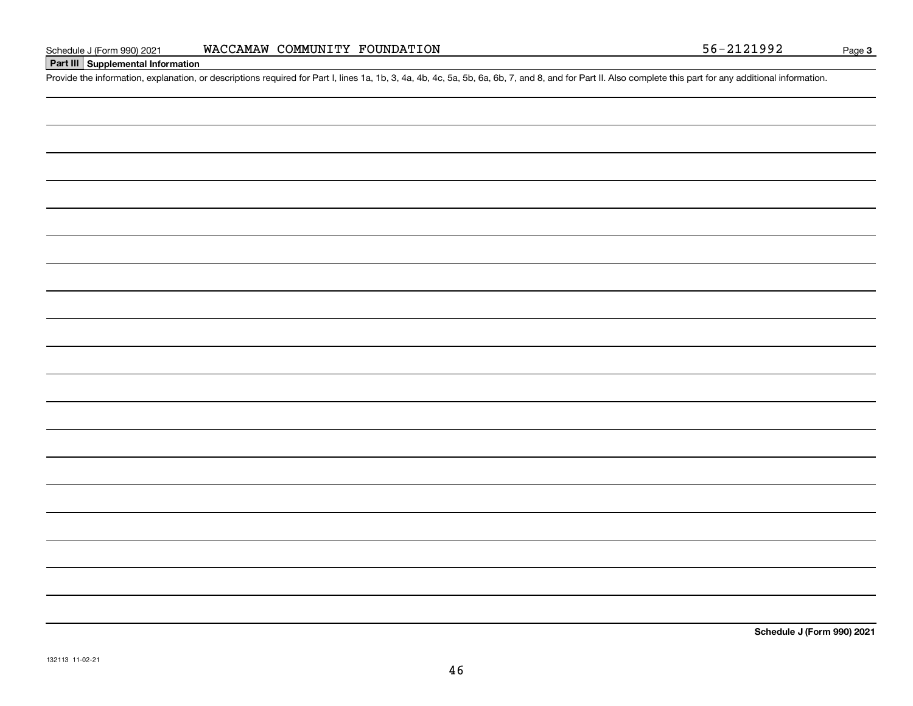## Part III Supplemental Information

Provide the information, explanation, or descriptions required for Part I, lines 1a, 1b, 3, 4a, 4b, 4c, 5a, 5b, 6a, 6b, 7, and 8, and for Part II. Also complete this part for any additional information.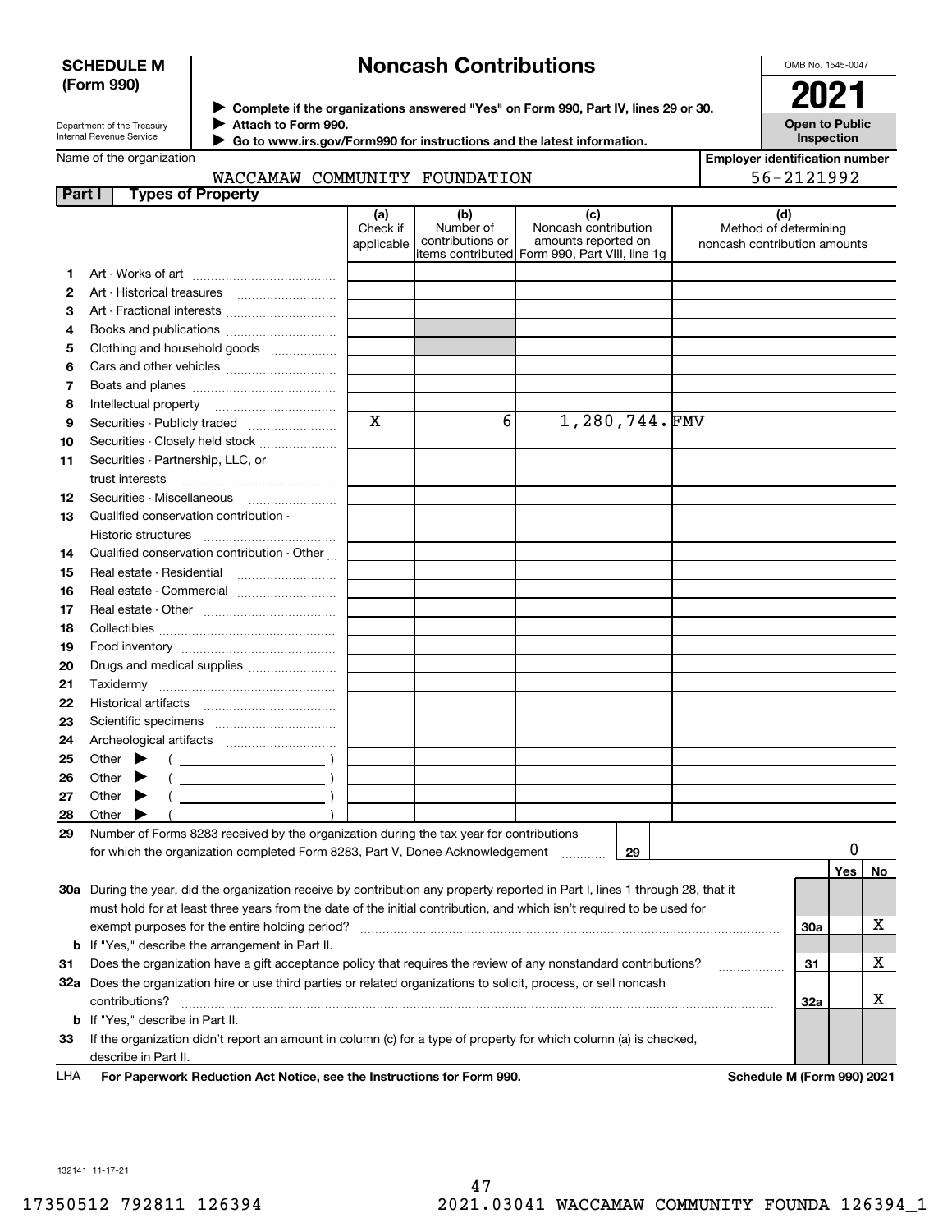**SCHEDULE M (Form 990)**

Department of the Treasury
Internal Revenue Service

# Noncash Contributions

▶ Complete if the organizations answered "Yes" on Form 990, Part IV, lines 29 or 30.
▶ Attach to Form 990.
▶ Go to www.irs.gov/Form990 for instructions and the latest information.

OMB No. 1545-0047

**2021**

**Open to Public Inspection**

Name of the organization: WACCAMAW COMMUNITY FOUNDATION

Employer identification number: 56-2121992

**Part I — Types of Property**

| | | (a) Check if applicable | (b) Number of contributions or items contributed | (c) Noncash contribution amounts reported on Form 990, Part VIII, line 1g | (d) Method of determining noncash contribution amounts |
|---|---|---|---|---|---|
| 1 | Art - Works of art | | | | |
| 2 | Art - Historical treasures | | | | |
| 3 | Art - Fractional interests | | | | |
| 4 | Books and publications | | | | |
| 5 | Clothing and household goods | | | | |
| 6 | Cars and other vehicles | | | | |
| 7 | Boats and planes | | | | |
| 8 | Intellectual property | | | | |
| 9 | Securities - Publicly traded | X | 6 | 1,280,744. | FMV |
| 10 | Securities - Closely held stock | | | | |
| 11 | Securities - Partnership, LLC, or trust interests | | | | |
| 12 | Securities - Miscellaneous | | | | |
| 13 | Qualified conservation contribution - Historic structures | | | | |
| 14 | Qualified conservation contribution - Other | | | | |
| 15 | Real estate - Residential | | | | |
| 16 | Real estate - Commercial | | | | |
| 17 | Real estate - Other | | | | |
| 18 | Collectibles | | | | |
| 19 | Food inventory | | | | |
| 20 | Drugs and medical supplies | | | | |
| 21 | Taxidermy | | | | |
| 22 | Historical artifacts | | | | |
| 23 | Scientific specimens | | | | |
| 24 | Archeological artifacts | | | | |
| 25 | Other ▶ ( ) | | | | |
| 26 | Other ▶ ( ) | | | | |
| 27 | Other ▶ ( ) | | | | |
| 28 | Other ▶ ( ) | | | | |

**29** Number of Forms 8283 received by the organization during the tax year for contributions for which the organization completed Form 8283, Part V, Donee Acknowledgement ..... **29** — 0

| | | | Yes | No |
|---|---|---|---|---|
| **30a** | During the year, did the organization receive by contribution any property reported in Part I, lines 1 through 28, that it must hold for at least three years from the date of the initial contribution, and which isn't required to be used for exempt purposes for the entire holding period? | 30a | | X |
| **b** | If "Yes," describe the arrangement in Part II. | | | |
| **31** | Does the organization have a gift acceptance policy that requires the review of any nonstandard contributions? | 31 | | X |
| **32a** | Does the organization hire or use third parties or related organizations to solicit, process, or sell noncash contributions? | 32a | | X |
| **b** | If "Yes," describe in Part II. | | | |
| **33** | If the organization didn't report an amount in column (c) for a type of property for which column (a) is checked, describe in Part II. | | | |

LHA **For Paperwork Reduction Act Notice, see the Instructions for Form 990.** **Schedule M (Form 990) 2021**

132141 11-17-21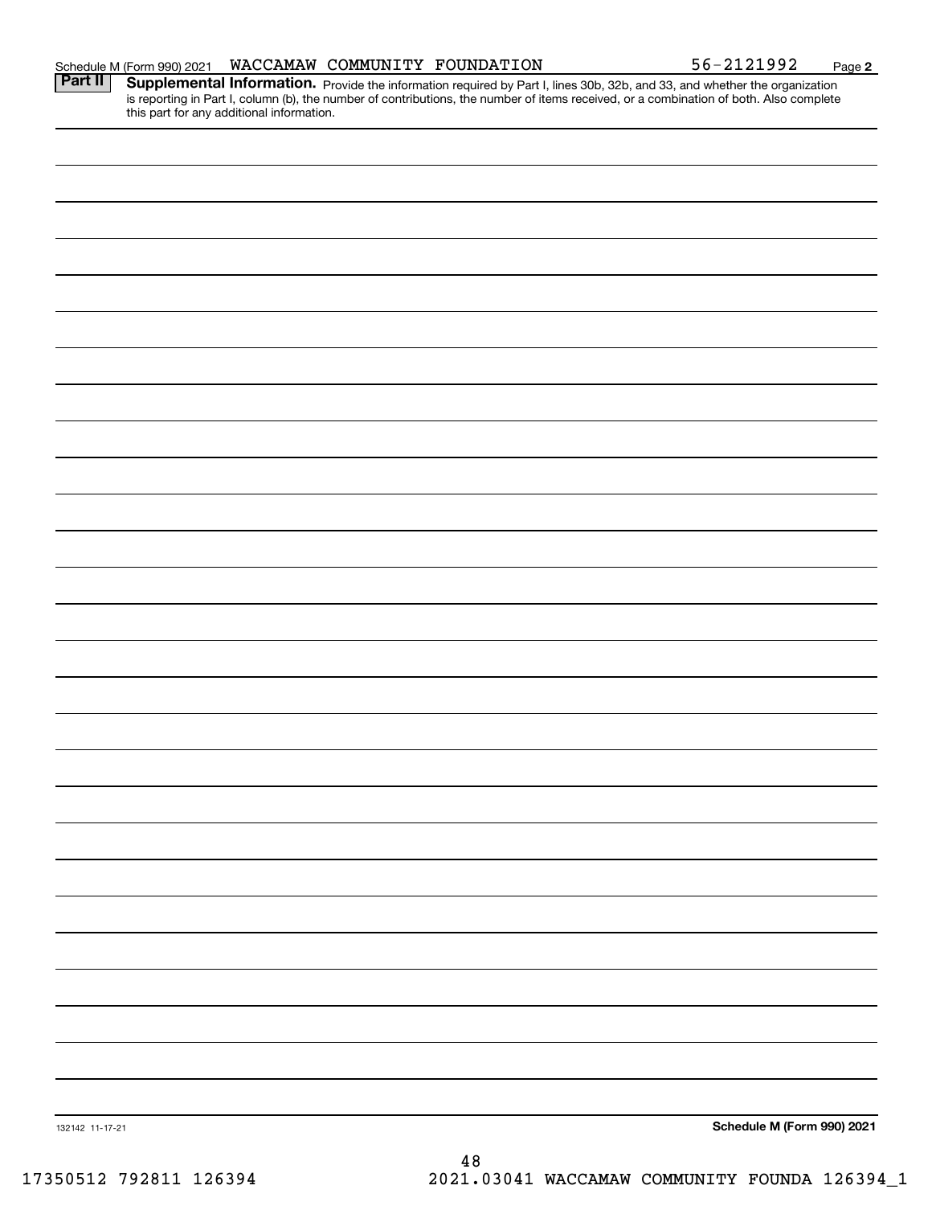Schedule M (Form 990) 2021 WACCAMAW COMMUNITY FOUNDATION 56-2121992 Page 2

**Part II** **Supplemental Information.** Provide the information required by Part I, lines 30b, 32b, and 33, and whether the organization is reporting in Part I, column (b), the number of contributions, the number of items received, or a combination of both. Also complete this part for any additional information.

132142 11-17-21

**Schedule M (Form 990) 2021**

17350512 792811 126394 2021.03041 WACCAMAW COMMUNITY FOUNDA 126394_1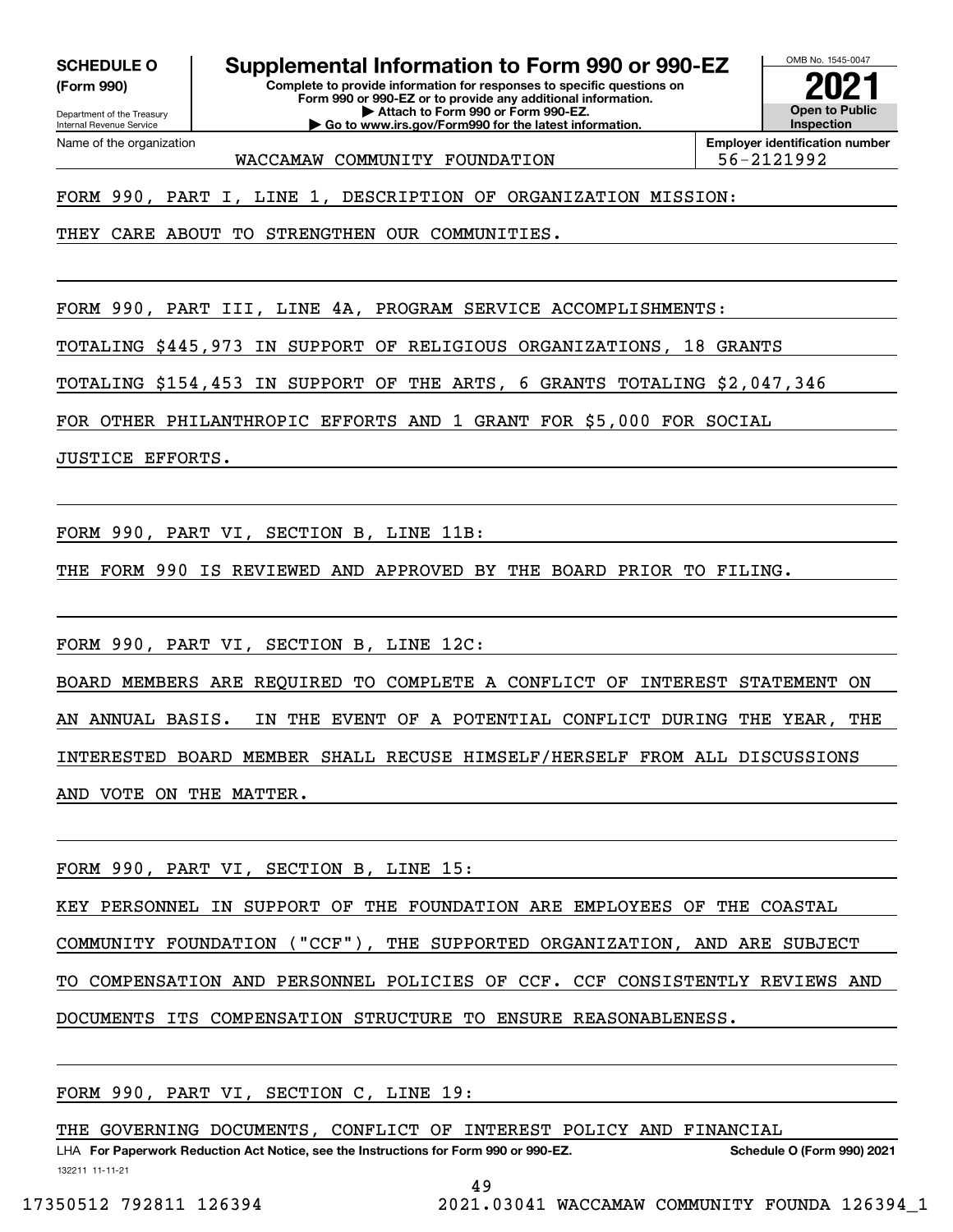**SCHEDULE O (Form 990)**

Department of the Treasury
Internal Revenue Service

# Supplemental Information to Form 990 or 990-EZ

**Complete to provide information for responses to specific questions on Form 990 or 990-EZ or to provide any additional information.**
**▶ Attach to Form 990 or Form 990-EZ.**
**▶ Go to www.irs.gov/Form990 for the latest information.**

OMB No. 1545-0047

**2021**

**Open to Public Inspection**

Name of the organization: WACCAMAW COMMUNITY FOUNDATION

**Employer identification number:** 56-2121992

FORM 990, PART I, LINE 1, DESCRIPTION OF ORGANIZATION MISSION:

THEY CARE ABOUT TO STRENGTHEN OUR COMMUNITIES.

FORM 990, PART III, LINE 4A, PROGRAM SERVICE ACCOMPLISHMENTS:

TOTALING $445,973 IN SUPPORT OF RELIGIOUS ORGANIZATIONS, 18 GRANTS TOTALING $154,453 IN SUPPORT OF THE ARTS, 6 GRANTS TOTALING $2,047,346 FOR OTHER PHILANTHROPIC EFFORTS AND 1 GRANT FOR $5,000 FOR SOCIAL JUSTICE EFFORTS.

FORM 990, PART VI, SECTION B, LINE 11B:

THE FORM 990 IS REVIEWED AND APPROVED BY THE BOARD PRIOR TO FILING.

FORM 990, PART VI, SECTION B, LINE 12C:

BOARD MEMBERS ARE REQUIRED TO COMPLETE A CONFLICT OF INTEREST STATEMENT ON AN ANNUAL BASIS. IN THE EVENT OF A POTENTIAL CONFLICT DURING THE YEAR, THE INTERESTED BOARD MEMBER SHALL RECUSE HIMSELF/HERSELF FROM ALL DISCUSSIONS AND VOTE ON THE MATTER.

FORM 990, PART VI, SECTION B, LINE 15:

KEY PERSONNEL IN SUPPORT OF THE FOUNDATION ARE EMPLOYEES OF THE COASTAL COMMUNITY FOUNDATION ("CCF"), THE SUPPORTED ORGANIZATION, AND ARE SUBJECT TO COMPENSATION AND PERSONNEL POLICIES OF CCF. CCF CONSISTENTLY REVIEWS AND DOCUMENTS ITS COMPENSATION STRUCTURE TO ENSURE REASONABLENESS.

FORM 990, PART VI, SECTION C, LINE 19:

THE GOVERNING DOCUMENTS, CONFLICT OF INTEREST POLICY AND FINANCIAL

LHA **For Paperwork Reduction Act Notice, see the Instructions for Form 990 or 990-EZ.** **Schedule O (Form 990) 2021**

132211 11-11-21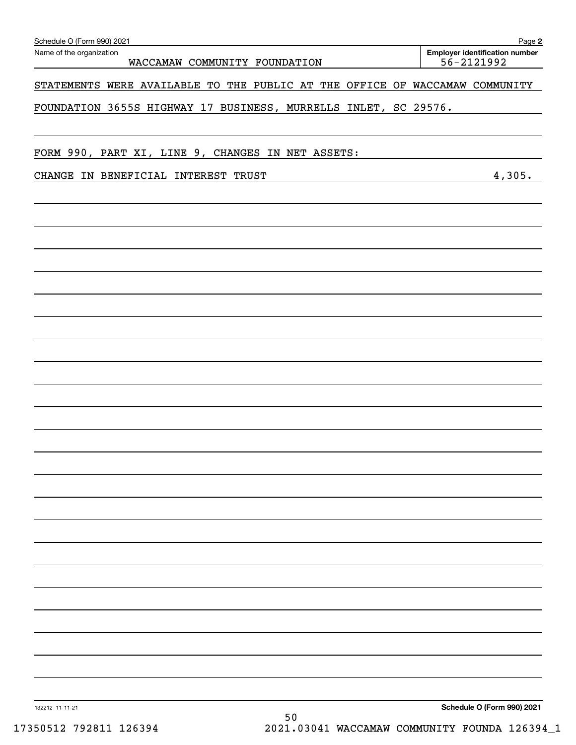Name of the organization: WACCAMAW COMMUNITY FOUNDATION

Employer identification number: 56-2121992

STATEMENTS WERE AVAILABLE TO THE PUBLIC AT THE OFFICE OF WACCAMAW COMMUNITY FOUNDATION 3655S HIGHWAY 17 BUSINESS, MURRELLS INLET, SC 29576.

FORM 990, PART XI, LINE 9, CHANGES IN NET ASSETS:

| | |
|---|---|
| CHANGE IN BENEFICIAL INTEREST TRUST | 4,305. |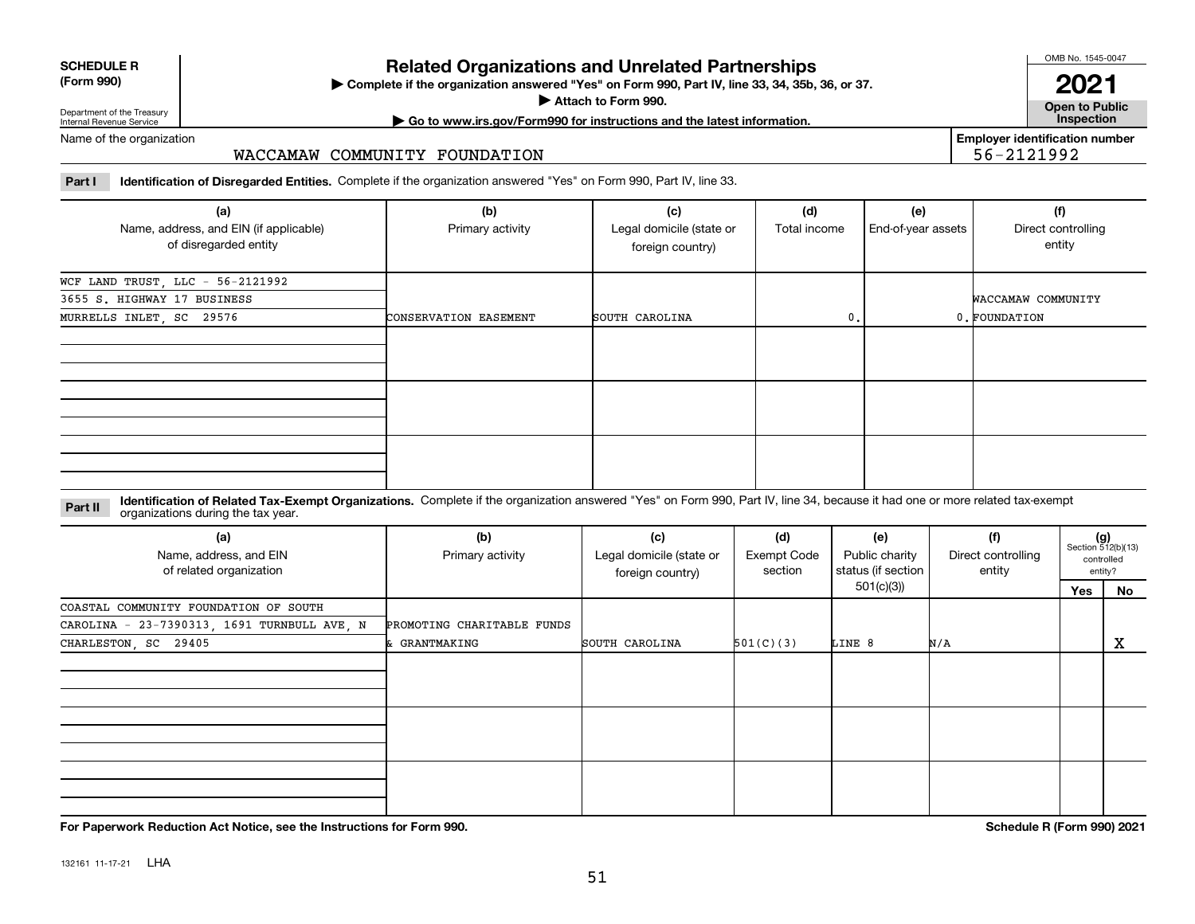**SCHEDULE R (Form 990)**

Department of the Treasury
Internal Revenue Service

# Related Organizations and Unrelated Partnerships

▶ Complete if the organization answered "Yes" on Form 990, Part IV, line 33, 34, 35b, 36, or 37.
▶ Attach to Form 990.
▶ Go to www.irs.gov/Form990 for instructions and the latest information.

OMB No. 1545-0047

**2021**

**Open to Public Inspection**

Name of the organization: WACCAMAW COMMUNITY FOUNDATION

Employer identification number: 56-2121992

**Part I** **Identification of Disregarded Entities.** Complete if the organization answered "Yes" on Form 990, Part IV, line 33.

| (a) Name, address, and EIN (if applicable) of disregarded entity | (b) Primary activity | (c) Legal domicile (state or foreign country) | (d) Total income | (e) End-of-year assets | (f) Direct controlling entity |
|---|---|---|---|---|---|
| WCF LAND TRUST, LLC - 56-2121992<br>3655 S. HIGHWAY 17 BUSINESS<br>MURRELLS INLET, SC 29576 | CONSERVATION EASEMENT | SOUTH CAROLINA | 0. | 0. | WACCAMAW COMMUNITY FOUNDATION |
| | | | | | |
| | | | | | |
| | | | | | |

**Part II** **Identification of Related Tax-Exempt Organizations.** Complete if the organization answered "Yes" on Form 990, Part IV, line 34, because it had one or more related tax-exempt organizations during the tax year.

| (a) Name, address, and EIN of related organization | (b) Primary activity | (c) Legal domicile (state or foreign country) | (d) Exempt Code section | (e) Public charity status (if section 501(c)(3)) | (f) Direct controlling entity | (g) Section 512(b)(13) controlled entity? Yes | No |
|---|---|---|---|---|---|---|---|
| COASTAL COMMUNITY FOUNDATION OF SOUTH CAROLINA - 23-7390313, 1691 TURNBULL AVE, N CHARLESTON, SC 29405 | PROMOTING CHARITABLE FUNDS & GRANTMAKING | SOUTH CAROLINA | 501(C)(3) | LINE 8 | N/A | | X |
| | | | | | | | |
| | | | | | | | |
| | | | | | | | |

**For Paperwork Reduction Act Notice, see the Instructions for Form 990.**

**Schedule R (Form 990) 2021**

132161 11-17-21 LHA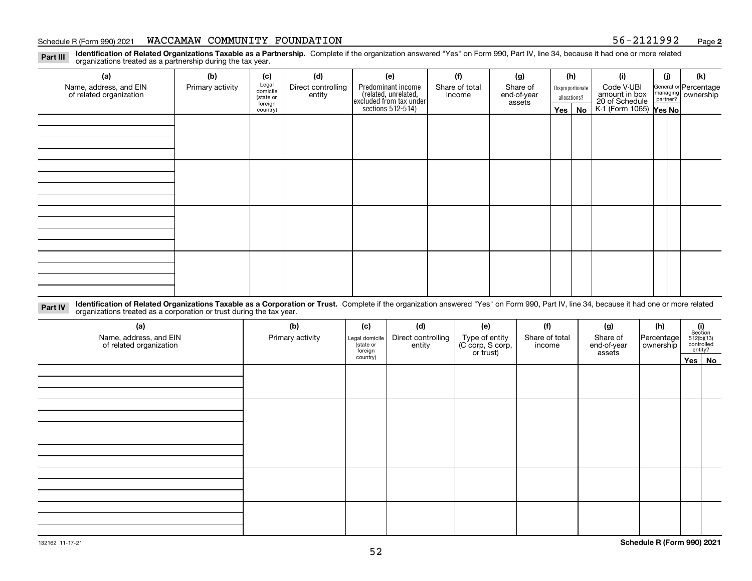Schedule R (Form 990) 2021 WACCAMAW COMMUNITY FOUNDATION 56-2121992 Page **2**

**Part III** **Identification of Related Organizations Taxable as a Partnership.** Complete if the organization answered "Yes" on Form 990, Part IV, line 34, because it had one or more related organizations treated as a partnership during the tax year.

| (a) Name, address, and EIN of related organization | (b) Primary activity | (c) Legal domicile (state or foreign country) | (d) Direct controlling entity | (e) Predominant income (related, unrelated, excluded from tax under sections 512-514) | (f) Share of total income | (g) Share of end-of-year assets | (h) Disproportionate allocations? Yes | No | (i) Code V-UBI amount in box 20 of Schedule K-1 (Form 1065) | (j) General or managing partner? Yes | No | (k) Percentage ownership |
|---|---|---|---|---|---|---|---|---|---|---|---|---|
| | | | | | | | | | | | | |
| | | | | | | | | | | | | |
| | | | | | | | | | | | | |
| | | | | | | | | | | | | |

**Part IV** **Identification of Related Organizations Taxable as a Corporation or Trust.** Complete if the organization answered "Yes" on Form 990, Part IV, line 34, because it had one or more related organizations treated as a corporation or trust during the tax year.

| (a) Name, address, and EIN of related organization | (b) Primary activity | (c) Legal domicile (state or foreign country) | (d) Direct controlling entity | (e) Type of entity (C corp, S corp, or trust) | (f) Share of total income | (g) Share of end-of-year assets | (h) Percentage ownership | (i) Section 512(b)(13) controlled entity? Yes | No |
|---|---|---|---|---|---|---|---|---|---|
| | | | | | | | | | |
| | | | | | | | | | |
| | | | | | | | | | |
| | | | | | | | | | |
| | | | | | | | | | |

132162 11-17-21 **Schedule R (Form 990) 2021**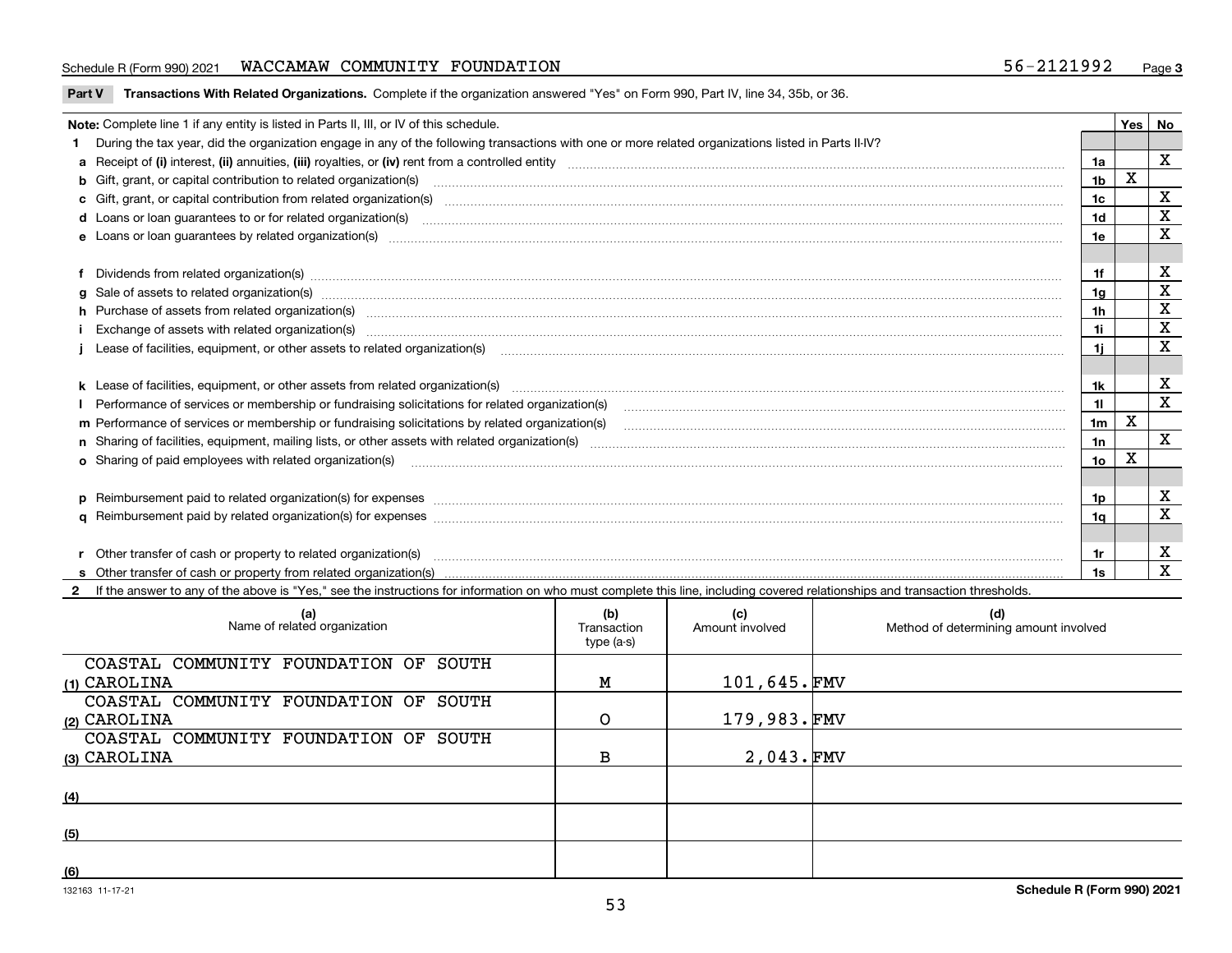Schedule R (Form 990) 2021 WACCAMAW COMMUNITY FOUNDATION 56-2121992 Page 3

**Part V Transactions With Related Organizations.** Complete if the organization answered "Yes" on Form 990, Part IV, line 34, 35b, or 36.

| Note: Complete line 1 if any entity is listed in Parts II, III, or IV of this schedule. | | Yes | No |
|---|---|---|---|
| **1** During the tax year, did the organization engage in any of the following transactions with one or more related organizations listed in Parts II-IV? | | | |
| **a** Receipt of **(i)** interest, **(ii)** annuities, **(iii)** royalties, or **(iv)** rent from a controlled entity | 1a | | X |
| **b** Gift, grant, or capital contribution to related organization(s) | 1b | X | |
| **c** Gift, grant, or capital contribution from related organization(s) | 1c | | X |
| **d** Loans or loan guarantees to or for related organization(s) | 1d | | X |
| **e** Loans or loan guarantees by related organization(s) | 1e | | X |
| **f** Dividends from related organization(s) | 1f | | X |
| **g** Sale of assets to related organization(s) | 1g | | X |
| **h** Purchase of assets from related organization(s) | 1h | | X |
| **i** Exchange of assets with related organization(s) | 1i | | X |
| **j** Lease of facilities, equipment, or other assets to related organization(s) | 1j | | X |
| **k** Lease of facilities, equipment, or other assets from related organization(s) | 1k | | X |
| **l** Performance of services or membership or fundraising solicitations for related organization(s) | 1l | | X |
| **m** Performance of services or membership or fundraising solicitations by related organization(s) | 1m | X | |
| **n** Sharing of facilities, equipment, mailing lists, or other assets with related organization(s) | 1n | | X |
| **o** Sharing of paid employees with related organization(s) | 1o | X | |
| **p** Reimbursement paid to related organization(s) for expenses | 1p | | X |
| **q** Reimbursement paid by related organization(s) for expenses | 1q | | X |
| **r** Other transfer of cash or property to related organization(s) | 1r | | X |
| **s** Other transfer of cash or property from related organization(s) | 1s | | X |

**2** If the answer to any of the above is "Yes," see the instructions for information on who must complete this line, including covered relationships and transaction thresholds.

| (a) Name of related organization | (b) Transaction type (a-s) | (c) Amount involved | (d) Method of determining amount involved |
|---|---|---|---|
| (1) COASTAL COMMUNITY FOUNDATION OF SOUTH CAROLINA | M | 101,645. | FMV |
| (2) COASTAL COMMUNITY FOUNDATION OF SOUTH CAROLINA | O | 179,983. | FMV |
| (3) COASTAL COMMUNITY FOUNDATION OF SOUTH CAROLINA | B | 2,043. | FMV |
| (4) | | | |
| (5) | | | |
| (6) | | | |

132163 11-17-21 **Schedule R (Form 990) 2021**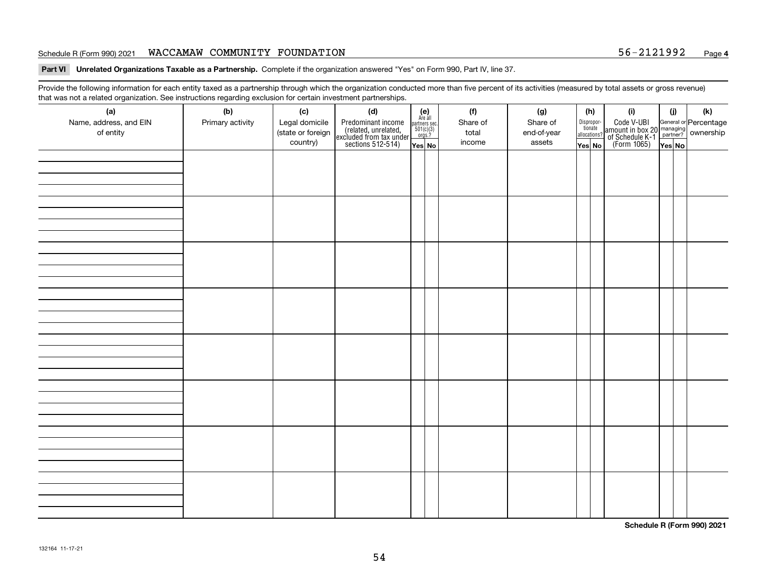Schedule R (Form 990) 2021 WACCAMAW COMMUNITY FOUNDATION 56-2121992 Page 4

**Part VI Unrelated Organizations Taxable as a Partnership.** Complete if the organization answered "Yes" on Form 990, Part IV, line 37.

Provide the following information for each entity taxed as a partnership through which the organization conducted more than five percent of its activities (measured by total assets or gross revenue) that was not a related organization. See instructions regarding exclusion for certain investment partnerships.

| (a) Name, address, and EIN of entity | (b) Primary activity | (c) Legal domicile (state or foreign country) | (d) Predominant income (related, unrelated, excluded from tax under sections 512-514) | (e) Are all partners sec. 501(c)(3) orgs.? Yes | (e) No | (f) Share of total income | (g) Share of end-of-year assets | (h) Disproportionate allocations? Yes | (h) No | (i) Code V-UBI amount in box 20 of Schedule K-1 (Form 1065) | (j) General or managing partner? Yes | (j) No | (k) Percentage ownership |
|---|---|---|---|---|---|---|---|---|---|---|---|---|---|
| | | | | | | | | | | | | | |
| | | | | | | | | | | | | | |
| | | | | | | | | | | | | | |
| | | | | | | | | | | | | | |
| | | | | | | | | | | | | | |
| | | | | | | | | | | | | | |
| | | | | | | | | | | | | | |
| | | | | | | | | | | | | | |

**Schedule R (Form 990) 2021**

132164 11-17-21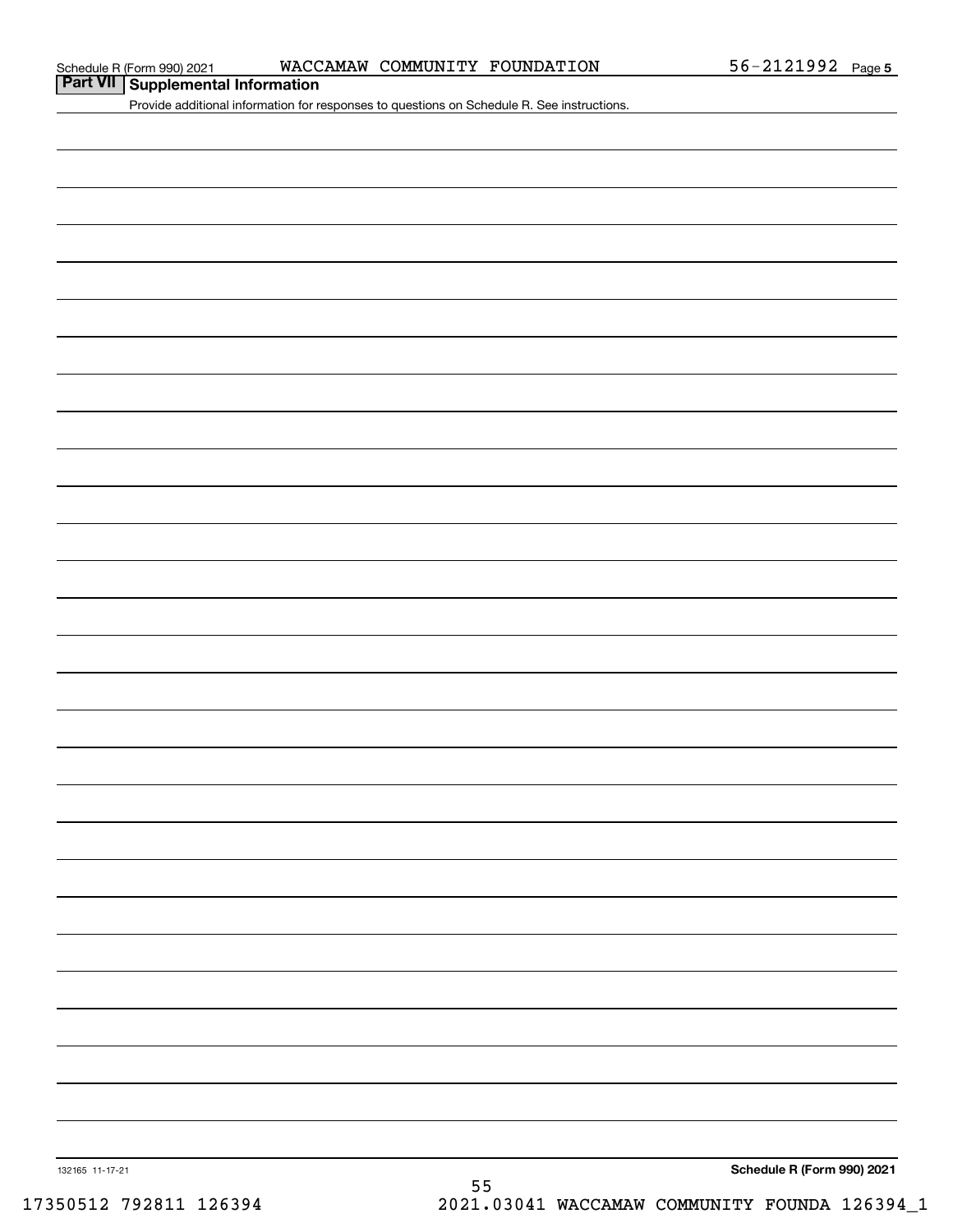Schedule R (Form 990) 2021 WACCAMAW COMMUNITY FOUNDATION 56-2121992 Page 5

## Part VII Supplemental Information

Provide additional information for responses to questions on Schedule R. See instructions.

132165 11-17-21

Schedule R (Form 990) 2021

17350512 792811 126394 2021.03041 WACCAMAW COMMUNITY FOUNDA 126394_1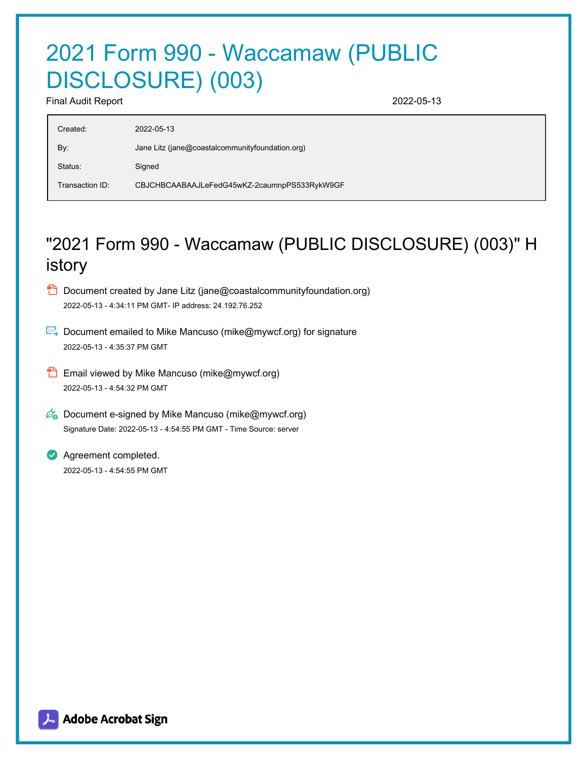# 2021 Form 990 - Waccamaw (PUBLIC DISCLOSURE) (003)

Final Audit Report 2022-05-13

| | |
|---|---|
| Created: | 2022-05-13 |
| By: | Jane Litz (jane@coastalcommunityfoundation.org) |
| Status: | Signed |
| Transaction ID: | CBJCHBCAABAAJLeFedG45wKZ-2caumnpPS533RykW9GF |

## "2021 Form 990 - Waccamaw (PUBLIC DISCLOSURE) (003)" History

- Document created by Jane Litz (jane@coastalcommunityfoundation.org)
  2022-05-13 - 4:34:11 PM GMT- IP address: 24.192.76.252

- Document emailed to Mike Mancuso (mike@mywcf.org) for signature
  2022-05-13 - 4:35:37 PM GMT

- Email viewed by Mike Mancuso (mike@mywcf.org)
  2022-05-13 - 4:54:32 PM GMT

- Document e-signed by Mike Mancuso (mike@mywcf.org)
  Signature Date: 2022-05-13 - 4:54:55 PM GMT - Time Source: server

- Agreement completed.
  2022-05-13 - 4:54:55 PM GMT

Adobe Acrobat Sign